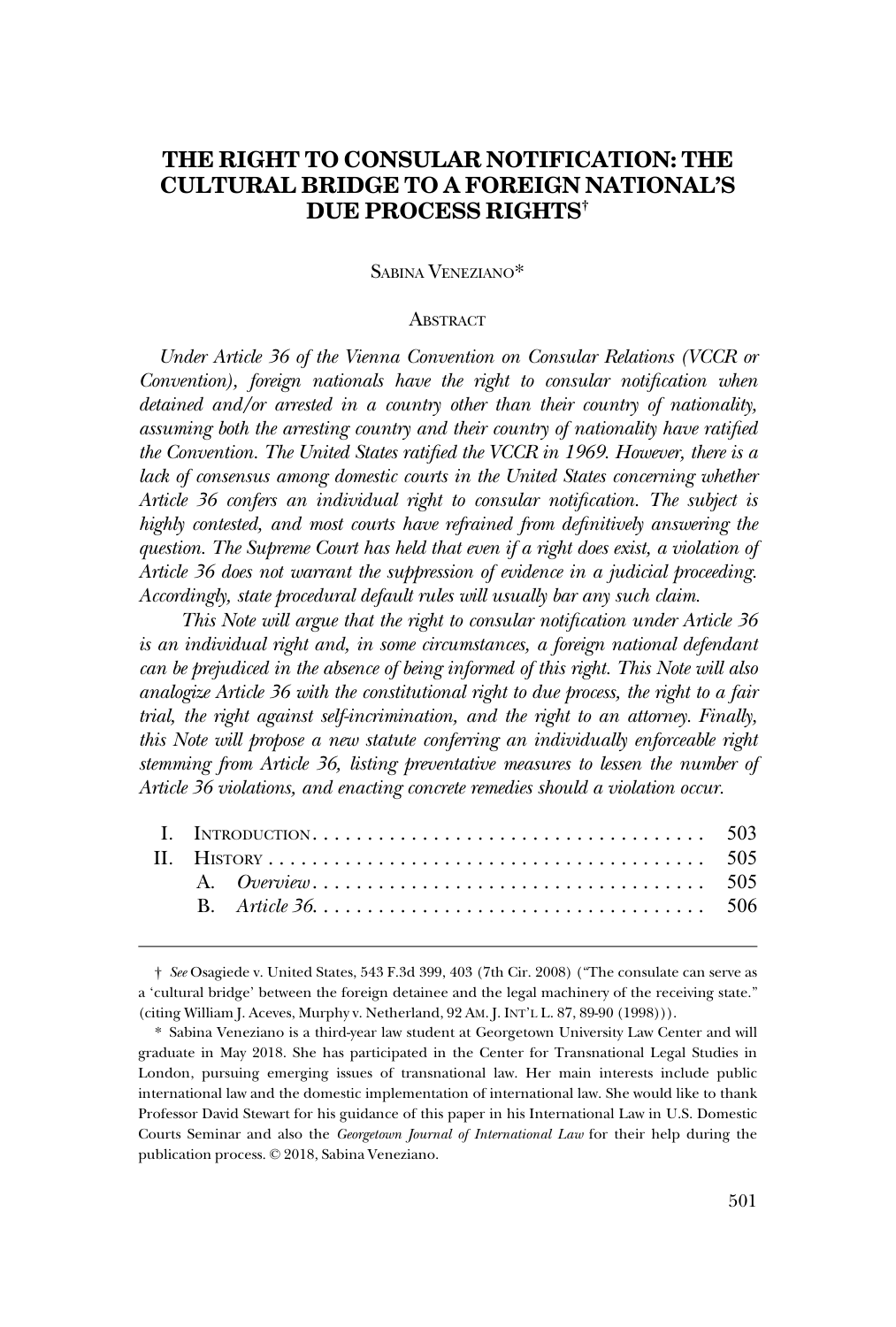# THE RIGHT TO CONSULAR NOTIFICATION: THE CULTURAL BRIDGE TO A FOREIGN NATIONAL'S DUE PROCESS RIGHTS†

SABINA VENEZIANO*

## ABSTRACT

*Under Article 36 of the Vienna Convention on Consular Relations (VCCR or Convention), foreign nationals have the right to consular notification when detained and/or arrested in a country other than their country of nationality, assuming both the arresting country and their country of nationality have ratified the Convention. The United States ratified the VCCR in 1969. However, there is a lack of consensus among domestic courts in the United States concerning whether Article 36 confers an individual right to consular notification. The subject is highly contested, and most courts have refrained from definitively answering the question. The Supreme Court has held that even if a right does exist, a violation of Article 36 does not warrant the suppression of evidence in a judicial proceeding. Accordingly, state procedural default rules will usually bar any such claim.*

*This Note will argue that the right to consular notification under Article 36 is an individual right and, in some circumstances, a foreign national defendant can be prejudiced in the absence of being informed of this right. This Note will also analogize Article 36 with the constitutional right to due process, the right to a fair trial, the right against self-incrimination, and the right to an attorney. Finally, this Note will propose a new statute conferring an individually enforceable right stemming from Article 36, listing preventative measures to lessen the number of Article 36 violations, and enacting concrete remedies should a violation occur.*

| | | |
|---|---|---|
| I. | INTRODUCTION | 503 |
| II. | HISTORY | 505 |
| | A. *Overview* | 505 |
| | B. *Article 36* | 506 |

---

† *See* Osagiede v. United States, 543 F.3d 399, 403 (7th Cir. 2008) ("The consulate can serve as a 'cultural bridge' between the foreign detainee and the legal machinery of the receiving state." (citing William J. Aceves, Murphy v. Netherland, 92 AM. J. INT'L L. 87, 89-90 (1998))).

\* Sabina Veneziano is a third-year law student at Georgetown University Law Center and will graduate in May 2018. She has participated in the Center for Transnational Legal Studies in London, pursuing emerging issues of transnational law. Her main interests include public international law and the domestic implementation of international law. She would like to thank Professor David Stewart for his guidance of this paper in his International Law in U.S. Domestic Courts Seminar and also the *Georgetown Journal of International Law* for their help during the publication process. © 2018, Sabina Veneziano.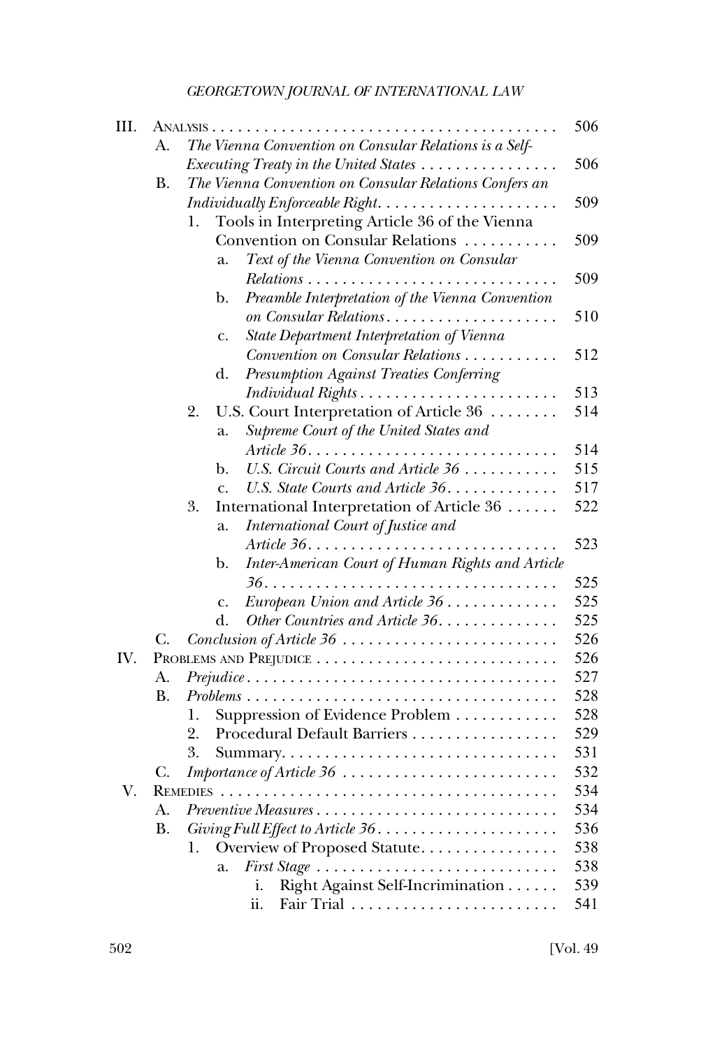III. ANALYSIS . . . . . . . . . . . . . . . . . . . . . . . . . . . . . . . . . . . . . . . . 506

- A. *The Vienna Convention on Consular Relations is a Self-Executing Treaty in the United States* . . . . . . . . . . . . . . . . 506
- B. *The Vienna Convention on Consular Relations Confers an Individually Enforceable Right* . . . . . . . . . . . . . . . . . . . . . 509
  - 1. Tools in Interpreting Article 36 of the Vienna Convention on Consular Relations . . . . . . . . . . . 509
    - a. *Text of the Vienna Convention on Consular Relations* . . . . . . . . . . . . . . . . . . . . . . . . . . . . . 509
    - b. *Preamble Interpretation of the Vienna Convention on Consular Relations* . . . . . . . . . . . . . . . . . . . . 510
    - c. *State Department Interpretation of Vienna Convention on Consular Relations* . . . . . . . . . . . 512
    - d. *Presumption Against Treaties Conferring Individual Rights* . . . . . . . . . . . . . . . . . . . . . . . 513
  - 2. U.S. Court Interpretation of Article 36 . . . . . . . . 514
    - a. *Supreme Court of the United States and Article 36* . . . . . . . . . . . . . . . . . . . . . . . . . . . . . 514
    - b. *U.S. Circuit Courts and Article 36* . . . . . . . . . . . 515
    - c. *U.S. State Courts and Article 36* . . . . . . . . . . . . . 517
  - 3. International Interpretation of Article 36 . . . . . . 522
    - a. *International Court of Justice and Article 36* . . . . . . . . . . . . . . . . . . . . . . . . . . . . . 523
    - b. *Inter-American Court of Human Rights and Article 36* . . . . . . . . . . . . . . . . . . . . . . . . . . . . . . . . . . . 525
    - c. *European Union and Article 36* . . . . . . . . . . . . . 525
    - d. *Other Countries and Article 36* . . . . . . . . . . . . . . 525
- C. *Conclusion of Article 36* . . . . . . . . . . . . . . . . . . . . . . . . . 526

IV. PROBLEMS AND PREJUDICE . . . . . . . . . . . . . . . . . . . . . . . . . . . . 526

- A. *Prejudice* . . . . . . . . . . . . . . . . . . . . . . . . . . . . . . . . . . . . 527
- B. *Problems* . . . . . . . . . . . . . . . . . . . . . . . . . . . . . . . . . . . . 528
  - 1. Suppression of Evidence Problem . . . . . . . . . . . . 528
  - 2. Procedural Default Barriers . . . . . . . . . . . . . . . . . 529
  - 3. Summary. . . . . . . . . . . . . . . . . . . . . . . . . . . . . . . . 531
- C. *Importance of Article 36* . . . . . . . . . . . . . . . . . . . . . . . . . 532

V. REMEDIES . . . . . . . . . . . . . . . . . . . . . . . . . . . . . . . . . . . . . . . 534

- A. *Preventive Measures* . . . . . . . . . . . . . . . . . . . . . . . . . . . . 534
- B. *Giving Full Effect to Article 36* . . . . . . . . . . . . . . . . . . . . . 536
  - 1. Overview of Proposed Statute. . . . . . . . . . . . . . . . 538
    - a. *First Stage* . . . . . . . . . . . . . . . . . . . . . . . . . . . . 538
      - i. Right Against Self-Incrimination . . . . . . 539
      - ii. Fair Trial . . . . . . . . . . . . . . . . . . . . . . . . 541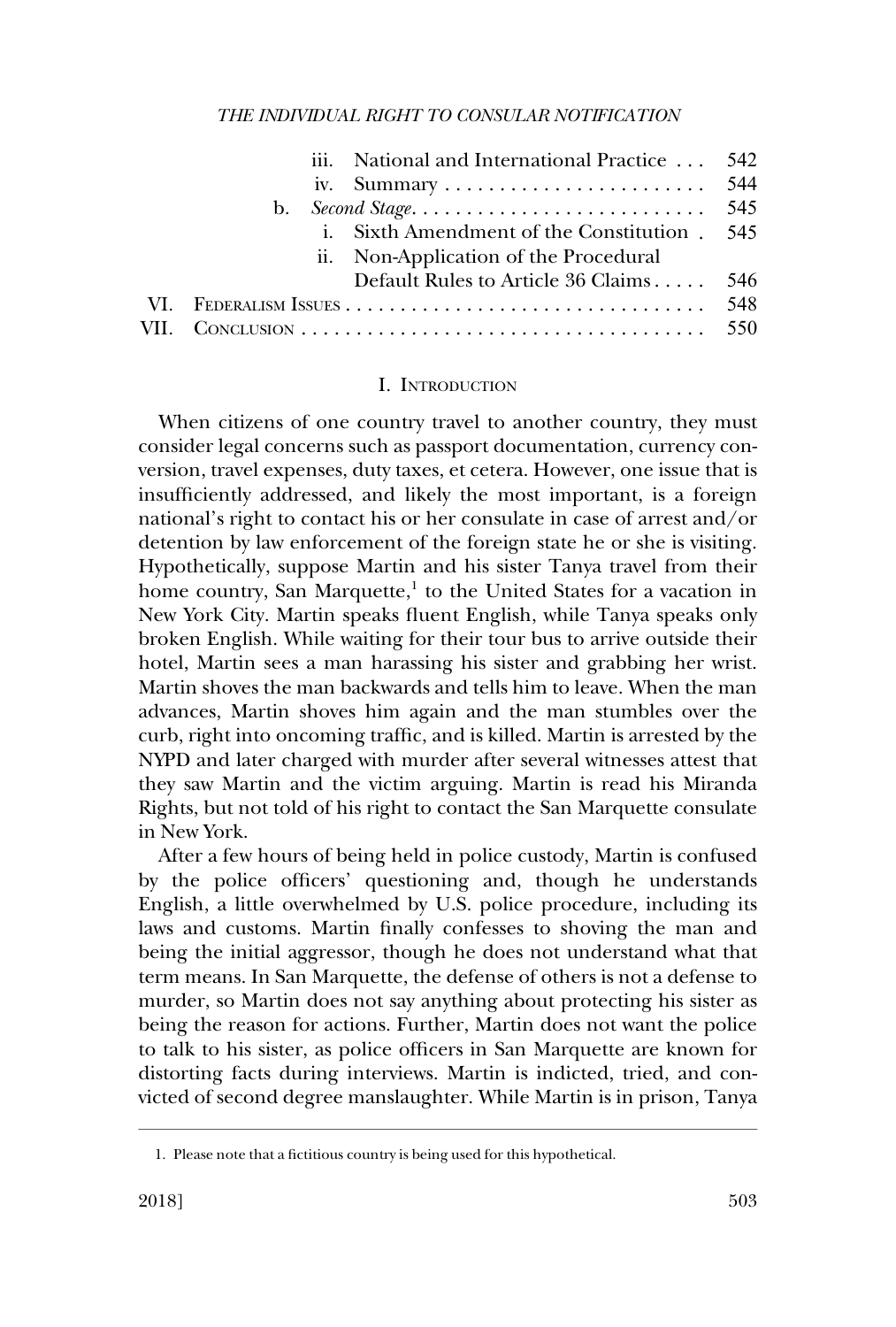iii. National and International Practice . . . 542
iv. Summary . . . . . . . . . . . . . . . . . . . . . . . . 544
b. *Second Stage*. . . . . . . . . . . . . . . . . . . . . . . . . . . 545
i. Sixth Amendment of the Constitution . 545
ii. Non-Application of the Procedural Default Rules to Article 36 Claims . . . . . 546
VI. Federalism Issues . . . . . . . . . . . . . . . . . . . . . . . . . . . . . . . . . 548
VII. Conclusion . . . . . . . . . . . . . . . . . . . . . . . . . . . . . . . . . . . . . 550

## I. Introduction

When citizens of one country travel to another country, they must consider legal concerns such as passport documentation, currency conversion, travel expenses, duty taxes, et cetera. However, one issue that is insufficiently addressed, and likely the most important, is a foreign national's right to contact his or her consulate in case of arrest and/or detention by law enforcement of the foreign state he or she is visiting. Hypothetically, suppose Martin and his sister Tanya travel from their home country, San Marquette,[1] to the United States for a vacation in New York City. Martin speaks fluent English, while Tanya speaks only broken English. While waiting for their tour bus to arrive outside their hotel, Martin sees a man harassing his sister and grabbing her wrist. Martin shoves the man backwards and tells him to leave. When the man advances, Martin shoves him again and the man stumbles over the curb, right into oncoming traffic, and is killed. Martin is arrested by the NYPD and later charged with murder after several witnesses attest that they saw Martin and the victim arguing. Martin is read his Miranda Rights, but not told of his right to contact the San Marquette consulate in New York.

After a few hours of being held in police custody, Martin is confused by the police officers' questioning and, though he understands English, a little overwhelmed by U.S. police procedure, including its laws and customs. Martin finally confesses to shoving the man and being the initial aggressor, though he does not understand what that term means. In San Marquette, the defense of others is not a defense to murder, so Martin does not say anything about protecting his sister as being the reason for actions. Further, Martin does not want the police to talk to his sister, as police officers in San Marquette are known for distorting facts during interviews. Martin is indicted, tried, and convicted of second degree manslaughter. While Martin is in prison, Tanya

1. Please note that a fictitious country is being used for this hypothetical.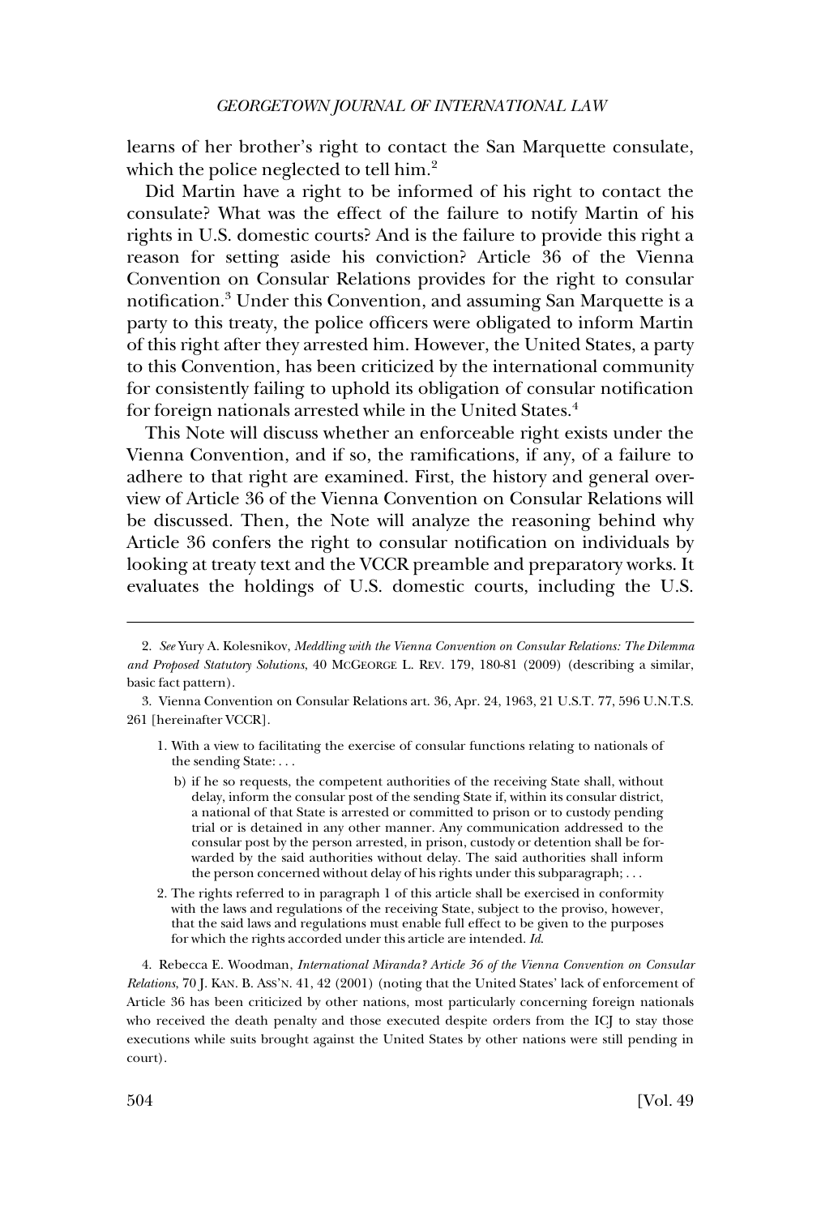learns of her brother's right to contact the San Marquette consulate, which the police neglected to tell him.[2]

Did Martin have a right to be informed of his right to contact the consulate? What was the effect of the failure to notify Martin of his rights in U.S. domestic courts? And is the failure to provide this right a reason for setting aside his conviction? Article 36 of the Vienna Convention on Consular Relations provides for the right to consular notification.[3] Under this Convention, and assuming San Marquette is a party to this treaty, the police officers were obligated to inform Martin of this right after they arrested him. However, the United States, a party to this Convention, has been criticized by the international community for consistently failing to uphold its obligation of consular notification for foreign nationals arrested while in the United States.[4]

This Note will discuss whether an enforceable right exists under the Vienna Convention, and if so, the ramifications, if any, of a failure to adhere to that right are examined. First, the history and general overview of Article 36 of the Vienna Convention on Consular Relations will be discussed. Then, the Note will analyze the reasoning behind why Article 36 confers the right to consular notification on individuals by looking at treaty text and the VCCR preamble and preparatory works. It evaluates the holdings of U.S. domestic courts, including the U.S.

---

2. *See* Yury A. Kolesnikov, *Meddling with the Vienna Convention on Consular Relations: The Dilemma and Proposed Statutory Solutions*, 40 MCGEORGE L. REV. 179, 180-81 (2009) (describing a similar, basic fact pattern).

3. Vienna Convention on Consular Relations art. 36, Apr. 24, 1963, 21 U.S.T. 77, 596 U.N.T.S. 261 [hereinafter VCCR].

> 1. With a view to facilitating the exercise of consular functions relating to nationals of the sending State: . . .
>
>    b) if he so requests, the competent authorities of the receiving State shall, without delay, inform the consular post of the sending State if, within its consular district, a national of that State is arrested or committed to prison or to custody pending trial or is detained in any other manner. Any communication addressed to the consular post by the person arrested, in prison, custody or detention shall be forwarded by the said authorities without delay. The said authorities shall inform the person concerned without delay of his rights under this subparagraph; . . .
>
> 2. The rights referred to in paragraph 1 of this article shall be exercised in conformity with the laws and regulations of the receiving State, subject to the proviso, however, that the said laws and regulations must enable full effect to be given to the purposes for which the rights accorded under this article are intended. *Id.*

4. Rebecca E. Woodman, *International Miranda? Article 36 of the Vienna Convention on Consular Relations*, 70 J. KAN. B. ASS'N. 41, 42 (2001) (noting that the United States' lack of enforcement of Article 36 has been criticized by other nations, most particularly concerning foreign nationals who received the death penalty and those executed despite orders from the ICJ to stay those executions while suits brought against the United States by other nations were still pending in court).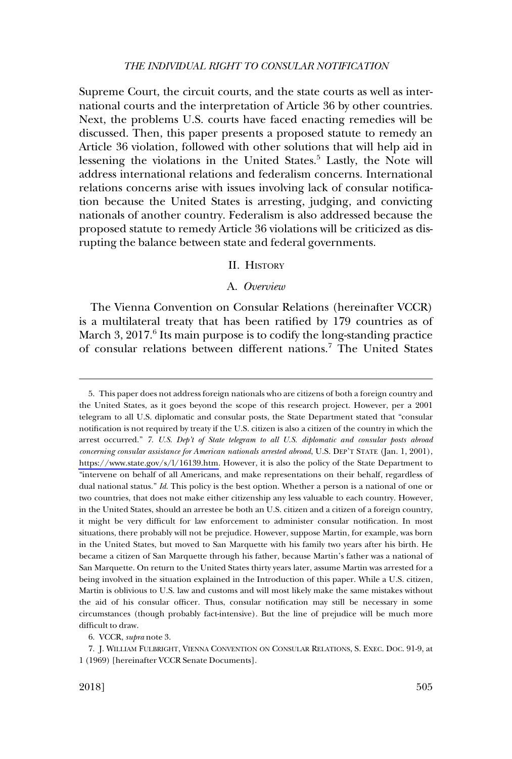Supreme Court, the circuit courts, and the state courts as well as international courts and the interpretation of Article 36 by other countries. Next, the problems U.S. courts have faced enacting remedies will be discussed. Then, this paper presents a proposed statute to remedy an Article 36 violation, followed with other solutions that will help aid in lessening the violations in the United States.[5] Lastly, the Note will address international relations and federalism concerns. International relations concerns arise with issues involving lack of consular notification because the United States is arresting, judging, and convicting nationals of another country. Federalism is also addressed because the proposed statute to remedy Article 36 violations will be criticized as disrupting the balance between state and federal governments.

## II. History

### A. *Overview*

The Vienna Convention on Consular Relations (hereinafter VCCR) is a multilateral treaty that has been ratified by 179 countries as of March 3, 2017.[6] Its main purpose is to codify the long-standing practice of consular relations between different nations.[7] The United States

---

5. This paper does not address foreign nationals who are citizens of both a foreign country and the United States, as it goes beyond the scope of this research project. However, per a 2001 telegram to all U.S. diplomatic and consular posts, the State Department stated that "consular notification is not required by treaty if the U.S. citizen is also a citizen of the country in which the arrest occurred." *7. U.S. Dep't of State telegram to all U.S. diplomatic and consular posts abroad concerning consular assistance for American nationals arrested abroad*, U.S. DEP'T STATE (Jan. 1, 2001), https://www.state.gov/s/l/16139.htm. However, it is also the policy of the State Department to "intervene on behalf of all Americans, and make representations on their behalf, regardless of dual national status." *Id.* This policy is the best option. Whether a person is a national of one or two countries, that does not make either citizenship any less valuable to each country. However, in the United States, should an arrestee be both an U.S. citizen and a citizen of a foreign country, it might be very difficult for law enforcement to administer consular notification. In most situations, there probably will not be prejudice. However, suppose Martin, for example, was born in the United States, but moved to San Marquette with his family two years after his birth. He became a citizen of San Marquette through his father, because Martin's father was a national of San Marquette. On return to the United States thirty years later, assume Martin was arrested for a being involved in the situation explained in the Introduction of this paper. While a U.S. citizen, Martin is oblivious to U.S. law and customs and will most likely make the same mistakes without the aid of his consular officer. Thus, consular notification may still be necessary in some circumstances (though probably fact-intensive). But the line of prejudice will be much more difficult to draw.

6. VCCR, *supra* note 3.

7. J. WILLIAM FULBRIGHT, VIENNA CONVENTION ON CONSULAR RELATIONS, S. EXEC. DOC. 91-9, at 1 (1969) [hereinafter VCCR Senate Documents].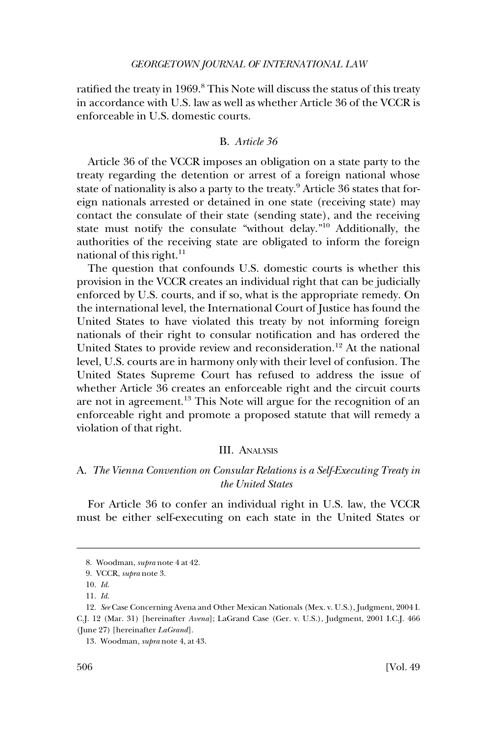ratified the treaty in 1969.[8] This Note will discuss the status of this treaty in accordance with U.S. law as well as whether Article 36 of the VCCR is enforceable in U.S. domestic courts.

### B. *Article 36*

Article 36 of the VCCR imposes an obligation on a state party to the treaty regarding the detention or arrest of a foreign national whose state of nationality is also a party to the treaty.[9] Article 36 states that foreign nationals arrested or detained in one state (receiving state) may contact the consulate of their state (sending state), and the receiving state must notify the consulate "without delay."[10] Additionally, the authorities of the receiving state are obligated to inform the foreign national of this right.[11]

The question that confounds U.S. domestic courts is whether this provision in the VCCR creates an individual right that can be judicially enforced by U.S. courts, and if so, what is the appropriate remedy. On the international level, the International Court of Justice has found the United States to have violated this treaty by not informing foreign nationals of their right to consular notification and has ordered the United States to provide review and reconsideration.[12] At the national level, U.S. courts are in harmony only with their level of confusion. The United States Supreme Court has refused to address the issue of whether Article 36 creates an enforceable right and the circuit courts are not in agreement.[13] This Note will argue for the recognition of an enforceable right and promote a proposed statute that will remedy a violation of that right.

## III. Analysis

### A. *The Vienna Convention on Consular Relations is a Self-Executing Treaty in the United States*

For Article 36 to confer an individual right in U.S. law, the VCCR must be either self-executing on each state in the United States or

---

8. Woodman, *supra* note 4 at 42.

9. VCCR, *supra* note 3.

10. *Id.*

11. *Id.*

12. *See* Case Concerning Avena and Other Mexican Nationals (Mex. v. U.S.), Judgment, 2004 I.C.J. 12 (Mar. 31) [hereinafter *Avena*]; LaGrand Case (Ger. v. U.S.), Judgment, 2001 I.C.J. 466 (June 27) [hereinafter *LaGrand*].

13. Woodman, *supra* note 4, at 43.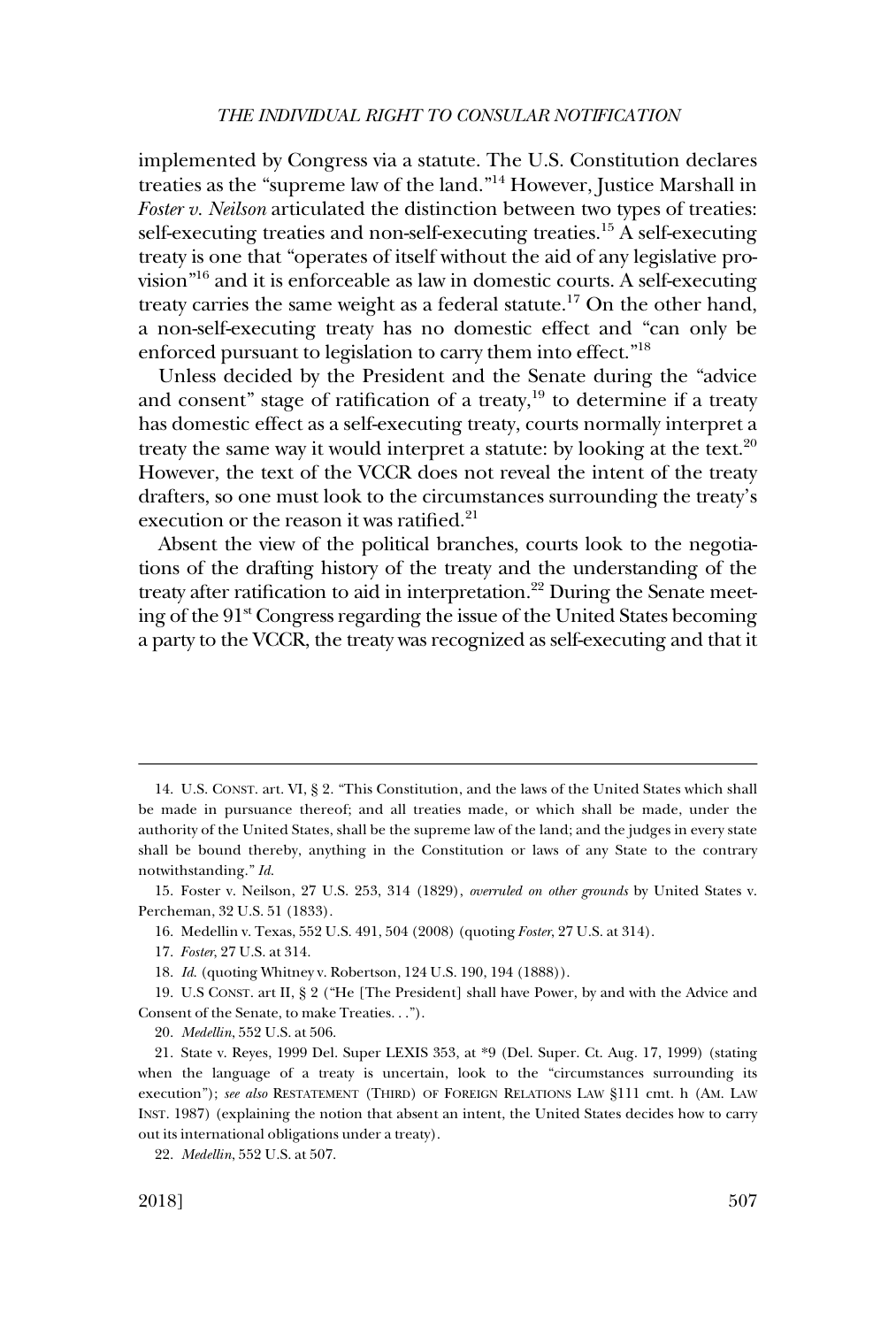implemented by Congress via a statute. The U.S. Constitution declares treaties as the "supreme law of the land."[14] However, Justice Marshall in *Foster v. Neilson* articulated the distinction between two types of treaties: self-executing treaties and non-self-executing treaties.[15] A self-executing treaty is one that "operates of itself without the aid of any legislative provision"[16] and it is enforceable as law in domestic courts. A self-executing treaty carries the same weight as a federal statute.[17] On the other hand, a non-self-executing treaty has no domestic effect and "can only be enforced pursuant to legislation to carry them into effect."[18]

Unless decided by the President and the Senate during the "advice and consent" stage of ratification of a treaty,[19] to determine if a treaty has domestic effect as a self-executing treaty, courts normally interpret a treaty the same way it would interpret a statute: by looking at the text.[20] However, the text of the VCCR does not reveal the intent of the treaty drafters, so one must look to the circumstances surrounding the treaty's execution or the reason it was ratified.[21]

Absent the view of the political branches, courts look to the negotiations of the drafting history of the treaty and the understanding of the treaty after ratification to aid in interpretation.[22] During the Senate meeting of the 91st Congress regarding the issue of the United States becoming a party to the VCCR, the treaty was recognized as self-executing and that it

---

14. U.S. CONST. art. VI, § 2. "This Constitution, and the laws of the United States which shall be made in pursuance thereof; and all treaties made, or which shall be made, under the authority of the United States, shall be the supreme law of the land; and the judges in every state shall be bound thereby, anything in the Constitution or laws of any State to the contrary notwithstanding." *Id.*

15. Foster v. Neilson, 27 U.S. 253, 314 (1829), *overruled on other grounds* by United States v. Percheman, 32 U.S. 51 (1833).

16. Medellin v. Texas, 552 U.S. 491, 504 (2008) (quoting *Foster*, 27 U.S. at 314).

17. *Foster*, 27 U.S. at 314.

18. *Id.* (quoting Whitney v. Robertson, 124 U.S. 190, 194 (1888)).

19. U.S CONST. art II, § 2 ("He [The President] shall have Power, by and with the Advice and Consent of the Senate, to make Treaties. . .").

20. *Medellin*, 552 U.S. at 506.

21. State v. Reyes, 1999 Del. Super LEXIS 353, at *9 (Del. Super. Ct. Aug. 17, 1999) (stating when the language of a treaty is uncertain, look to the "circumstances surrounding its execution"); *see also* RESTATEMENT (THIRD) OF FOREIGN RELATIONS LAW §111 cmt. h (AM. LAW INST. 1987) (explaining the notion that absent an intent, the United States decides how to carry out its international obligations under a treaty).

22. *Medellin*, 552 U.S. at 507.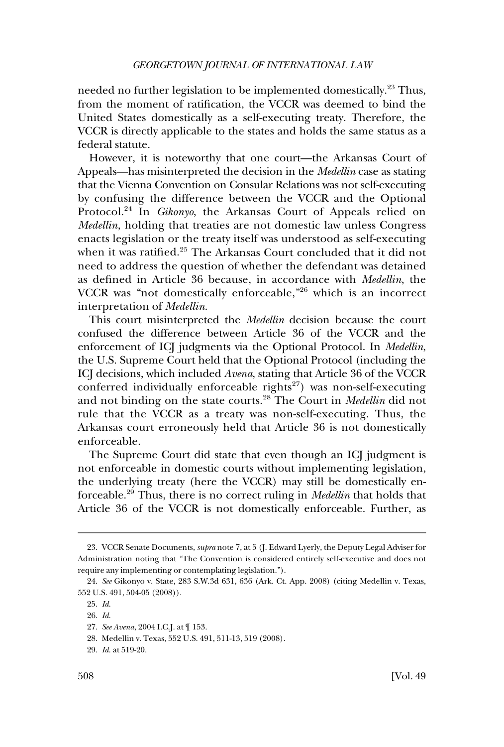needed no further legislation to be implemented domestically.[23] Thus, from the moment of ratification, the VCCR was deemed to bind the United States domestically as a self-executing treaty. Therefore, the VCCR is directly applicable to the states and holds the same status as a federal statute.

However, it is noteworthy that one court—the Arkansas Court of Appeals—has misinterpreted the decision in the *Medellin* case as stating that the Vienna Convention on Consular Relations was not self-executing by confusing the difference between the VCCR and the Optional Protocol.[24] In *Gikonyo*, the Arkansas Court of Appeals relied on *Medellin*, holding that treaties are not domestic law unless Congress enacts legislation or the treaty itself was understood as self-executing when it was ratified.[25] The Arkansas Court concluded that it did not need to address the question of whether the defendant was detained as defined in Article 36 because, in accordance with *Medellin*, the VCCR was "not domestically enforceable,"[26] which is an incorrect interpretation of *Medellin*.

This court misinterpreted the *Medellin* decision because the court confused the difference between Article 36 of the VCCR and the enforcement of ICJ judgments via the Optional Protocol. In *Medellin*, the U.S. Supreme Court held that the Optional Protocol (including the ICJ decisions, which included *Avena*, stating that Article 36 of the VCCR conferred individually enforceable rights[27]) was non-self-executing and not binding on the state courts.[28] The Court in *Medellin* did not rule that the VCCR as a treaty was non-self-executing. Thus, the Arkansas court erroneously held that Article 36 is not domestically enforceable.

The Supreme Court did state that even though an ICJ judgment is not enforceable in domestic courts without implementing legislation, the underlying treaty (here the VCCR) may still be domestically enforceable.[29] Thus, there is no correct ruling in *Medellin* that holds that Article 36 of the VCCR is not domestically enforceable. Further, as

---

23. VCCR Senate Documents, *supra* note 7, at 5 (J. Edward Lyerly, the Deputy Legal Adviser for Administration noting that "The Convention is considered entirely self-executive and does not require any implementing or contemplating legislation.").

24. *See* Gikonyo v. State, 283 S.W.3d 631, 636 (Ark. Ct. App. 2008) (citing Medellin v. Texas, 552 U.S. 491, 504-05 (2008)).

25. *Id.*

26. *Id.*

27. *See Avena*, 2004 I.C.J. at ¶ 153.

28. Medellin v. Texas, 552 U.S. 491, 511-13, 519 (2008).

29. *Id.* at 519-20.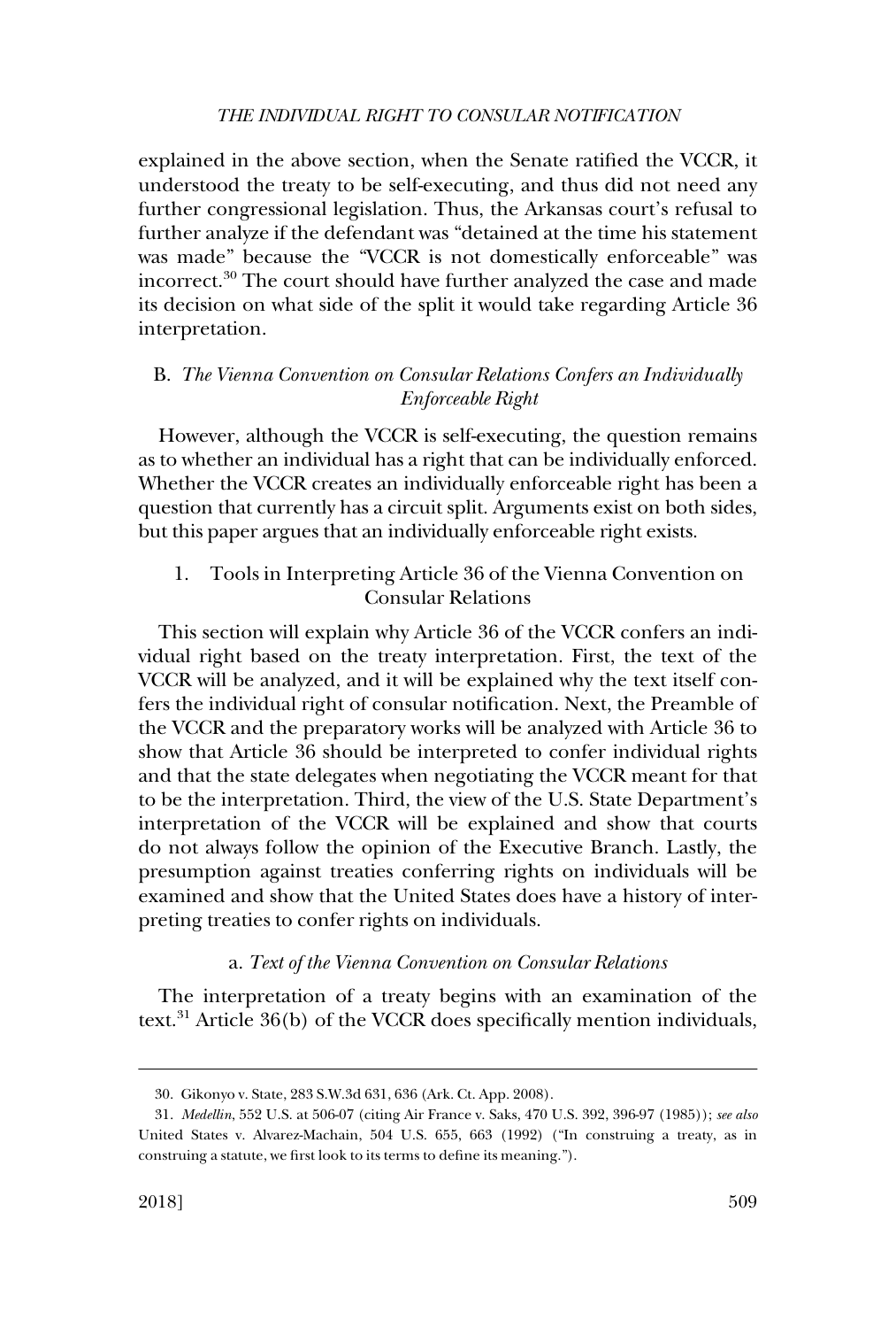explained in the above section, when the Senate ratified the VCCR, it understood the treaty to be self-executing, and thus did not need any further congressional legislation. Thus, the Arkansas court's refusal to further analyze if the defendant was "detained at the time his statement was made" because the "VCCR is not domestically enforceable" was incorrect.[30] The court should have further analyzed the case and made its decision on what side of the split it would take regarding Article 36 interpretation.

### B. *The Vienna Convention on Consular Relations Confers an Individually Enforceable Right*

However, although the VCCR is self-executing, the question remains as to whether an individual has a right that can be individually enforced. Whether the VCCR creates an individually enforceable right has been a question that currently has a circuit split. Arguments exist on both sides, but this paper argues that an individually enforceable right exists.

#### 1. Tools in Interpreting Article 36 of the Vienna Convention on Consular Relations

This section will explain why Article 36 of the VCCR confers an individual right based on the treaty interpretation. First, the text of the VCCR will be analyzed, and it will be explained why the text itself confers the individual right of consular notification. Next, the Preamble of the VCCR and the preparatory works will be analyzed with Article 36 to show that Article 36 should be interpreted to confer individual rights and that the state delegates when negotiating the VCCR meant for that to be the interpretation. Third, the view of the U.S. State Department's interpretation of the VCCR will be explained and show that courts do not always follow the opinion of the Executive Branch. Lastly, the presumption against treaties conferring rights on individuals will be examined and show that the United States does have a history of interpreting treaties to confer rights on individuals.

##### a. *Text of the Vienna Convention on Consular Relations*

The interpretation of a treaty begins with an examination of the text.[31] Article 36(b) of the VCCR does specifically mention individuals,

---

30. Gikonyo v. State, 283 S.W.3d 631, 636 (Ark. Ct. App. 2008).

31. *Medellin*, 552 U.S. at 506-07 (citing Air France v. Saks, 470 U.S. 392, 396-97 (1985)); *see also* United States v. Alvarez-Machain, 504 U.S. 655, 663 (1992) ("In construing a treaty, as in construing a statute, we first look to its terms to define its meaning.").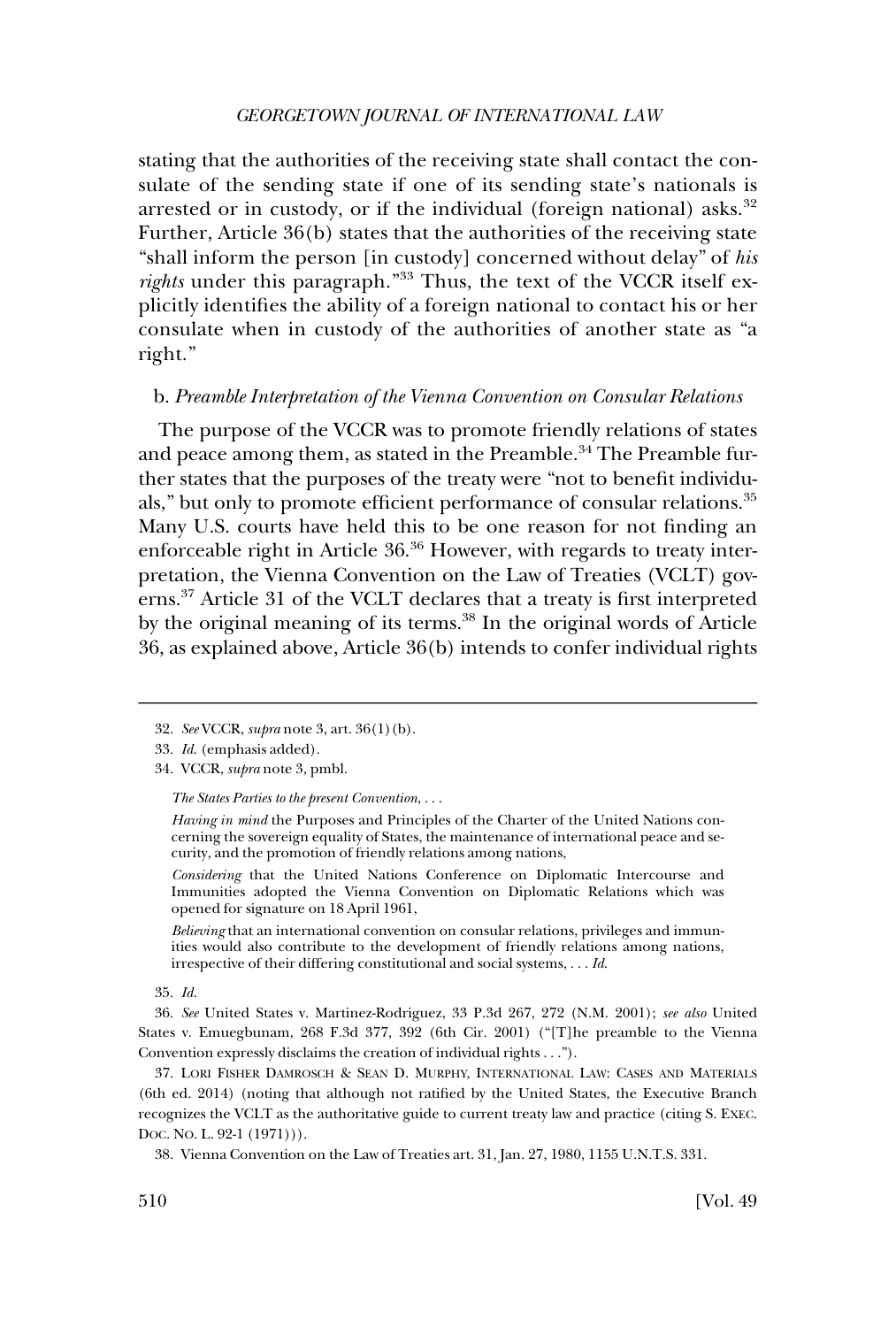stating that the authorities of the receiving state shall contact the consulate of the sending state if one of its sending state's nationals is arrested or in custody, or if the individual (foreign national) asks.[32] Further, Article 36(b) states that the authorities of the receiving state "shall inform the person [in custody] concerned without delay" of *his rights* under this paragraph."[33] Thus, the text of the VCCR itself explicitly identifies the ability of a foreign national to contact his or her consulate when in custody of the authorities of another state as "a right."

b. *Preamble Interpretation of the Vienna Convention on Consular Relations*

The purpose of the VCCR was to promote friendly relations of states and peace among them, as stated in the Preamble.[34] The Preamble further states that the purposes of the treaty were "not to benefit individuals," but only to promote efficient performance of consular relations.[35] Many U.S. courts have held this to be one reason for not finding an enforceable right in Article 36.[36] However, with regards to treaty interpretation, the Vienna Convention on the Law of Treaties (VCLT) governs.[37] Article 31 of the VCLT declares that a treaty is first interpreted by the original meaning of its terms.[38] In the original words of Article 36, as explained above, Article 36(b) intends to confer individual rights

---

32. *See* VCCR, *supra* note 3, art. 36(1)(b).

33. *Id.* (emphasis added).

34. VCCR, *supra* note 3, pmbl.

> *The States Parties to the present Convention*, . . .
>
> *Having in mind* the Purposes and Principles of the Charter of the United Nations concerning the sovereign equality of States, the maintenance of international peace and security, and the promotion of friendly relations among nations,
>
> *Considering* that the United Nations Conference on Diplomatic Intercourse and Immunities adopted the Vienna Convention on Diplomatic Relations which was opened for signature on 18 April 1961,
>
> *Believing* that an international convention on consular relations, privileges and immunities would also contribute to the development of friendly relations among nations, irrespective of their differing constitutional and social systems, . . . *Id.*

35. *Id.*

36. *See* United States v. Martinez-Rodriguez, 33 P.3d 267, 272 (N.M. 2001); *see also* United States v. Emuegbunam, 268 F.3d 377, 392 (6th Cir. 2001) ("[T]he preamble to the Vienna Convention expressly disclaims the creation of individual rights . . .").

37. LORI FISHER DAMROSCH & SEAN D. MURPHY, INTERNATIONAL LAW: CASES AND MATERIALS (6th ed. 2014) (noting that although not ratified by the United States, the Executive Branch recognizes the VCLT as the authoritative guide to current treaty law and practice (citing S. EXEC. DOC. NO. L. 92-1 (1971))).

38. Vienna Convention on the Law of Treaties art. 31, Jan. 27, 1980, 1155 U.N.T.S. 331.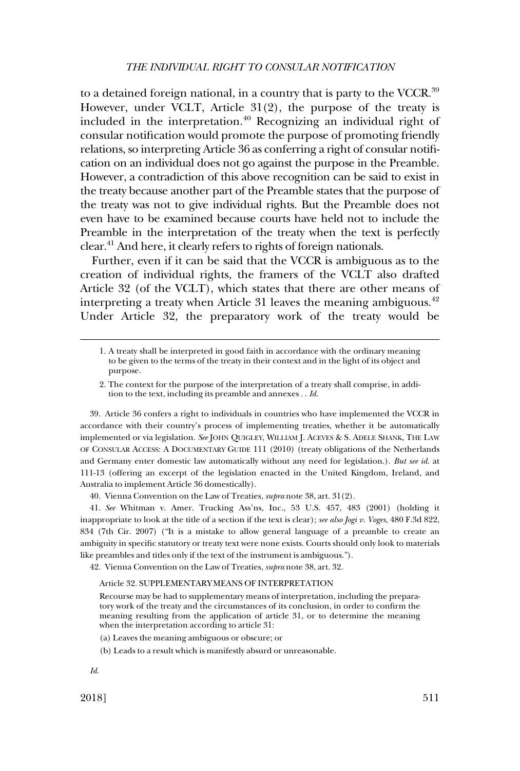to a detained foreign national, in a country that is party to the VCCR.[39] However, under VCLT, Article 31(2), the purpose of the treaty is included in the interpretation.[40] Recognizing an individual right of consular notification would promote the purpose of promoting friendly relations, so interpreting Article 36 as conferring a right of consular notification on an individual does not go against the purpose in the Preamble. However, a contradiction of this above recognition can be said to exist in the treaty because another part of the Preamble states that the purpose of the treaty was not to give individual rights. But the Preamble does not even have to be examined because courts have held not to include the Preamble in the interpretation of the treaty when the text is perfectly clear.[41] And here, it clearly refers to rights of foreign nationals.

Further, even if it can be said that the VCCR is ambiguous as to the creation of individual rights, the framers of the VCLT also drafted Article 32 (of the VCLT), which states that there are other means of interpreting a treaty when Article 31 leaves the meaning ambiguous.[42] Under Article 32, the preparatory work of the treaty would be

---

> 1. A treaty shall be interpreted in good faith in accordance with the ordinary meaning to be given to the terms of the treaty in their context and in the light of its object and purpose.
>
> 2. The context for the purpose of the interpretation of a treaty shall comprise, in addition to the text, including its preamble and annexes . . *Id.*

39. Article 36 confers a right to individuals in countries who have implemented the VCCR in accordance with their country's process of implementing treaties, whether it be automatically implemented or via legislation. *See* JOHN QUIGLEY, WILLIAM J. ACEVES & S. ADELE SHANK, THE LAW OF CONSULAR ACCESS: A DOCUMENTARY GUIDE 111 (2010) (treaty obligations of the Netherlands and Germany enter domestic law automatically without any need for legislation.). *But see id.* at 111-13 (offering an excerpt of the legislation enacted in the United Kingdom, Ireland, and Australia to implement Article 36 domestically).

40. Vienna Convention on the Law of Treaties, *supra* note 38, art. 31(2).

41. *See* Whitman v. Amer. Trucking Ass'ns, Inc., 53 U.S. 457, 483 (2001) (holding it inappropriate to look at the title of a section if the text is clear); *see also Jogi v. Voges*, 480 F.3d 822, 834 (7th Cir. 2007) ("It is a mistake to allow general language of a preamble to create an ambiguity in specific statutory or treaty text were none exists. Courts should only look to materials like preambles and titles only if the text of the instrument is ambiguous.").

42. Vienna Convention on the Law of Treaties, *supra* note 38, art. 32.

> Article 32. SUPPLEMENTARY MEANS OF INTERPRETATION
>
> Recourse may be had to supplementary means of interpretation, including the preparatory work of the treaty and the circumstances of its conclusion, in order to confirm the meaning resulting from the application of article 31, or to determine the meaning when the interpretation according to article 31:
>
> (a) Leaves the meaning ambiguous or obscure; or
>
> (b) Leads to a result which is manifestly absurd or unreasonable.

*Id.*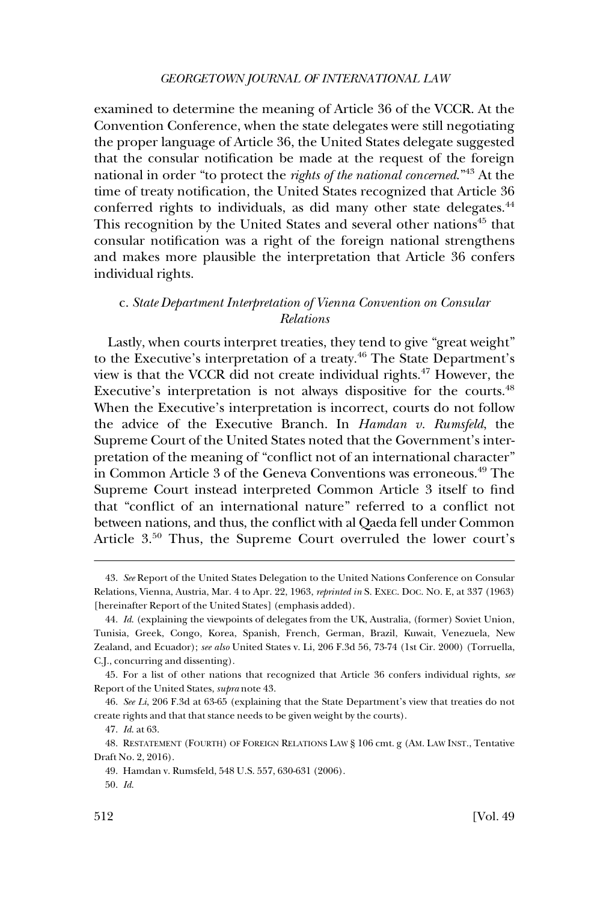examined to determine the meaning of Article 36 of the VCCR. At the Convention Conference, when the state delegates were still negotiating the proper language of Article 36, the United States delegate suggested that the consular notification be made at the request of the foreign national in order "to protect the *rights of the national concerned*."[43] At the time of treaty notification, the United States recognized that Article 36 conferred rights to individuals, as did many other state delegates.[44] This recognition by the United States and several other nations[45] that consular notification was a right of the foreign national strengthens and makes more plausible the interpretation that Article 36 confers individual rights.

### c. *State Department Interpretation of Vienna Convention on Consular Relations*

Lastly, when courts interpret treaties, they tend to give "great weight" to the Executive's interpretation of a treaty.[46] The State Department's view is that the VCCR did not create individual rights.[47] However, the Executive's interpretation is not always dispositive for the courts.[48] When the Executive's interpretation is incorrect, courts do not follow the advice of the Executive Branch. In *Hamdan v. Rumsfeld*, the Supreme Court of the United States noted that the Government's interpretation of the meaning of "conflict not of an international character" in Common Article 3 of the Geneva Conventions was erroneous.[49] The Supreme Court instead interpreted Common Article 3 itself to find that "conflict of an international nature" referred to a conflict not between nations, and thus, the conflict with al Qaeda fell under Common Article 3.[50] Thus, the Supreme Court overruled the lower court's

---

43. *See* Report of the United States Delegation to the United Nations Conference on Consular Relations, Vienna, Austria, Mar. 4 to Apr. 22, 1963, *reprinted in* S. EXEC. DOC. NO. E, at 337 (1963) [hereinafter Report of the United States] (emphasis added).

44. *Id.* (explaining the viewpoints of delegates from the UK, Australia, (former) Soviet Union, Tunisia, Greek, Congo, Korea, Spanish, French, German, Brazil, Kuwait, Venezuela, New Zealand, and Ecuador); *see also* United States v. Li, 206 F.3d 56, 73-74 (1st Cir. 2000) (Torruella, C.J., concurring and dissenting).

45. For a list of other nations that recognized that Article 36 confers individual rights, *see* Report of the United States, *supra* note 43.

46. *See Li*, 206 F.3d at 63-65 (explaining that the State Department's view that treaties do not create rights and that that stance needs to be given weight by the courts).

47. *Id.* at 63.

48. RESTATEMENT (FOURTH) OF FOREIGN RELATIONS LAW § 106 cmt. g (AM. LAW INST., Tentative Draft No. 2, 2016).

49. Hamdan v. Rumsfeld, 548 U.S. 557, 630-631 (2006).

50. *Id.*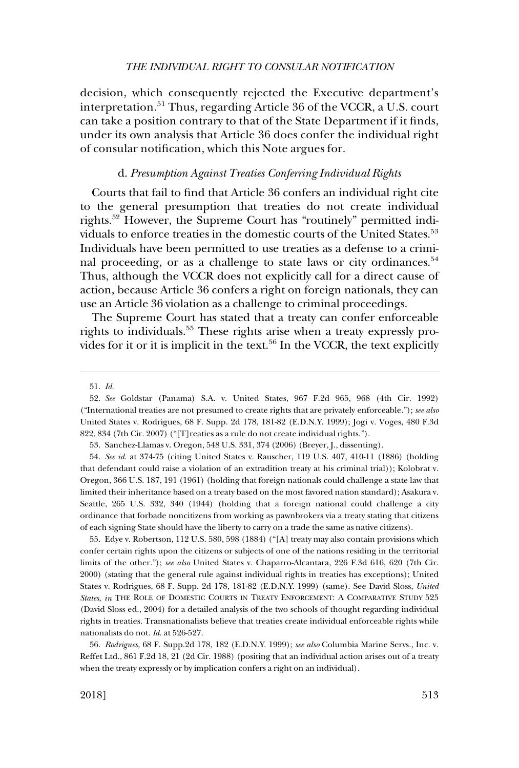decision, which consequently rejected the Executive department's interpretation.[51] Thus, regarding Article 36 of the VCCR, a U.S. court can take a position contrary to that of the State Department if it finds, under its own analysis that Article 36 does confer the individual right of consular notification, which this Note argues for.

#### d. *Presumption Against Treaties Conferring Individual Rights*

Courts that fail to find that Article 36 confers an individual right cite to the general presumption that treaties do not create individual rights.[52] However, the Supreme Court has "routinely" permitted individuals to enforce treaties in the domestic courts of the United States.[53] Individuals have been permitted to use treaties as a defense to a criminal proceeding, or as a challenge to state laws or city ordinances.[54] Thus, although the VCCR does not explicitly call for a direct cause of action, because Article 36 confers a right on foreign nationals, they can use an Article 36 violation as a challenge to criminal proceedings.

The Supreme Court has stated that a treaty can confer enforceable rights to individuals.[55] These rights arise when a treaty expressly provides for it or it is implicit in the text.[56] In the VCCR, the text explicitly

---

51. *Id.*

52. *See* Goldstar (Panama) S.A. v. United States, 967 F.2d 965, 968 (4th Cir. 1992) ("International treaties are not presumed to create rights that are privately enforceable."); *see also* United States v. Rodrigues, 68 F. Supp. 2d 178, 181-82 (E.D.N.Y. 1999); Jogi v. Voges, 480 F.3d 822, 834 (7th Cir. 2007) ("[T]reaties as a rule do not create individual rights.").

53. Sanchez-Llamas v. Oregon, 548 U.S. 331, 374 (2006) (Breyer, J., dissenting).

54. *See id.* at 374-75 (citing United States v. Rauscher, 119 U.S. 407, 410-11 (1886) (holding that defendant could raise a violation of an extradition treaty at his criminal trial)); Kolobrat v. Oregon, 366 U.S. 187, 191 (1961) (holding that foreign nationals could challenge a state law that limited their inheritance based on a treaty based on the most favored nation standard); Asakura v. Seattle, 265 U.S. 332, 340 (1944) (holding that a foreign national could challenge a city ordinance that forbade noncitizens from working as pawnbrokers via a treaty stating that citizens of each signing State should have the liberty to carry on a trade the same as native citizens).

55. Edye v. Robertson, 112 U.S. 580, 598 (1884) ("[A] treaty may also contain provisions which confer certain rights upon the citizens or subjects of one of the nations residing in the territorial limits of the other."); *see also* United States v. Chaparro-Alcantara, 226 F.3d 616, 620 (7th Cir. 2000) (stating that the general rule against individual rights in treaties has exceptions); United States v. Rodrigues, 68 F. Supp. 2d 178, 181-82 (E.D.N.Y. 1999) (same). See David Sloss, *United States*, *in* THE ROLE OF DOMESTIC COURTS IN TREATY ENFORCEMENT: A COMPARATIVE STUDY 525 (David Sloss ed., 2004) for a detailed analysis of the two schools of thought regarding individual rights in treaties. Transnationalists believe that treaties create individual enforceable rights while nationalists do not. *Id.* at 526-527.

56. *Rodrigues*, 68 F. Supp.2d 178, 182 (E.D.N.Y. 1999); *see also* Columbia Marine Servs., Inc. v. Reffet Ltd., 861 F.2d 18, 21 (2d Cir. 1988) (positing that an individual action arises out of a treaty when the treaty expressly or by implication confers a right on an individual).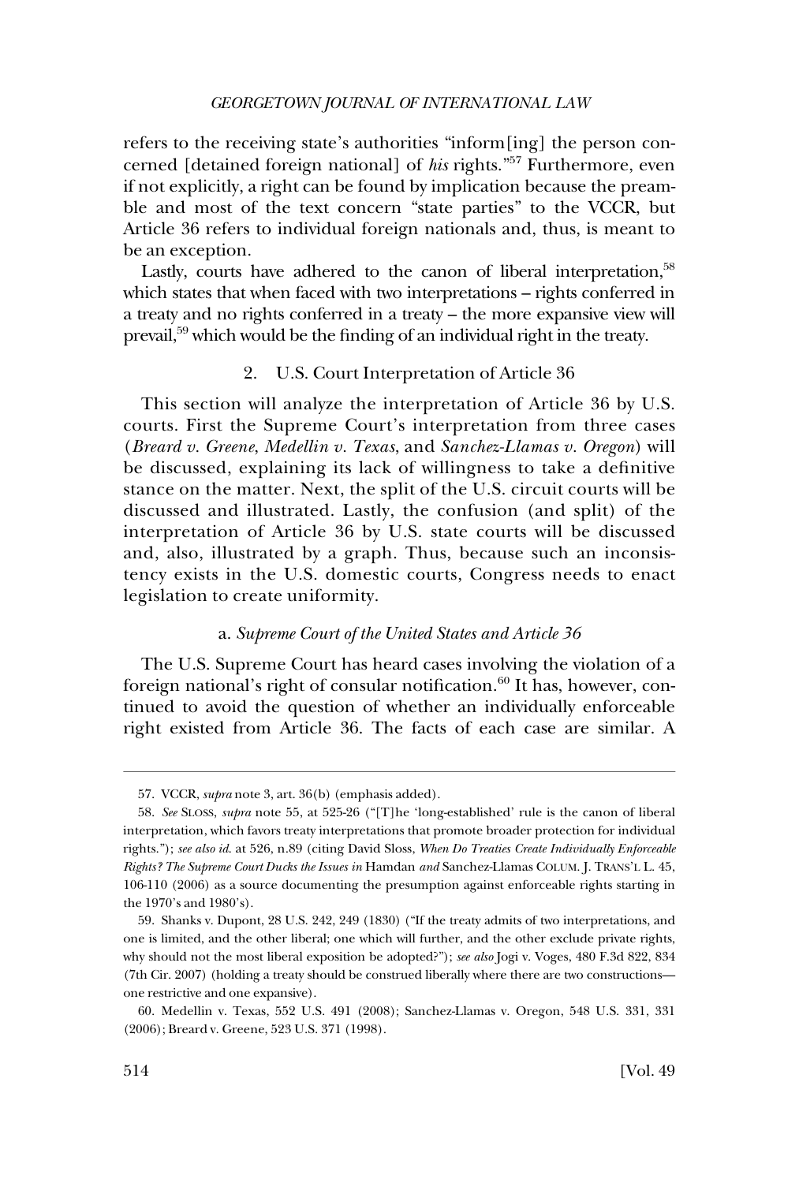refers to the receiving state's authorities "inform[ing] the person concerned [detained foreign national] of *his* rights."[57] Furthermore, even if not explicitly, a right can be found by implication because the preamble and most of the text concern "state parties" to the VCCR, but Article 36 refers to individual foreign nationals and, thus, is meant to be an exception.

Lastly, courts have adhered to the canon of liberal interpretation,[58] which states that when faced with two interpretations – rights conferred in a treaty and no rights conferred in a treaty – the more expansive view will prevail,[59] which would be the finding of an individual right in the treaty.

### 2. U.S. Court Interpretation of Article 36

This section will analyze the interpretation of Article 36 by U.S. courts. First the Supreme Court's interpretation from three cases (*Breard v. Greene*, *Medellin v. Texas*, and *Sanchez-Llamas v. Oregon*) will be discussed, explaining its lack of willingness to take a definitive stance on the matter. Next, the split of the U.S. circuit courts will be discussed and illustrated. Lastly, the confusion (and split) of the interpretation of Article 36 by U.S. state courts will be discussed and, also, illustrated by a graph. Thus, because such an inconsistency exists in the U.S. domestic courts, Congress needs to enact legislation to create uniformity.

#### a. *Supreme Court of the United States and Article 36*

The U.S. Supreme Court has heard cases involving the violation of a foreign national's right of consular notification.[60] It has, however, continued to avoid the question of whether an individually enforceable right existed from Article 36. The facts of each case are similar. A

---

57. VCCR, *supra* note 3, art. 36(b) (emphasis added).

58. *See* SLOSS, *supra* note 55, at 525-26 ("[T]he 'long-established' rule is the canon of liberal interpretation, which favors treaty interpretations that promote broader protection for individual rights."); *see also id.* at 526, n.89 (citing David Sloss, *When Do Treaties Create Individually Enforceable Rights? The Supreme Court Ducks the Issues in* Hamdan *and* Sanchez-Llamas COLUM. J. TRANS'L L. 45, 106-110 (2006) as a source documenting the presumption against enforceable rights starting in the 1970's and 1980's).

59. Shanks v. Dupont, 28 U.S. 242, 249 (1830) ("If the treaty admits of two interpretations, and one is limited, and the other liberal; one which will further, and the other exclude private rights, why should not the most liberal exposition be adopted?"); *see also* Jogi v. Voges, 480 F.3d 822, 834 (7th Cir. 2007) (holding a treaty should be construed liberally where there are two constructions—one restrictive and one expansive).

60. Medellin v. Texas, 552 U.S. 491 (2008); Sanchez-Llamas v. Oregon, 548 U.S. 331, 331 (2006); Breard v. Greene, 523 U.S. 371 (1998).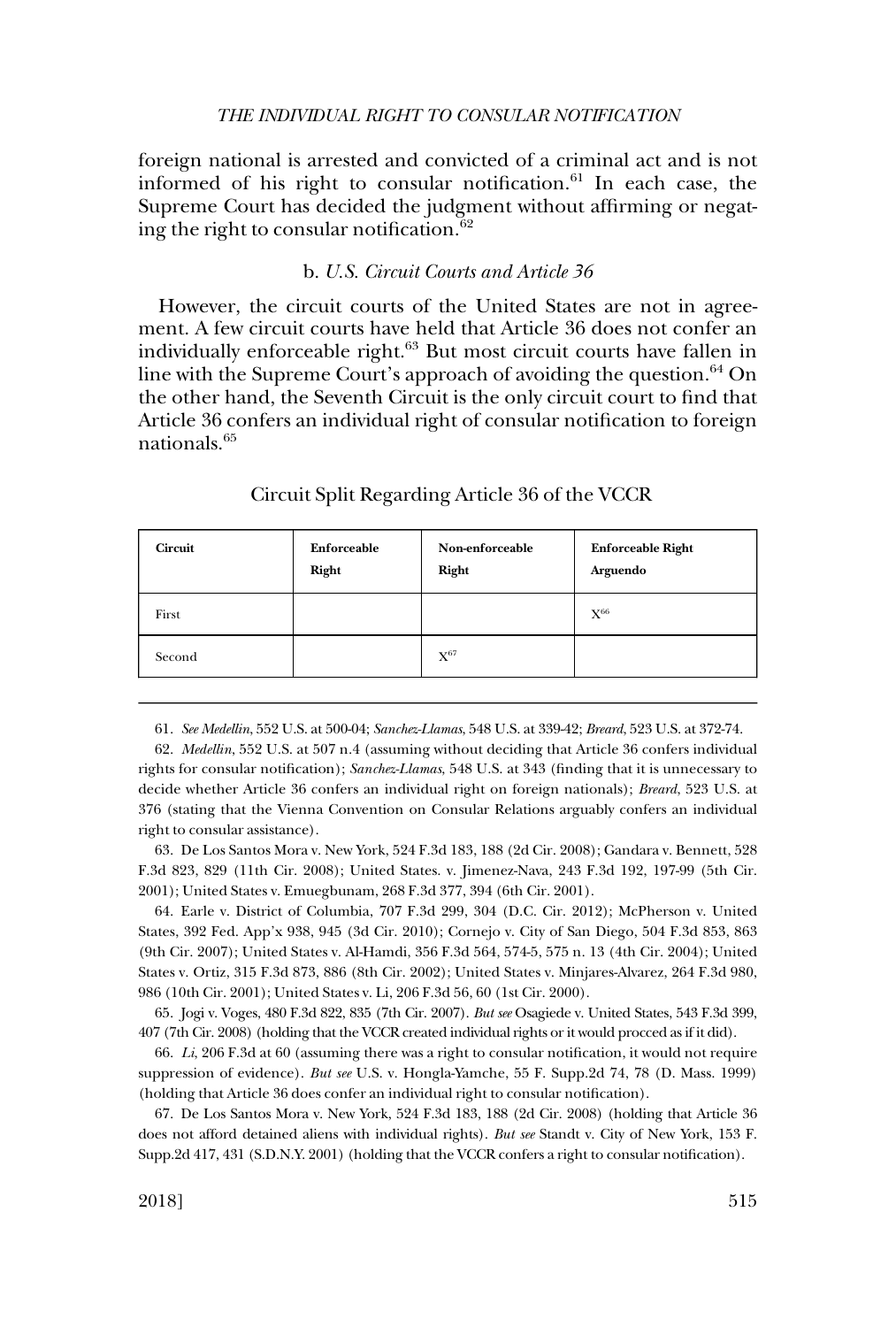foreign national is arrested and convicted of a criminal act and is not informed of his right to consular notification.[61] In each case, the Supreme Court has decided the judgment without affirming or negating the right to consular notification.[62]

### b. *U.S. Circuit Courts and Article 36*

However, the circuit courts of the United States are not in agreement. A few circuit courts have held that Article 36 does not confer an individually enforceable right.[63] But most circuit courts have fallen in line with the Supreme Court's approach of avoiding the question.[64] On the other hand, the Seventh Circuit is the only circuit court to find that Article 36 confers an individual right of consular notification to foreign nationals.[65]

Circuit Split Regarding Article 36 of the VCCR

| Circuit | Enforceable Right | Non-enforceable Right | Enforceable Right Arguendo |
|---|---|---|---|
| First | | | X[66] |
| Second | | X[67] | |

---

61. *See Medellin*, 552 U.S. at 500-04; *Sanchez-Llamas*, 548 U.S. at 339-42; *Breard*, 523 U.S. at 372-74.

62. *Medellin*, 552 U.S. at 507 n.4 (assuming without deciding that Article 36 confers individual rights for consular notification); *Sanchez-Llamas*, 548 U.S. at 343 (finding that it is unnecessary to decide whether Article 36 confers an individual right on foreign nationals); *Breard*, 523 U.S. at 376 (stating that the Vienna Convention on Consular Relations arguably confers an individual right to consular assistance).

63. De Los Santos Mora v. New York, 524 F.3d 183, 188 (2d Cir. 2008); Gandara v. Bennett, 528 F.3d 823, 829 (11th Cir. 2008); United States. v. Jimenez-Nava, 243 F.3d 192, 197-99 (5th Cir. 2001); United States v. Emuegbunam, 268 F.3d 377, 394 (6th Cir. 2001).

64. Earle v. District of Columbia, 707 F.3d 299, 304 (D.C. Cir. 2012); McPherson v. United States, 392 Fed. App'x 938, 945 (3d Cir. 2010); Cornejo v. City of San Diego, 504 F.3d 853, 863 (9th Cir. 2007); United States v. Al-Hamdi, 356 F.3d 564, 574-5, 575 n. 13 (4th Cir. 2004); United States v. Ortiz, 315 F.3d 873, 886 (8th Cir. 2002); United States v. Minjares-Alvarez, 264 F.3d 980, 986 (10th Cir. 2001); United States v. Li, 206 F.3d 56, 60 (1st Cir. 2000).

65. Jogi v. Voges, 480 F.3d 822, 835 (7th Cir. 2007). *But see* Osagiede v. United States, 543 F.3d 399, 407 (7th Cir. 2008) (holding that the VCCR created individual rights or it would procced as if it did).

66. *Li*, 206 F.3d at 60 (assuming there was a right to consular notification, it would not require suppression of evidence). *But see* U.S. v. Hongla-Yamche, 55 F. Supp.2d 74, 78 (D. Mass. 1999) (holding that Article 36 does confer an individual right to consular notification).

67. De Los Santos Mora v. New York, 524 F.3d 183, 188 (2d Cir. 2008) (holding that Article 36 does not afford detained aliens with individual rights). *But see* Standt v. City of New York, 153 F. Supp.2d 417, 431 (S.D.N.Y. 2001) (holding that the VCCR confers a right to consular notification).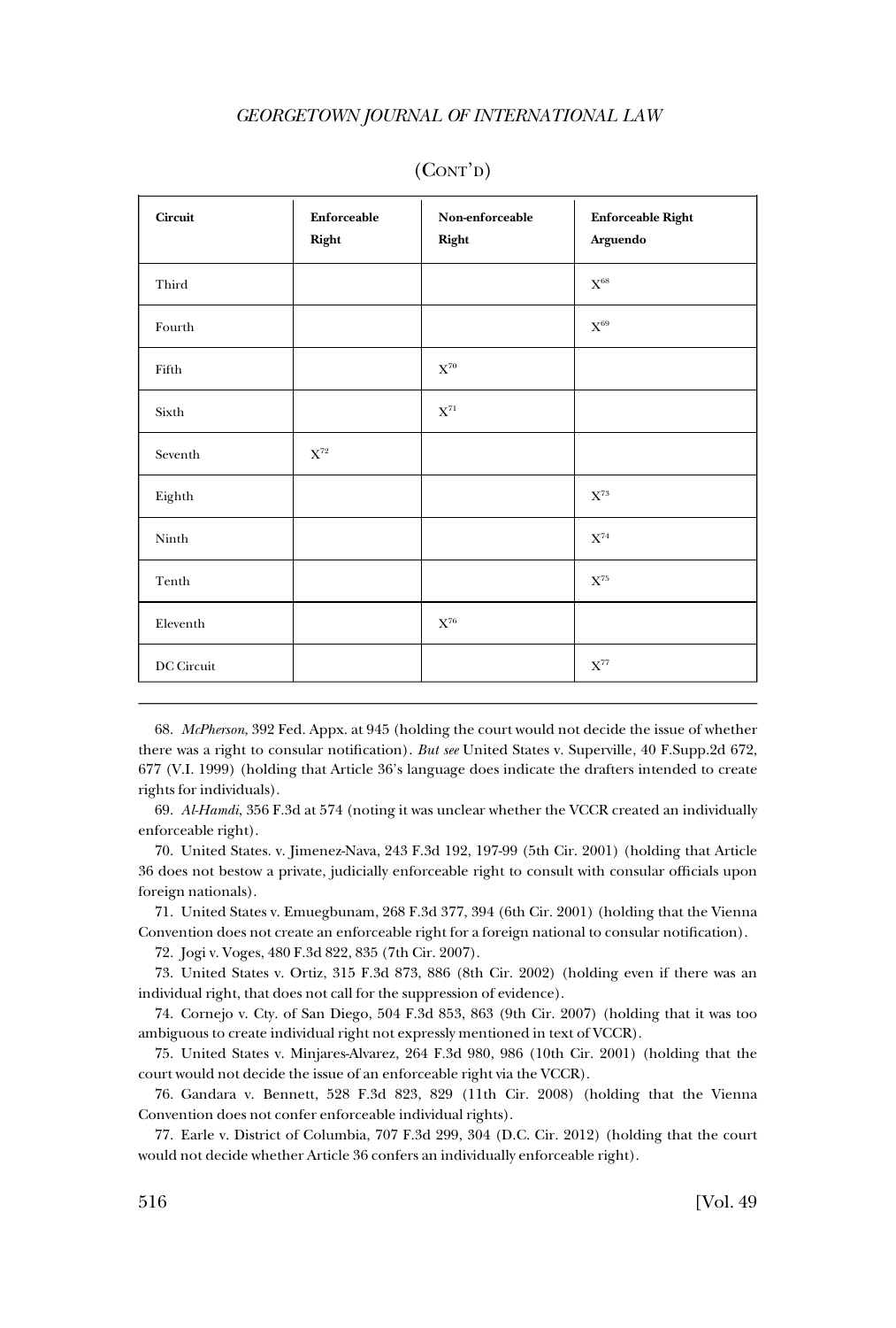(CONT'D)

| Circuit | Enforceable Right | Non-enforceable Right | Enforceable Right Arguendo |
|---|---|---|---|
| Third | | | X[68] |
| Fourth | | | X[69] |
| Fifth | | X[70] | |
| Sixth | | X[71] | |
| Seventh | X[72] | | |
| Eighth | | | X[73] |
| Ninth | | | X[74] |
| Tenth | | | X[75] |
| Eleventh | | X[76] | |
| DC Circuit | | | X[77] |

68. *McPherson*, 392 Fed. Appx. at 945 (holding the court would not decide the issue of whether there was a right to consular notification). *But see* United States v. Superville, 40 F.Supp.2d 672, 677 (V.I. 1999) (holding that Article 36's language does indicate the drafters intended to create rights for individuals).

69. *Al-Hamdi*, 356 F.3d at 574 (noting it was unclear whether the VCCR created an individually enforceable right).

70. United States. v. Jimenez-Nava, 243 F.3d 192, 197-99 (5th Cir. 2001) (holding that Article 36 does not bestow a private, judicially enforceable right to consult with consular officials upon foreign nationals).

71. United States v. Emuegbunam, 268 F.3d 377, 394 (6th Cir. 2001) (holding that the Vienna Convention does not create an enforceable right for a foreign national to consular notification).

72. Jogi v. Voges, 480 F.3d 822, 835 (7th Cir. 2007).

73. United States v. Ortiz, 315 F.3d 873, 886 (8th Cir. 2002) (holding even if there was an individual right, that does not call for the suppression of evidence).

74. Cornejo v. Cty. of San Diego, 504 F.3d 853, 863 (9th Cir. 2007) (holding that it was too ambiguous to create individual right not expressly mentioned in text of VCCR).

75. United States v. Minjares-Alvarez, 264 F.3d 980, 986 (10th Cir. 2001) (holding that the court would not decide the issue of an enforceable right via the VCCR).

76. Gandara v. Bennett, 528 F.3d 823, 829 (11th Cir. 2008) (holding that the Vienna Convention does not confer enforceable individual rights).

77. Earle v. District of Columbia, 707 F.3d 299, 304 (D.C. Cir. 2012) (holding that the court would not decide whether Article 36 confers an individually enforceable right).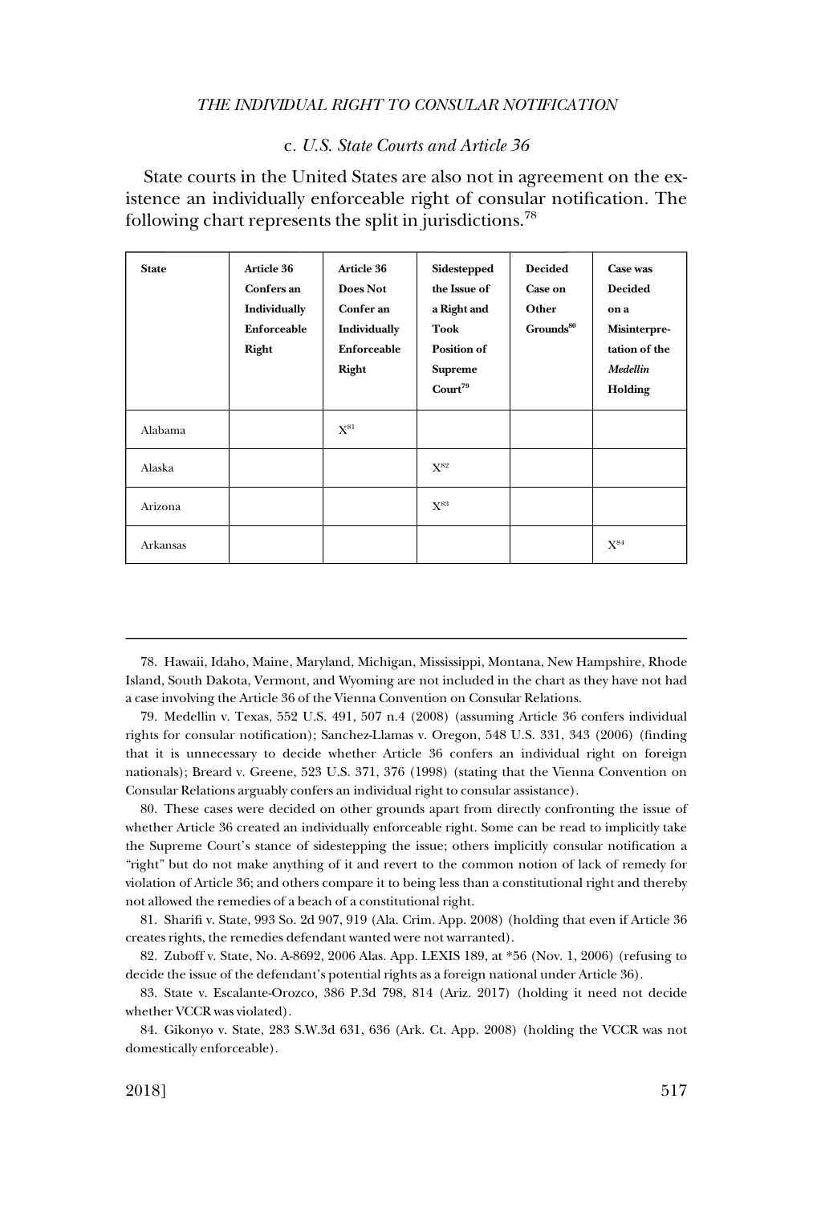### c. *U.S. State Courts and Article 36*

State courts in the United States are also not in agreement on the existence an individually enforceable right of consular notification. The following chart represents the split in jurisdictions.[78]

| **State** | **Article 36 Confers an Individually Enforceable Right** | **Article 36 Does Not Confer an Individually Enforceable Right** | **Sidestepped the Issue of a Right and Took Position of Supreme Court[79]** | **Decided Case on Other Grounds[80]** | **Case was Decided on a Misinterpretation of the *Medellin* Holding** |
|---|---|---|---|---|---|
| Alabama | | X[81] | | | |
| Alaska | | | X[82] | | |
| Arizona | | | X[83] | | |
| Arkansas | | | | | X[84] |

78. Hawaii, Idaho, Maine, Maryland, Michigan, Mississippi, Montana, New Hampshire, Rhode Island, South Dakota, Vermont, and Wyoming are not included in the chart as they have not had a case involving the Article 36 of the Vienna Convention on Consular Relations.

79. Medellin v. Texas, 552 U.S. 491, 507 n.4 (2008) (assuming Article 36 confers individual rights for consular notification); Sanchez-Llamas v. Oregon, 548 U.S. 331, 343 (2006) (finding that it is unnecessary to decide whether Article 36 confers an individual right on foreign nationals); Breard v. Greene, 523 U.S. 371, 376 (1998) (stating that the Vienna Convention on Consular Relations arguably confers an individual right to consular assistance).

80. These cases were decided on other grounds apart from directly confronting the issue of whether Article 36 created an individually enforceable right. Some can be read to implicitly take the Supreme Court's stance of sidestepping the issue; others implicitly consular notification a "right" but do not make anything of it and revert to the common notion of lack of remedy for violation of Article 36; and others compare it to being less than a constitutional right and thereby not allowed the remedies of a beach of a constitutional right.

81. Sharifi v. State, 993 So. 2d 907, 919 (Ala. Crim. App. 2008) (holding that even if Article 36 creates rights, the remedies defendant wanted were not warranted).

82. Zuboff v. State, No. A-8692, 2006 Alas. App. LEXIS 189, at *56 (Nov. 1, 2006) (refusing to decide the issue of the defendant's potential rights as a foreign national under Article 36).

83. State v. Escalante-Orozco, 386 P.3d 798, 814 (Ariz. 2017) (holding it need not decide whether VCCR was violated).

84. Gikonyo v. State, 283 S.W.3d 631, 636 (Ark. Ct. App. 2008) (holding the VCCR was not domestically enforceable).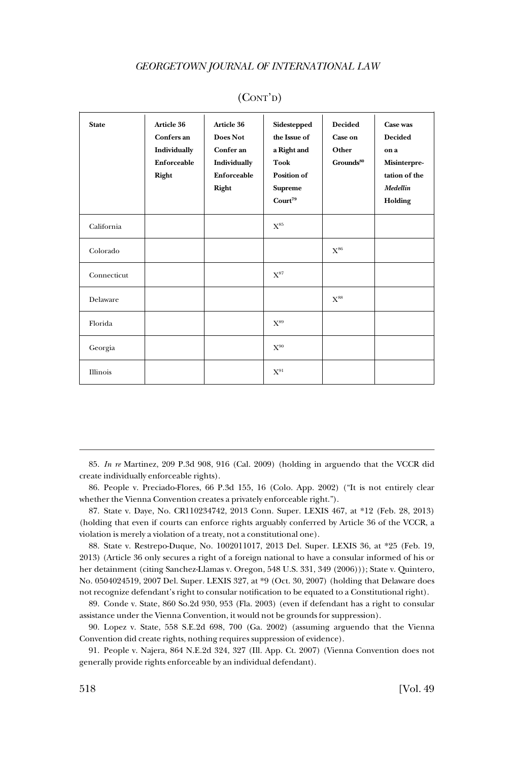(CONT'D)

| **State** | **Article 36 Confers an Individually Enforceable Right** | **Article 36 Does Not Confer an Individually Enforceable Right** | **Sidestepped the Issue of a Right and Took Position of Supreme Court**[79] | **Decided Case on Other Grounds**[80] | **Case was Decided on a Misinterpretation of the *Medellin* Holding** |
|---|---|---|---|---|---|
| California | | | X[85] | | |
| Colorado | | | | X[86] | |
| Connecticut | | | X[87] | | |
| Delaware | | | | X[88] | |
| Florida | | | X[89] | | |
| Georgia | | | X[90] | | |
| Illinois | | | X[91] | | |

85. *In re* Martinez, 209 P.3d 908, 916 (Cal. 2009) (holding in arguendo that the VCCR did create individually enforceable rights).

86. People v. Preciado-Flores, 66 P.3d 155, 16 (Colo. App. 2002) ("It is not entirely clear whether the Vienna Convention creates a privately enforceable right.").

87. State v. Daye, No. CR110234742, 2013 Conn. Super. LEXIS 467, at *12 (Feb. 28, 2013) (holding that even if courts can enforce rights arguably conferred by Article 36 of the VCCR, a violation is merely a violation of a treaty, not a constitutional one).

88. State v. Restrepo-Duque, No. 1002011017, 2013 Del. Super. LEXIS 36, at *25 (Feb. 19, 2013) (Article 36 only secures a right of a foreign national to have a consular informed of his or her detainment (citing Sanchez-Llamas v. Oregon, 548 U.S. 331, 349 (2006))); State v. Quintero, No. 0504024519, 2007 Del. Super. LEXIS 327, at *9 (Oct. 30, 2007) (holding that Delaware does not recognize defendant's right to consular notification to be equated to a Constitutional right).

89. Conde v. State, 860 So.2d 930, 953 (Fla. 2003) (even if defendant has a right to consular assistance under the Vienna Convention, it would not be grounds for suppression).

90. Lopez v. State, 558 S.E.2d 698, 700 (Ga. 2002) (assuming arguendo that the Vienna Convention did create rights, nothing requires suppression of evidence).

91. People v. Najera, 864 N.E.2d 324, 327 (Ill. App. Ct. 2007) (Vienna Convention does not generally provide rights enforceable by an individual defendant).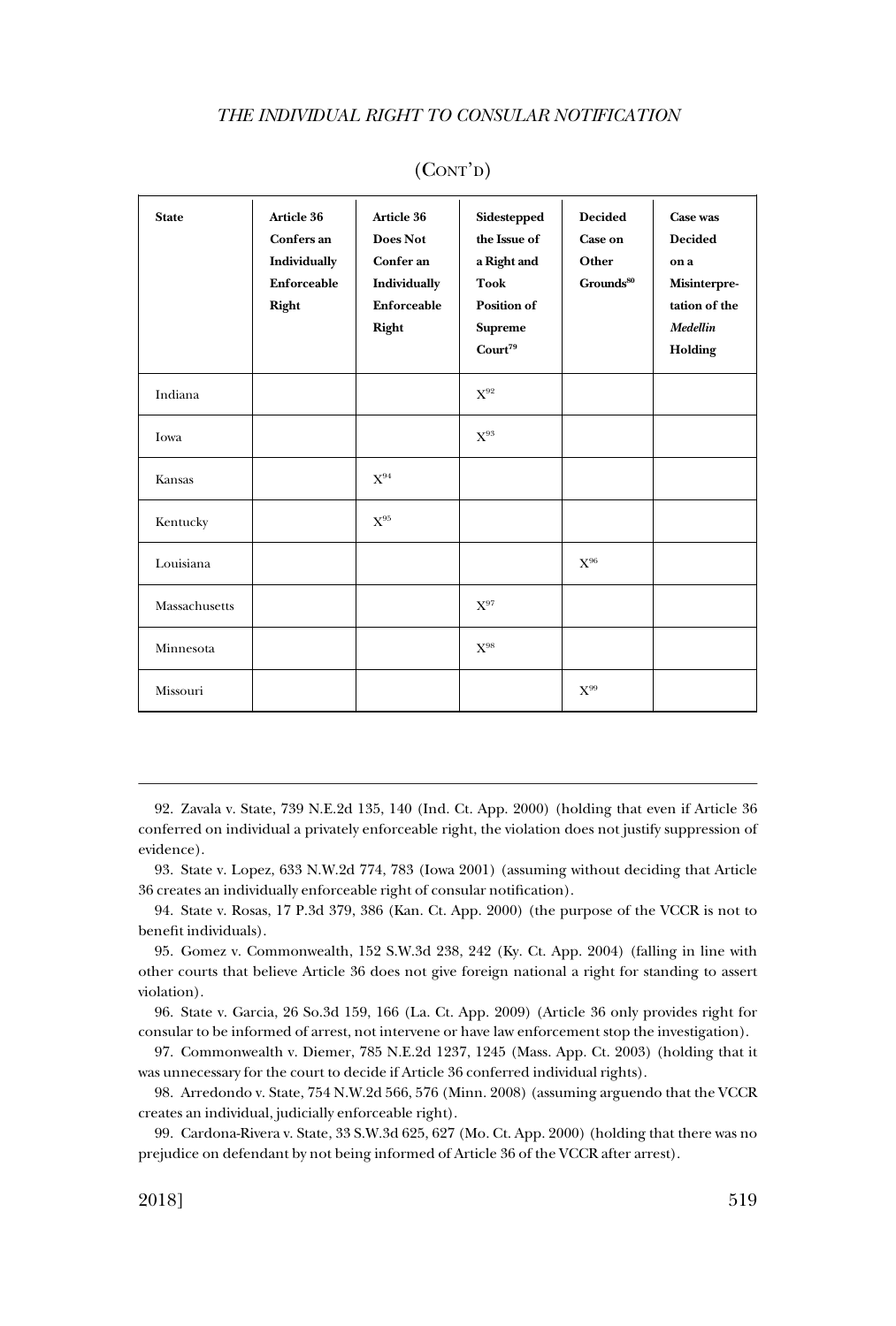(CONT'D)

| State | Article 36 Confers an Individually Enforceable Right | Article 36 Does Not Confer an Individually Enforceable Right | Sidestepped the Issue of a Right and Took Position of Supreme Court[79] | Decided Case on Other Grounds[80] | Case was Decided on a Misinterpretation of the *Medellin* Holding |
|---|---|---|---|---|---|
| Indiana | | | X[92] | | |
| Iowa | | | X[93] | | |
| Kansas | | X[94] | | | |
| Kentucky | | X[95] | | | |
| Louisiana | | | | X[96] | |
| Massachusetts | | | X[97] | | |
| Minnesota | | | X[98] | | |
| Missouri | | | | X[99] | |

92. Zavala v. State, 739 N.E.2d 135, 140 (Ind. Ct. App. 2000) (holding that even if Article 36 conferred on individual a privately enforceable right, the violation does not justify suppression of evidence).

93. State v. Lopez, 633 N.W.2d 774, 783 (Iowa 2001) (assuming without deciding that Article 36 creates an individually enforceable right of consular notification).

94. State v. Rosas, 17 P.3d 379, 386 (Kan. Ct. App. 2000) (the purpose of the VCCR is not to benefit individuals).

95. Gomez v. Commonwealth, 152 S.W.3d 238, 242 (Ky. Ct. App. 2004) (falling in line with other courts that believe Article 36 does not give foreign national a right for standing to assert violation).

96. State v. Garcia, 26 So.3d 159, 166 (La. Ct. App. 2009) (Article 36 only provides right for consular to be informed of arrest, not intervene or have law enforcement stop the investigation).

97. Commonwealth v. Diemer, 785 N.E.2d 1237, 1245 (Mass. App. Ct. 2003) (holding that it was unnecessary for the court to decide if Article 36 conferred individual rights).

98. Arredondo v. State, 754 N.W.2d 566, 576 (Minn. 2008) (assuming arguendo that the VCCR creates an individual, judicially enforceable right).

99. Cardona-Rivera v. State, 33 S.W.3d 625, 627 (Mo. Ct. App. 2000) (holding that there was no prejudice on defendant by not being informed of Article 36 of the VCCR after arrest).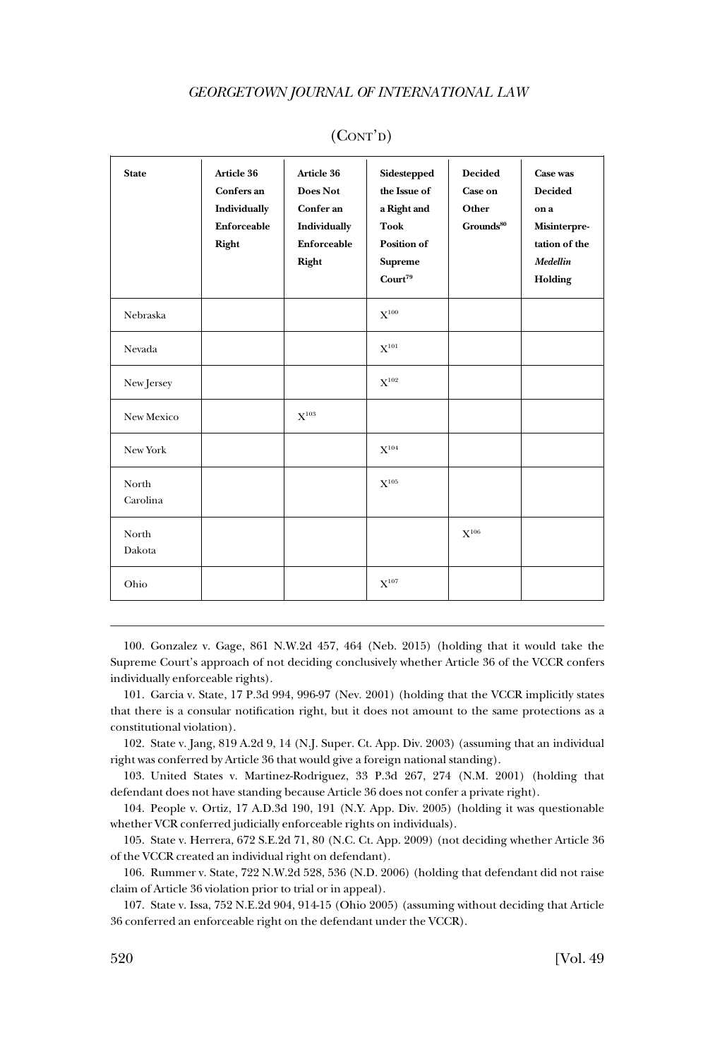(CONT'D)

| State | Article 36 Confers an Individually Enforceable Right | Article 36 Does Not Confer an Individually Enforceable Right | Sidestepped the Issue of a Right and Took Position of Supreme Court[79] | Decided Case on Other Grounds[80] | Case was Decided on a Misinterpretation of the *Medellin* Holding |
|---|---|---|---|---|---|
| Nebraska | | | X[100] | | |
| Nevada | | | X[101] | | |
| New Jersey | | | X[102] | | |
| New Mexico | | X[103] | | | |
| New York | | | X[104] | | |
| North Carolina | | | X[105] | | |
| North Dakota | | | | X[106] | |
| Ohio | | | X[107] | | |

100. Gonzalez v. Gage, 861 N.W.2d 457, 464 (Neb. 2015) (holding that it would take the Supreme Court's approach of not deciding conclusively whether Article 36 of the VCCR confers individually enforceable rights).

101. Garcia v. State, 17 P.3d 994, 996-97 (Nev. 2001) (holding that the VCCR implicitly states that there is a consular notification right, but it does not amount to the same protections as a constitutional violation).

102. State v. Jang, 819 A.2d 9, 14 (N.J. Super. Ct. App. Div. 2003) (assuming that an individual right was conferred by Article 36 that would give a foreign national standing).

103. United States v. Martinez-Rodriguez, 33 P.3d 267, 274 (N.M. 2001) (holding that defendant does not have standing because Article 36 does not confer a private right).

104. People v. Ortiz, 17 A.D.3d 190, 191 (N.Y. App. Div. 2005) (holding it was questionable whether VCR conferred judicially enforceable rights on individuals).

105. State v. Herrera, 672 S.E.2d 71, 80 (N.C. Ct. App. 2009) (not deciding whether Article 36 of the VCCR created an individual right on defendant).

106. Rummer v. State, 722 N.W.2d 528, 536 (N.D. 2006) (holding that defendant did not raise claim of Article 36 violation prior to trial or in appeal).

107. State v. Issa, 752 N.E.2d 904, 914-15 (Ohio 2005) (assuming without deciding that Article 36 conferred an enforceable right on the defendant under the VCCR).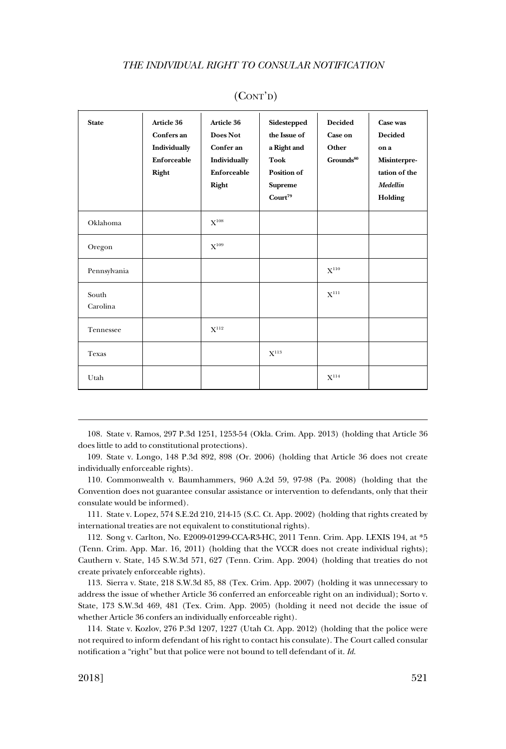(CONT'D)

| State | Article 36 Confers an Individually Enforceable Right | Article 36 Does Not Confer an Individually Enforceable Right | Sidestepped the Issue of a Right and Took Position of Supreme Court[79] | Decided Case on Other Grounds[80] | Case was Decided on a Misinterpretation of the *Medellin* Holding |
|---|---|---|---|---|---|
| Oklahoma | | X[108] | | | |
| Oregon | | X[109] | | | |
| Pennsylvania | | | | X[110] | |
| South Carolina | | | | X[111] | |
| Tennessee | | X[112] | | | |
| Texas | | | X[113] | | |
| Utah | | | | X[114] | |

108. State v. Ramos, 297 P.3d 1251, 1253-54 (Okla. Crim. App. 2013) (holding that Article 36 does little to add to constitutional protections).

109. State v. Longo, 148 P.3d 892, 898 (Or. 2006) (holding that Article 36 does not create individually enforceable rights).

110. Commonwealth v. Baumhammers, 960 A.2d 59, 97-98 (Pa. 2008) (holding that the Convention does not guarantee consular assistance or intervention to defendants, only that their consulate would be informed).

111. State v. Lopez, 574 S.E.2d 210, 214-15 (S.C. Ct. App. 2002) (holding that rights created by international treaties are not equivalent to constitutional rights).

112. Song v. Carlton, No. E2009-01299-CCA-R3-HC, 2011 Tenn. Crim. App. LEXIS 194, at *5 (Tenn. Crim. App. Mar. 16, 2011) (holding that the VCCR does not create individual rights); Cauthern v. State, 145 S.W.3d 571, 627 (Tenn. Crim. App. 2004) (holding that treaties do not create privately enforceable rights).

113. Sierra v. State, 218 S.W.3d 85, 88 (Tex. Crim. App. 2007) (holding it was unnecessary to address the issue of whether Article 36 conferred an enforceable right on an individual); Sorto v. State, 173 S.W.3d 469, 481 (Tex. Crim. App. 2005) (holding it need not decide the issue of whether Article 36 confers an individually enforceable right).

114. State v. Kozlov, 276 P.3d 1207, 1227 (Utah Ct. App. 2012) (holding that the police were not required to inform defendant of his right to contact his consulate). The Court called consular notification a "right" but that police were not bound to tell defendant of it. *Id.*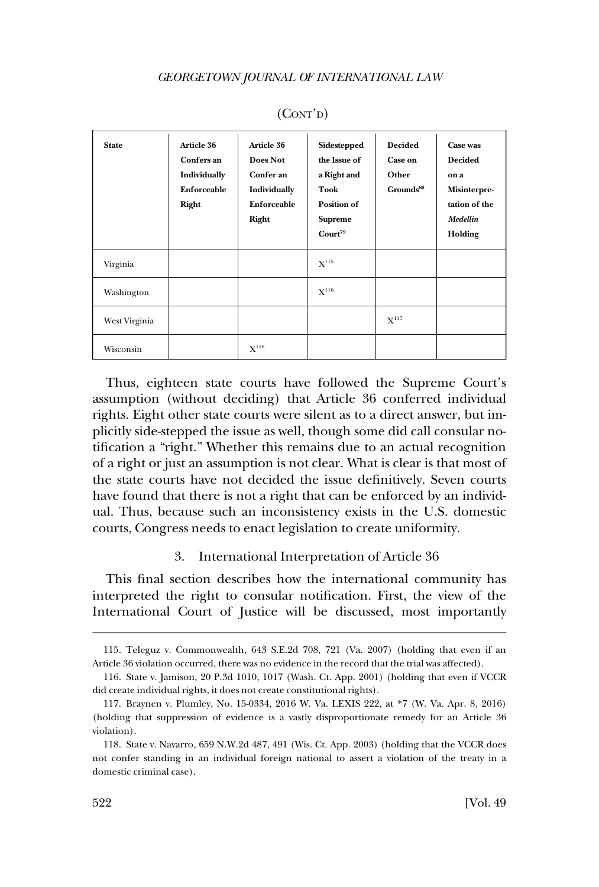(CONT'D)

| State | Article 36 Confers an Individually Enforceable Right | Article 36 Does Not Confer an Individually Enforceable Right | Sidestepped the Issue of a Right and Took Position of Supreme Court[79] | Decided Case on Other Grounds[80] | Case was Decided on a Misinterpretation of the *Medellin* Holding |
|---|---|---|---|---|---|
| Virginia | | | X[115] | | |
| Washington | | | X[116] | | |
| West Virginia | | | | X[117] | |
| Wisconsin | | X[118] | | | |

Thus, eighteen state courts have followed the Supreme Court's assumption (without deciding) that Article 36 conferred individual rights. Eight other state courts were silent as to a direct answer, but implicitly side-stepped the issue as well, though some did call consular notification a "right." Whether this remains due to an actual recognition of a right or just an assumption is not clear. What is clear is that most of the state courts have not decided the issue definitively. Seven courts have found that there is not a right that can be enforced by an individual. Thus, because such an inconsistency exists in the U.S. domestic courts, Congress needs to enact legislation to create uniformity.

### 3. International Interpretation of Article 36

This final section describes how the international community has interpreted the right to consular notification. First, the view of the International Court of Justice will be discussed, most importantly

115. Teleguz v. Commonwealth, 643 S.E.2d 708, 721 (Va. 2007) (holding that even if an Article 36 violation occurred, there was no evidence in the record that the trial was affected).

116. State v. Jamison, 20 P.3d 1010, 1017 (Wash. Ct. App. 2001) (holding that even if VCCR did create individual rights, it does not create constitutional rights).

117. Braynen v. Plumley, No. 15-0334, 2016 W. Va. LEXIS 222, at *7 (W. Va. Apr. 8, 2016) (holding that suppression of evidence is a vastly disproportionate remedy for an Article 36 violation).

118. State v. Navarro, 659 N.W.2d 487, 491 (Wis. Ct. App. 2003) (holding that the VCCR does not confer standing in an individual foreign national to assert a violation of the treaty in a domestic criminal case).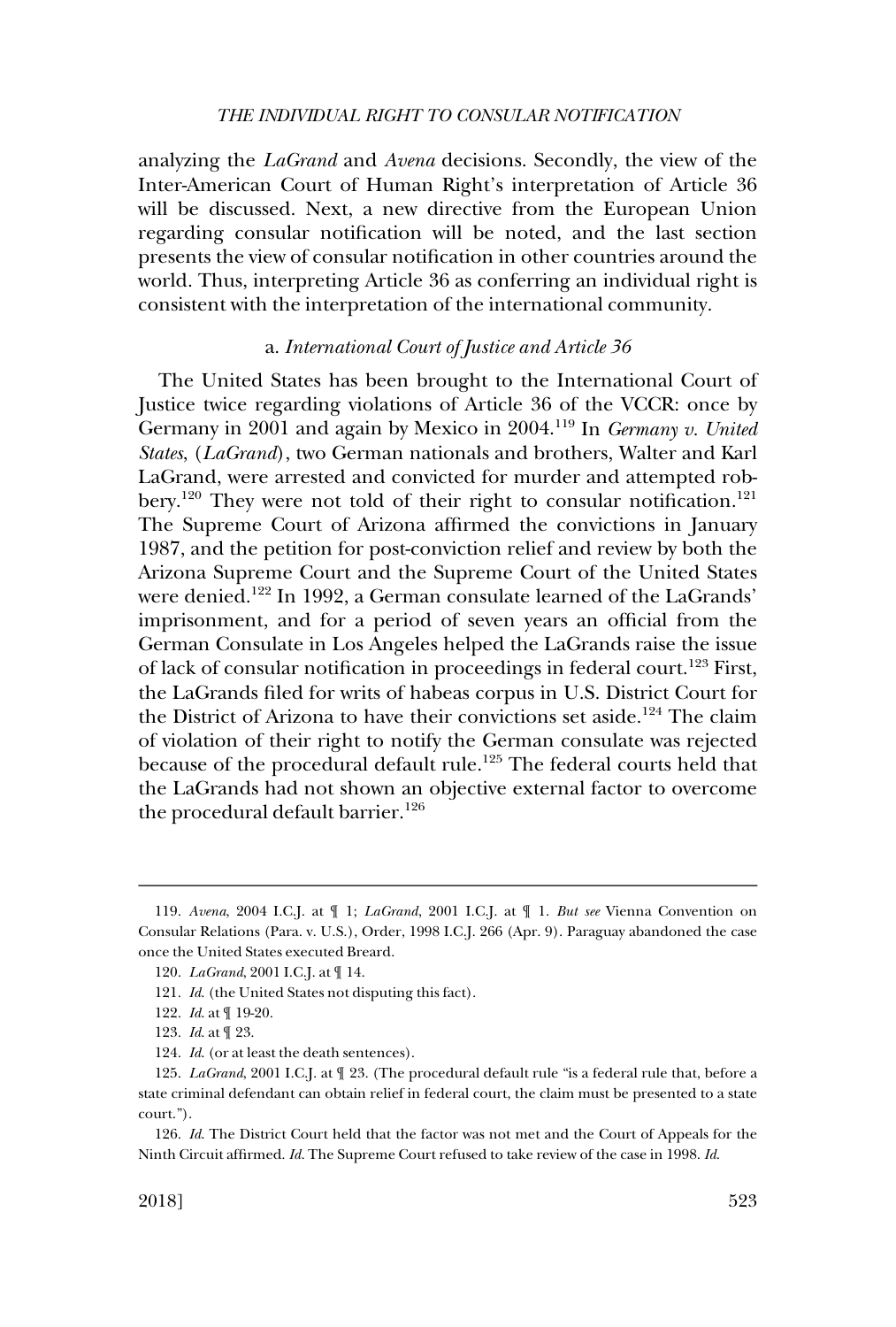analyzing the *LaGrand* and *Avena* decisions. Secondly, the view of the Inter-American Court of Human Right's interpretation of Article 36 will be discussed. Next, a new directive from the European Union regarding consular notification will be noted, and the last section presents the view of consular notification in other countries around the world. Thus, interpreting Article 36 as conferring an individual right is consistent with the interpretation of the international community.

### a. *International Court of Justice and Article 36*

The United States has been brought to the International Court of Justice twice regarding violations of Article 36 of the VCCR: once by Germany in 2001 and again by Mexico in 2004.[119] In *Germany v. United States*, (*LaGrand*), two German nationals and brothers, Walter and Karl LaGrand, were arrested and convicted for murder and attempted robbery.[120] They were not told of their right to consular notification.[121] The Supreme Court of Arizona affirmed the convictions in January 1987, and the petition for post-conviction relief and review by both the Arizona Supreme Court and the Supreme Court of the United States were denied.[122] In 1992, a German consulate learned of the LaGrands' imprisonment, and for a period of seven years an official from the German Consulate in Los Angeles helped the LaGrands raise the issue of lack of consular notification in proceedings in federal court.[123] First, the LaGrands filed for writs of habeas corpus in U.S. District Court for the District of Arizona to have their convictions set aside.[124] The claim of violation of their right to notify the German consulate was rejected because of the procedural default rule.[125] The federal courts held that the LaGrands had not shown an objective external factor to overcome the procedural default barrier.[126]

---

119. *Avena*, 2004 I.C.J. at ¶ 1; *LaGrand*, 2001 I.C.J. at ¶ 1. *But see* Vienna Convention on Consular Relations (Para. v. U.S.), Order, 1998 I.C.J. 266 (Apr. 9). Paraguay abandoned the case once the United States executed Breard.

120. *LaGrand*, 2001 I.C.J. at ¶ 14.

121. *Id.* (the United States not disputing this fact).

122. *Id.* at ¶ 19-20.

123. *Id.* at ¶ 23.

124. *Id.* (or at least the death sentences).

125. *LaGrand*, 2001 I.C.J. at ¶ 23. (The procedural default rule "is a federal rule that, before a state criminal defendant can obtain relief in federal court, the claim must be presented to a state court.").

126. *Id.* The District Court held that the factor was not met and the Court of Appeals for the Ninth Circuit affirmed. *Id.* The Supreme Court refused to take review of the case in 1998. *Id.*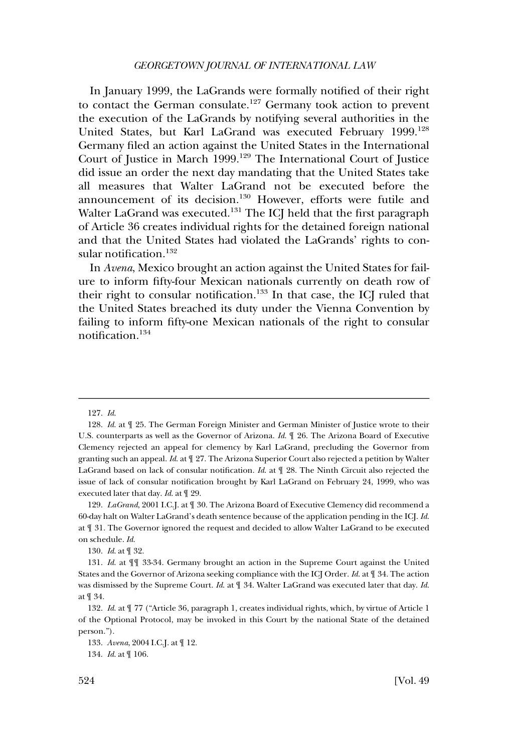In January 1999, the LaGrands were formally notified of their right to contact the German consulate.[127] Germany took action to prevent the execution of the LaGrands by notifying several authorities in the United States, but Karl LaGrand was executed February 1999.[128] Germany filed an action against the United States in the International Court of Justice in March 1999.[129] The International Court of Justice did issue an order the next day mandating that the United States take all measures that Walter LaGrand not be executed before the announcement of its decision.[130] However, efforts were futile and Walter LaGrand was executed.[131] The ICJ held that the first paragraph of Article 36 creates individual rights for the detained foreign national and that the United States had violated the LaGrands' rights to consular notification.[132]

In *Avena*, Mexico brought an action against the United States for failure to inform fifty-four Mexican nationals currently on death row of their right to consular notification.[133] In that case, the ICJ ruled that the United States breached its duty under the Vienna Convention by failing to inform fifty-one Mexican nationals of the right to consular notification.[134]

---

127. *Id.*

128. *Id.* at ¶ 25. The German Foreign Minister and German Minister of Justice wrote to their U.S. counterparts as well as the Governor of Arizona. *Id.* ¶ 26. The Arizona Board of Executive Clemency rejected an appeal for clemency by Karl LaGrand, precluding the Governor from granting such an appeal. *Id.* at ¶ 27. The Arizona Superior Court also rejected a petition by Walter LaGrand based on lack of consular notification. *Id.* at ¶ 28. The Ninth Circuit also rejected the issue of lack of consular notification brought by Karl LaGrand on February 24, 1999, who was executed later that day. *Id.* at ¶ 29.

129. *LaGrand*, 2001 I.C.J. at ¶ 30. The Arizona Board of Executive Clemency did recommend a 60-day halt on Walter LaGrand's death sentence because of the application pending in the ICJ. *Id.* at ¶ 31. The Governor ignored the request and decided to allow Walter LaGrand to be executed on schedule. *Id.*

130. *Id.* at ¶ 32.

131. *Id.* at ¶¶ 33-34. Germany brought an action in the Supreme Court against the United States and the Governor of Arizona seeking compliance with the ICJ Order. *Id.* at ¶ 34. The action was dismissed by the Supreme Court. *Id.* at ¶ 34. Walter LaGrand was executed later that day. *Id.* at ¶ 34.

132. *Id.* at ¶ 77 ("Article 36, paragraph 1, creates individual rights, which, by virtue of Article 1 of the Optional Protocol, may be invoked in this Court by the national State of the detained person.").

133. *Avena*, 2004 I.C.J. at ¶ 12.

134. *Id.* at ¶ 106.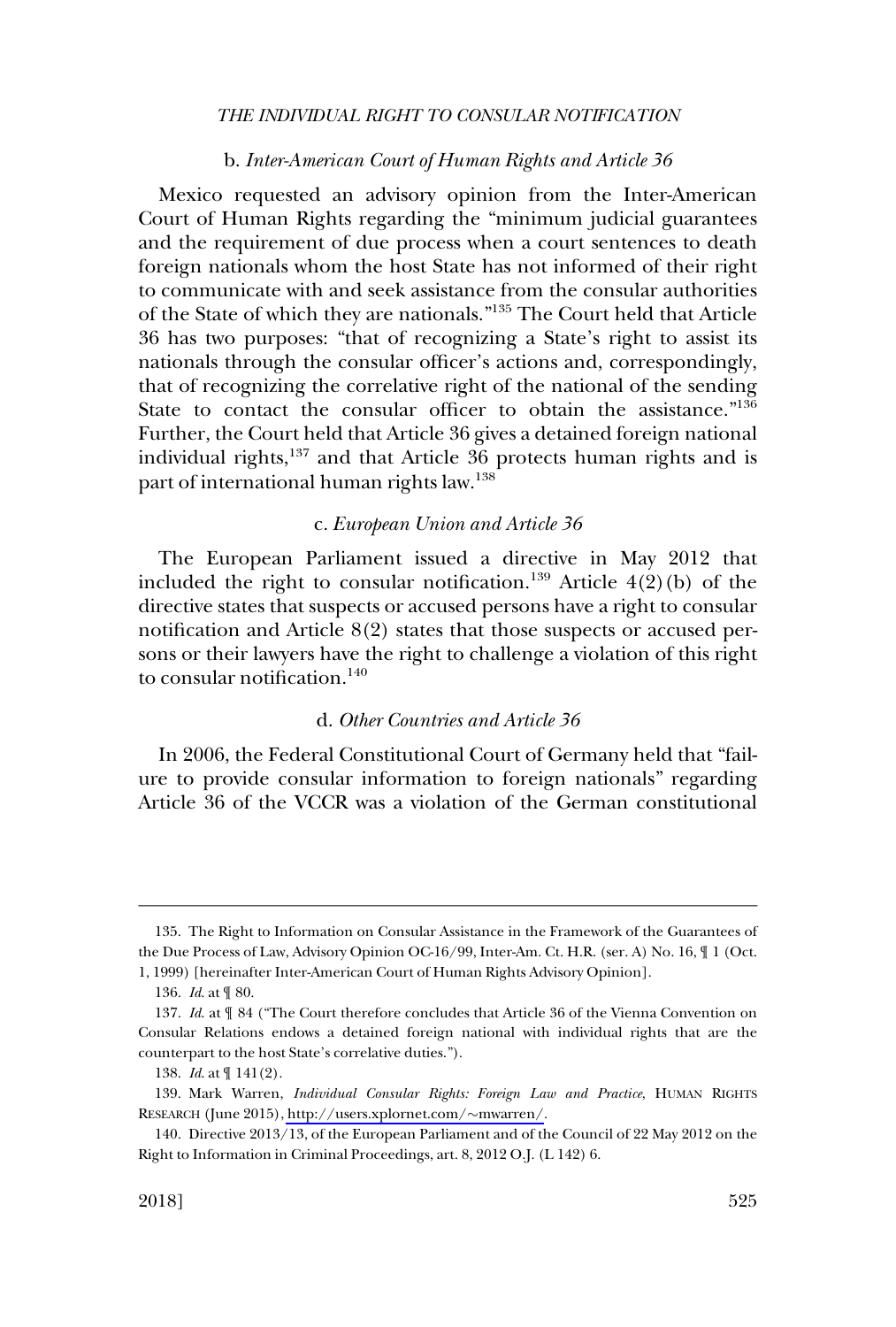### b. *Inter-American Court of Human Rights and Article 36*

Mexico requested an advisory opinion from the Inter-American Court of Human Rights regarding the "minimum judicial guarantees and the requirement of due process when a court sentences to death foreign nationals whom the host State has not informed of their right to communicate with and seek assistance from the consular authorities of the State of which they are nationals."[135] The Court held that Article 36 has two purposes: "that of recognizing a State's right to assist its nationals through the consular officer's actions and, correspondingly, that of recognizing the correlative right of the national of the sending State to contact the consular officer to obtain the assistance."[136] Further, the Court held that Article 36 gives a detained foreign national individual rights,[137] and that Article 36 protects human rights and is part of international human rights law.[138]

### c. *European Union and Article 36*

The European Parliament issued a directive in May 2012 that included the right to consular notification.[139] Article 4(2)(b) of the directive states that suspects or accused persons have a right to consular notification and Article 8(2) states that those suspects or accused persons or their lawyers have the right to challenge a violation of this right to consular notification.[140]

### d. *Other Countries and Article 36*

In 2006, the Federal Constitutional Court of Germany held that "failure to provide consular information to foreign nationals" regarding Article 36 of the VCCR was a violation of the German constitutional

---

135. The Right to Information on Consular Assistance in the Framework of the Guarantees of the Due Process of Law, Advisory Opinion OC-16/99, Inter-Am. Ct. H.R. (ser. A) No. 16, ¶ 1 (Oct. 1, 1999) [hereinafter Inter-American Court of Human Rights Advisory Opinion].

136. *Id.* at ¶ 80.

137. *Id.* at ¶ 84 ("The Court therefore concludes that Article 36 of the Vienna Convention on Consular Relations endows a detained foreign national with individual rights that are the counterpart to the host State's correlative duties.").

138. *Id.* at ¶ 141(2).

139. Mark Warren, *Individual Consular Rights: Foreign Law and Practice*, HUMAN RIGHTS RESEARCH (June 2015), http://users.xplornet.com/~mwarren/.

140. Directive 2013/13, of the European Parliament and of the Council of 22 May 2012 on the Right to Information in Criminal Proceedings, art. 8, 2012 O.J. (L 142) 6.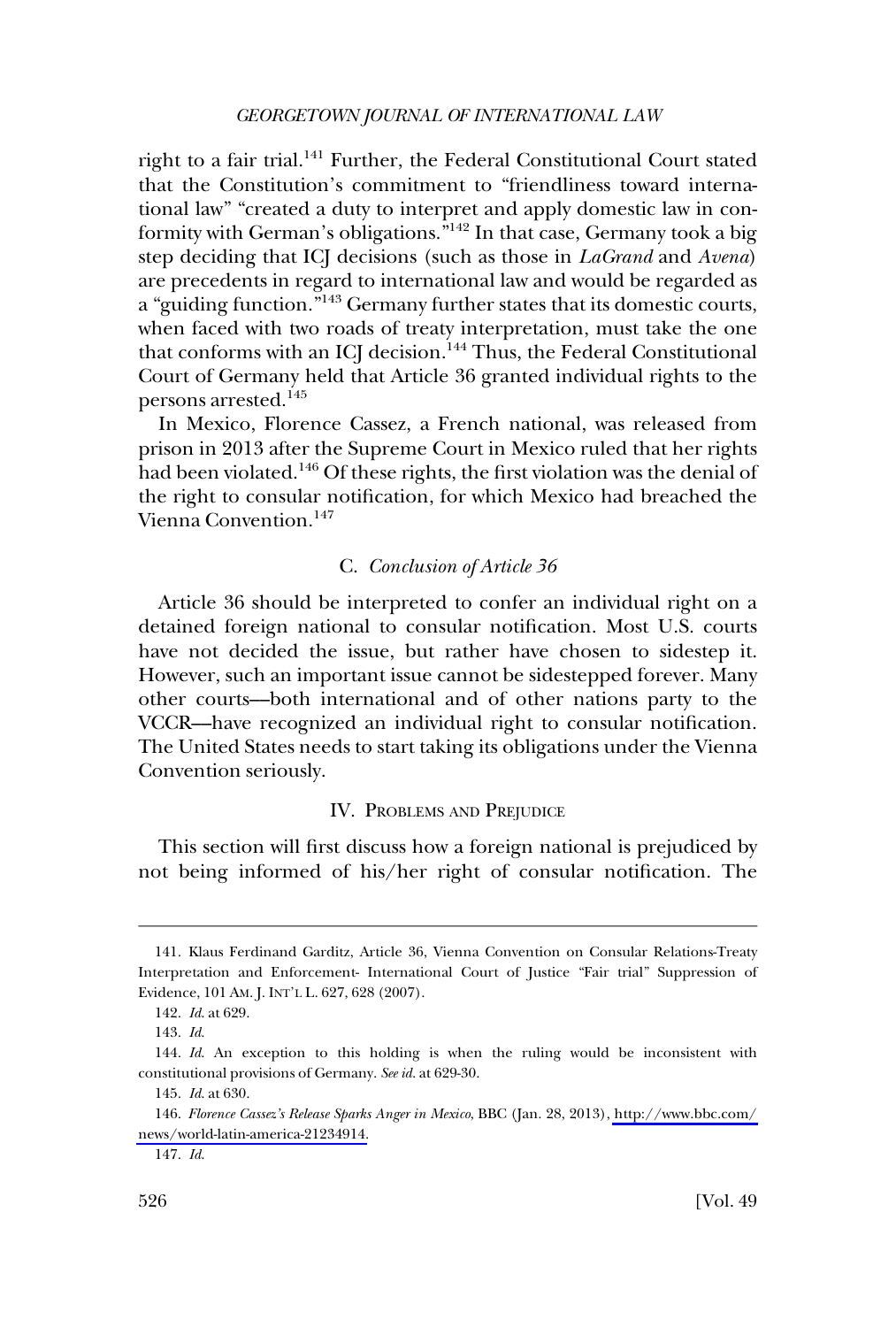right to a fair trial.[141] Further, the Federal Constitutional Court stated that the Constitution's commitment to "friendliness toward international law" "created a duty to interpret and apply domestic law in conformity with German's obligations."[142] In that case, Germany took a big step deciding that ICJ decisions (such as those in *LaGrand* and *Avena*) are precedents in regard to international law and would be regarded as a "guiding function."[143] Germany further states that its domestic courts, when faced with two roads of treaty interpretation, must take the one that conforms with an ICJ decision.[144] Thus, the Federal Constitutional Court of Germany held that Article 36 granted individual rights to the persons arrested.[145]

In Mexico, Florence Cassez, a French national, was released from prison in 2013 after the Supreme Court in Mexico ruled that her rights had been violated.[146] Of these rights, the first violation was the denial of the right to consular notification, for which Mexico had breached the Vienna Convention.[147]

### C. *Conclusion of Article 36*

Article 36 should be interpreted to confer an individual right on a detained foreign national to consular notification. Most U.S. courts have not decided the issue, but rather have chosen to sidestep it. However, such an important issue cannot be sidestepped forever. Many other courts—both international and of other nations party to the VCCR—have recognized an individual right to consular notification. The United States needs to start taking its obligations under the Vienna Convention seriously.

## IV. Problems and Prejudice

This section will first discuss how a foreign national is prejudiced by not being informed of his/her right of consular notification. The

---

141. Klaus Ferdinand Garditz, Article 36, Vienna Convention on Consular Relations-Treaty Interpretation and Enforcement- International Court of Justice "Fair trial" Suppression of Evidence, 101 AM. J. INT'L L. 627, 628 (2007).

142. *Id.* at 629.

143. *Id.*

144. *Id.* An exception to this holding is when the ruling would be inconsistent with constitutional provisions of Germany. *See id.* at 629-30.

145. *Id.* at 630.

146. *Florence Cassez's Release Sparks Anger in Mexico*, BBC (Jan. 28, 2013), http://www.bbc.com/news/world-latin-america-21234914.

147. *Id.*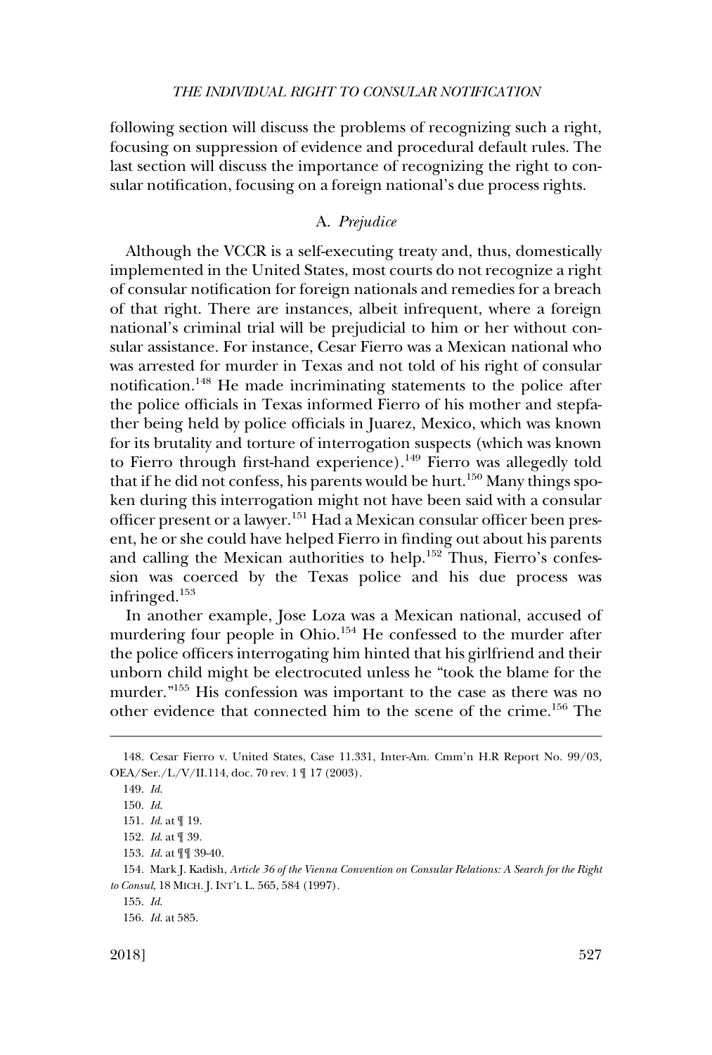following section will discuss the problems of recognizing such a right, focusing on suppression of evidence and procedural default rules. The last section will discuss the importance of recognizing the right to consular notification, focusing on a foreign national's due process rights.

### A. *Prejudice*

Although the VCCR is a self-executing treaty and, thus, domestically implemented in the United States, most courts do not recognize a right of consular notification for foreign nationals and remedies for a breach of that right. There are instances, albeit infrequent, where a foreign national's criminal trial will be prejudicial to him or her without consular assistance. For instance, Cesar Fierro was a Mexican national who was arrested for murder in Texas and not told of his right of consular notification.[148] He made incriminating statements to the police after the police officials in Texas informed Fierro of his mother and stepfather being held by police officials in Juarez, Mexico, which was known for its brutality and torture of interrogation suspects (which was known to Fierro through first-hand experience).[149] Fierro was allegedly told that if he did not confess, his parents would be hurt.[150] Many things spoken during this interrogation might not have been said with a consular officer present or a lawyer.[151] Had a Mexican consular officer been present, he or she could have helped Fierro in finding out about his parents and calling the Mexican authorities to help.[152] Thus, Fierro's confession was coerced by the Texas police and his due process was infringed.[153]

In another example, Jose Loza was a Mexican national, accused of murdering four people in Ohio.[154] He confessed to the murder after the police officers interrogating him hinted that his girlfriend and their unborn child might be electrocuted unless he "took the blame for the murder."[155] His confession was important to the case as there was no other evidence that connected him to the scene of the crime.[156] The

---

148. Cesar Fierro v. United States, Case 11.331, Inter-Am. Cmm'n H.R Report No. 99/03, OEA/Ser./L/V/II.114, doc. 70 rev. 1 ¶ 17 (2003).

149. *Id.*

150. *Id.*

151. *Id.* at ¶ 19.

152. *Id.* at ¶ 39.

153. *Id.* at ¶¶ 39-40.

154. Mark J. Kadish, *Article 36 of the Vienna Convention on Consular Relations: A Search for the Right to Consul*, 18 MICH. J. INT'L L. 565, 584 (1997).

155. *Id.*

156. *Id.* at 585.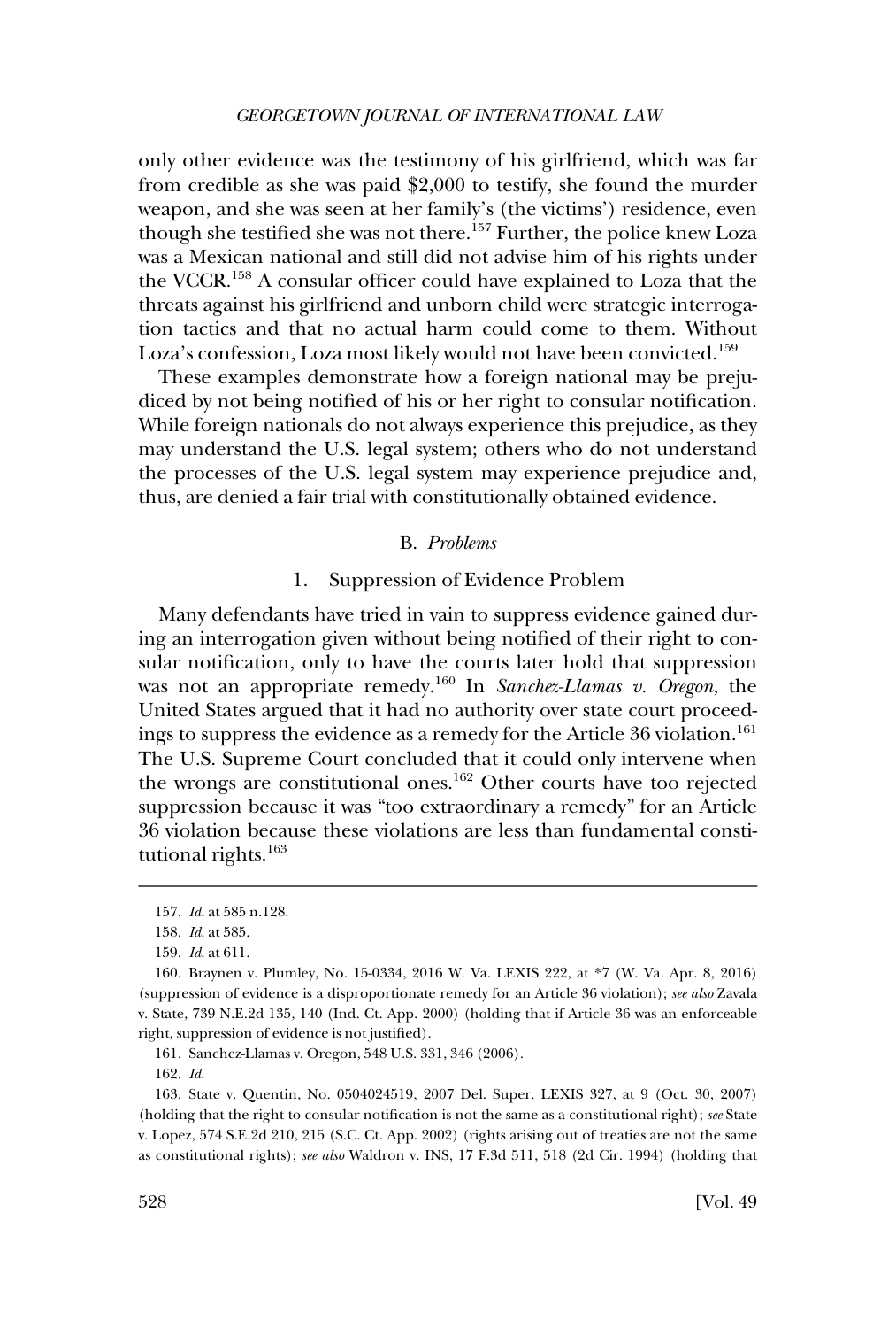only other evidence was the testimony of his girlfriend, which was far from credible as she was paid $2,000 to testify, she found the murder weapon, and she was seen at her family's (the victims') residence, even though she testified she was not there.[157] Further, the police knew Loza was a Mexican national and still did not advise him of his rights under the VCCR.[158] A consular officer could have explained to Loza that the threats against his girlfriend and unborn child were strategic interrogation tactics and that no actual harm could come to them. Without Loza's confession, Loza most likely would not have been convicted.[159]

These examples demonstrate how a foreign national may be prejudiced by not being notified of his or her right to consular notification. While foreign nationals do not always experience this prejudice, as they may understand the U.S. legal system; others who do not understand the processes of the U.S. legal system may experience prejudice and, thus, are denied a fair trial with constitutionally obtained evidence.

## B. *Problems*

### 1. Suppression of Evidence Problem

Many defendants have tried in vain to suppress evidence gained during an interrogation given without being notified of their right to consular notification, only to have the courts later hold that suppression was not an appropriate remedy.[160] In *Sanchez-Llamas v. Oregon*, the United States argued that it had no authority over state court proceedings to suppress the evidence as a remedy for the Article 36 violation.[161] The U.S. Supreme Court concluded that it could only intervene when the wrongs are constitutional ones.[162] Other courts have too rejected suppression because it was "too extraordinary a remedy" for an Article 36 violation because these violations are less than fundamental constitutional rights.[163]

---

157. *Id.* at 585 n.128.

158. *Id.* at 585.

159. *Id.* at 611.

160. Braynen v. Plumley, No. 15-0334, 2016 W. Va. LEXIS 222, at *7 (W. Va. Apr. 8, 2016) (suppression of evidence is a disproportionate remedy for an Article 36 violation); *see also* Zavala v. State, 739 N.E.2d 135, 140 (Ind. Ct. App. 2000) (holding that if Article 36 was an enforceable right, suppression of evidence is not justified).

161. Sanchez-Llamas v. Oregon, 548 U.S. 331, 346 (2006).

162. *Id.*

163. State v. Quentin, No. 0504024519, 2007 Del. Super. LEXIS 327, at 9 (Oct. 30, 2007) (holding that the right to consular notification is not the same as a constitutional right); *see* State v. Lopez, 574 S.E.2d 210, 215 (S.C. Ct. App. 2002) (rights arising out of treaties are not the same as constitutional rights); *see also* Waldron v. INS, 17 F.3d 511, 518 (2d Cir. 1994) (holding that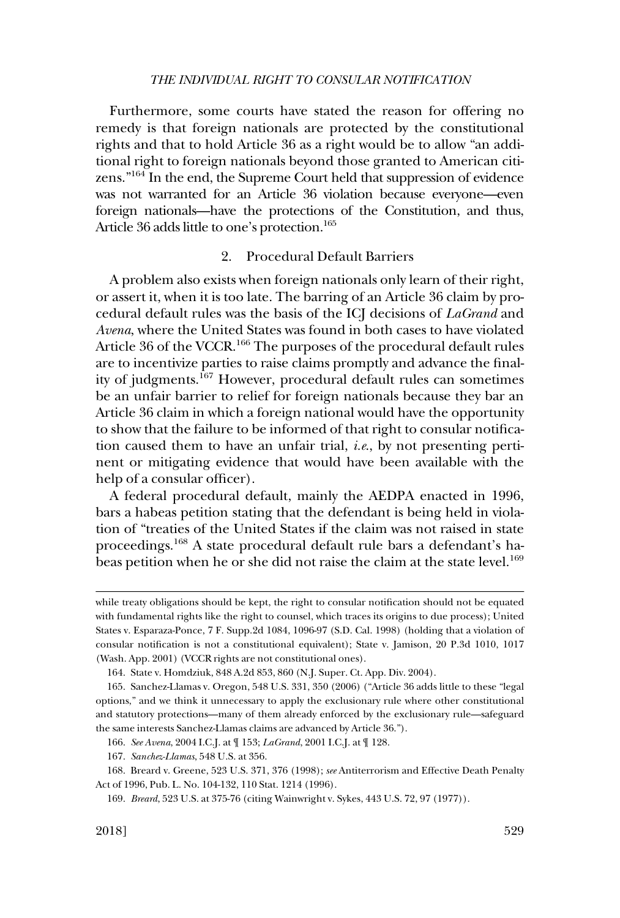Furthermore, some courts have stated the reason for offering no remedy is that foreign nationals are protected by the constitutional rights and that to hold Article 36 as a right would be to allow "an additional right to foreign nationals beyond those granted to American citizens."[164] In the end, the Supreme Court held that suppression of evidence was not warranted for an Article 36 violation because everyone—even foreign nationals—have the protections of the Constitution, and thus, Article 36 adds little to one's protection.[165]

### 2. Procedural Default Barriers

A problem also exists when foreign nationals only learn of their right, or assert it, when it is too late. The barring of an Article 36 claim by procedural default rules was the basis of the ICJ decisions of *LaGrand* and *Avena*, where the United States was found in both cases to have violated Article 36 of the VCCR.[166] The purposes of the procedural default rules are to incentivize parties to raise claims promptly and advance the finality of judgments.[167] However, procedural default rules can sometimes be an unfair barrier to relief for foreign nationals because they bar an Article 36 claim in which a foreign national would have the opportunity to show that the failure to be informed of that right to consular notification caused them to have an unfair trial, *i.e.*, by not presenting pertinent or mitigating evidence that would have been available with the help of a consular officer).

A federal procedural default, mainly the AEDPA enacted in 1996, bars a habeas petition stating that the defendant is being held in violation of "treaties of the United States if the claim was not raised in state proceedings.[168] A state procedural default rule bars a defendant's habeas petition when he or she did not raise the claim at the state level.[169]

---

while treaty obligations should be kept, the right to consular notification should not be equated with fundamental rights like the right to counsel, which traces its origins to due process); United States v. Esparaza-Ponce, 7 F. Supp.2d 1084, 1096-97 (S.D. Cal. 1998) (holding that a violation of consular notification is not a constitutional equivalent); State v. Jamison, 20 P.3d 1010, 1017 (Wash. App. 2001) (VCCR rights are not constitutional ones).

164. State v. Homdziuk, 848 A.2d 853, 860 (N.J. Super. Ct. App. Div. 2004).

165. Sanchez-Llamas v. Oregon, 548 U.S. 331, 350 (2006) ("Article 36 adds little to these "legal options," and we think it unnecessary to apply the exclusionary rule where other constitutional and statutory protections—many of them already enforced by the exclusionary rule—safeguard the same interests Sanchez-Llamas claims are advanced by Article 36.").

166. *See Avena*, 2004 I.C.J. at ¶ 153; *LaGrand*, 2001 I.C.J. at ¶ 128.

167. *Sanchez-Llamas*, 548 U.S. at 356.

168. Breard v. Greene, 523 U.S. 371, 376 (1998); *see* Antiterrorism and Effective Death Penalty Act of 1996, Pub. L. No. 104-132, 110 Stat. 1214 (1996).

169. *Breard*, 523 U.S. at 375-76 (citing Wainwright v. Sykes, 443 U.S. 72, 97 (1977)).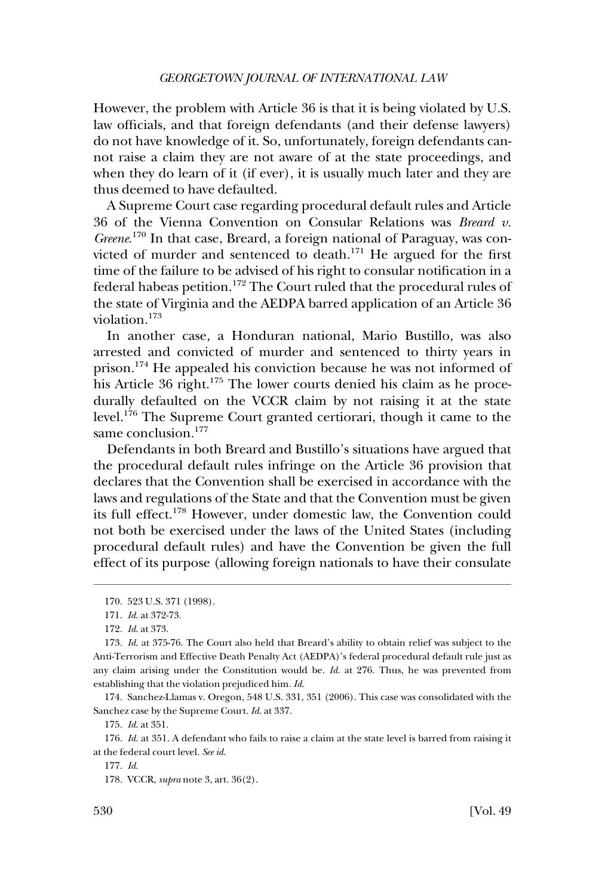However, the problem with Article 36 is that it is being violated by U.S. law officials, and that foreign defendants (and their defense lawyers) do not have knowledge of it. So, unfortunately, foreign defendants cannot raise a claim they are not aware of at the state proceedings, and when they do learn of it (if ever), it is usually much later and they are thus deemed to have defaulted.

A Supreme Court case regarding procedural default rules and Article 36 of the Vienna Convention on Consular Relations was *Breard v. Greene*.[170] In that case, Breard, a foreign national of Paraguay, was convicted of murder and sentenced to death.[171] He argued for the first time of the failure to be advised of his right to consular notification in a federal habeas petition.[172] The Court ruled that the procedural rules of the state of Virginia and the AEDPA barred application of an Article 36 violation.[173]

In another case, a Honduran national, Mario Bustillo, was also arrested and convicted of murder and sentenced to thirty years in prison.[174] He appealed his conviction because he was not informed of his Article 36 right.[175] The lower courts denied his claim as he procedurally defaulted on the VCCR claim by not raising it at the state level.[176] The Supreme Court granted certiorari, though it came to the same conclusion.[177]

Defendants in both Breard and Bustillo's situations have argued that the procedural default rules infringe on the Article 36 provision that declares that the Convention shall be exercised in accordance with the laws and regulations of the State and that the Convention must be given its full effect.[178] However, under domestic law, the Convention could not both be exercised under the laws of the United States (including procedural default rules) and have the Convention be given the full effect of its purpose (allowing foreign nationals to have their consulate

---

170. 523 U.S. 371 (1998).

171. *Id.* at 372-73.

172. *Id.* at 373.

173. *Id.* at 375-76. The Court also held that Breard's ability to obtain relief was subject to the Anti-Terrorism and Effective Death Penalty Act (AEDPA)'s federal procedural default rule just as any claim arising under the Constitution would be. *Id.* at 276. Thus, he was prevented from establishing that the violation prejudiced him. *Id.*

174. Sanchez-Llamas v. Oregon, 548 U.S. 331, 351 (2006). This case was consolidated with the Sanchez case by the Supreme Court. *Id.* at 337.

175. *Id.* at 351.

176. *Id.* at 351. A defendant who fails to raise a claim at the state level is barred from raising it at the federal court level. *See id.*

177. *Id.*

178. VCCR, *supra* note 3, art. 36(2).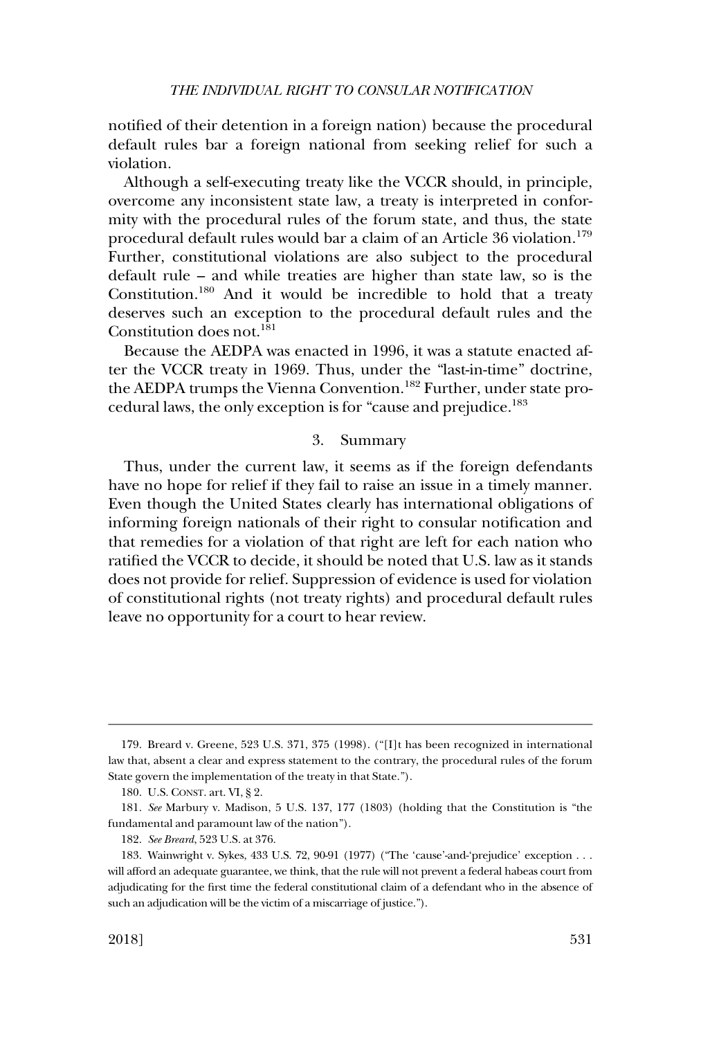notified of their detention in a foreign nation) because the procedural default rules bar a foreign national from seeking relief for such a violation.

Although a self-executing treaty like the VCCR should, in principle, overcome any inconsistent state law, a treaty is interpreted in conformity with the procedural rules of the forum state, and thus, the state procedural default rules would bar a claim of an Article 36 violation.[179] Further, constitutional violations are also subject to the procedural default rule – and while treaties are higher than state law, so is the Constitution.[180] And it would be incredible to hold that a treaty deserves such an exception to the procedural default rules and the Constitution does not.[181]

Because the AEDPA was enacted in 1996, it was a statute enacted after the VCCR treaty in 1969. Thus, under the "last-in-time" doctrine, the AEDPA trumps the Vienna Convention.[182] Further, under state procedural laws, the only exception is for "cause and prejudice.[183]

### 3. Summary

Thus, under the current law, it seems as if the foreign defendants have no hope for relief if they fail to raise an issue in a timely manner. Even though the United States clearly has international obligations of informing foreign nationals of their right to consular notification and that remedies for a violation of that right are left for each nation who ratified the VCCR to decide, it should be noted that U.S. law as it stands does not provide for relief. Suppression of evidence is used for violation of constitutional rights (not treaty rights) and procedural default rules leave no opportunity for a court to hear review.

---

179. Breard v. Greene, 523 U.S. 371, 375 (1998). ("[I]t has been recognized in international law that, absent a clear and express statement to the contrary, the procedural rules of the forum State govern the implementation of the treaty in that State.").

180. U.S. CONST. art. VI, § 2.

181. *See* Marbury v. Madison, 5 U.S. 137, 177 (1803) (holding that the Constitution is "the fundamental and paramount law of the nation").

182. *See Breard*, 523 U.S. at 376.

183. Wainwright v. Sykes, 433 U.S. 72, 90-91 (1977) ("The 'cause'-and-'prejudice' exception . . . will afford an adequate guarantee, we think, that the rule will not prevent a federal habeas court from adjudicating for the first time the federal constitutional claim of a defendant who in the absence of such an adjudication will be the victim of a miscarriage of justice.").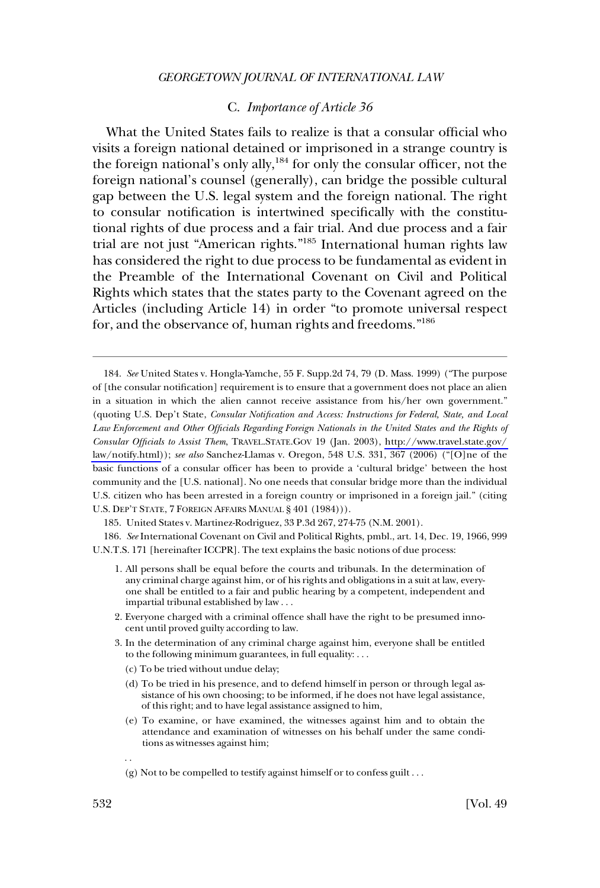### C. *Importance of Article 36*

What the United States fails to realize is that a consular official who visits a foreign national detained or imprisoned in a strange country is the foreign national's only ally,[184] for only the consular officer, not the foreign national's counsel (generally), can bridge the possible cultural gap between the U.S. legal system and the foreign national. The right to consular notification is intertwined specifically with the constitutional rights of due process and a fair trial. And due process and a fair trial are not just "American rights."[185] International human rights law has considered the right to due process to be fundamental as evident in the Preamble of the International Covenant on Civil and Political Rights which states that the states party to the Covenant agreed on the Articles (including Article 14) in order "to promote universal respect for, and the observance of, human rights and freedoms."[186]

---

184. *See* United States v. Hongla-Yamche, 55 F. Supp.2d 74, 79 (D. Mass. 1999) ("The purpose of [the consular notification] requirement is to ensure that a government does not place an alien in a situation in which the alien cannot receive assistance from his/her own government." (quoting U.S. Dep't State, *Consular Notification and Access: Instructions for Federal, State, and Local Law Enforcement and Other Officials Regarding Foreign Nationals in the United States and the Rights of Consular Officials to Assist Them*, TRAVEL.STATE.GOV 19 (Jan. 2003), http://www.travel.state.gov/law/notify.html)); *see also* Sanchez-Llamas v. Oregon, 548 U.S. 331, 367 (2006) ("[O]ne of the basic functions of a consular officer has been to provide a 'cultural bridge' between the host community and the [U.S. national]. No one needs that consular bridge more than the individual U.S. citizen who has been arrested in a foreign country or imprisoned in a foreign jail." (citing U.S. DEP'T STATE, 7 FOREIGN AFFAIRS MANUAL § 401 (1984))).

185. United States v. Martinez-Rodriguez, 33 P.3d 267, 274-75 (N.M. 2001).

186. *See* International Covenant on Civil and Political Rights, pmbl., art. 14, Dec. 19, 1966, 999 U.N.T.S. 171 [hereinafter ICCPR]. The text explains the basic notions of due process:

> 1. All persons shall be equal before the courts and tribunals. In the determination of any criminal charge against him, or of his rights and obligations in a suit at law, everyone shall be entitled to a fair and public hearing by a competent, independent and impartial tribunal established by law . . .
>
> 2. Everyone charged with a criminal offence shall have the right to be presumed innocent until proved guilty according to law.
>
> 3. In the determination of any criminal charge against him, everyone shall be entitled to the following minimum guarantees, in full equality: . . .
>
> (c) To be tried without undue delay;
>
> (d) To be tried in his presence, and to defend himself in person or through legal assistance of his own choosing; to be informed, if he does not have legal assistance, of this right; and to have legal assistance assigned to him,
>
> (e) To examine, or have examined, the witnesses against him and to obtain the attendance and examination of witnesses on his behalf under the same conditions as witnesses against him;
>
> . .
>
> (g) Not to be compelled to testify against himself or to confess guilt . . .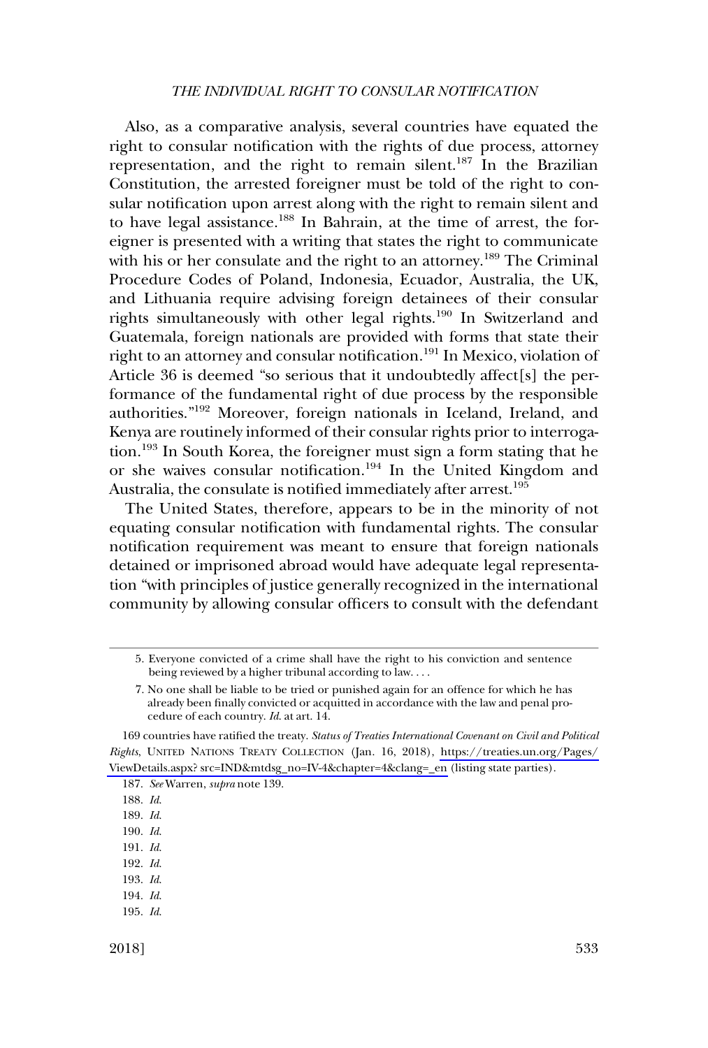Also, as a comparative analysis, several countries have equated the right to consular notification with the rights of due process, attorney representation, and the right to remain silent.[187] In the Brazilian Constitution, the arrested foreigner must be told of the right to consular notification upon arrest along with the right to remain silent and to have legal assistance.[188] In Bahrain, at the time of arrest, the foreigner is presented with a writing that states the right to communicate with his or her consulate and the right to an attorney.[189] The Criminal Procedure Codes of Poland, Indonesia, Ecuador, Australia, the UK, and Lithuania require advising foreign detainees of their consular rights simultaneously with other legal rights.[190] In Switzerland and Guatemala, foreign nationals are provided with forms that state their right to an attorney and consular notification.[191] In Mexico, violation of Article 36 is deemed "so serious that it undoubtedly affect[s] the performance of the fundamental right of due process by the responsible authorities."[192] Moreover, foreign nationals in Iceland, Ireland, and Kenya are routinely informed of their consular rights prior to interrogation.[193] In South Korea, the foreigner must sign a form stating that he or she waives consular notification.[194] In the United Kingdom and Australia, the consulate is notified immediately after arrest.[195]

The United States, therefore, appears to be in the minority of not equating consular notification with fundamental rights. The consular notification requirement was meant to ensure that foreign nationals detained or imprisoned abroad would have adequate legal representation "with principles of justice generally recognized in the international community by allowing consular officers to consult with the defendant

---

5. Everyone convicted of a crime shall have the right to his conviction and sentence being reviewed by a higher tribunal according to law. . . .

7. No one shall be liable to be tried or punished again for an offence for which he has already been finally convicted or acquitted in accordance with the law and penal procedure of each country. *Id.* at art. 14.

169 countries have ratified the treaty. *Status of Treaties International Covenant on Civil and Political Rights*, UNITED NATIONS TREATY COLLECTION (Jan. 16, 2018), https://treaties.un.org/Pages/ViewDetails.aspx? src=IND&mtdsg_no=IV-4&chapter=4&clang=_en (listing state parties).

187. *See* Warren, *supra* note 139.

188. *Id.*

189. *Id.*

190. *Id.*

191. *Id.*

192. *Id.*

193. *Id.*

194. *Id.*

195. *Id.*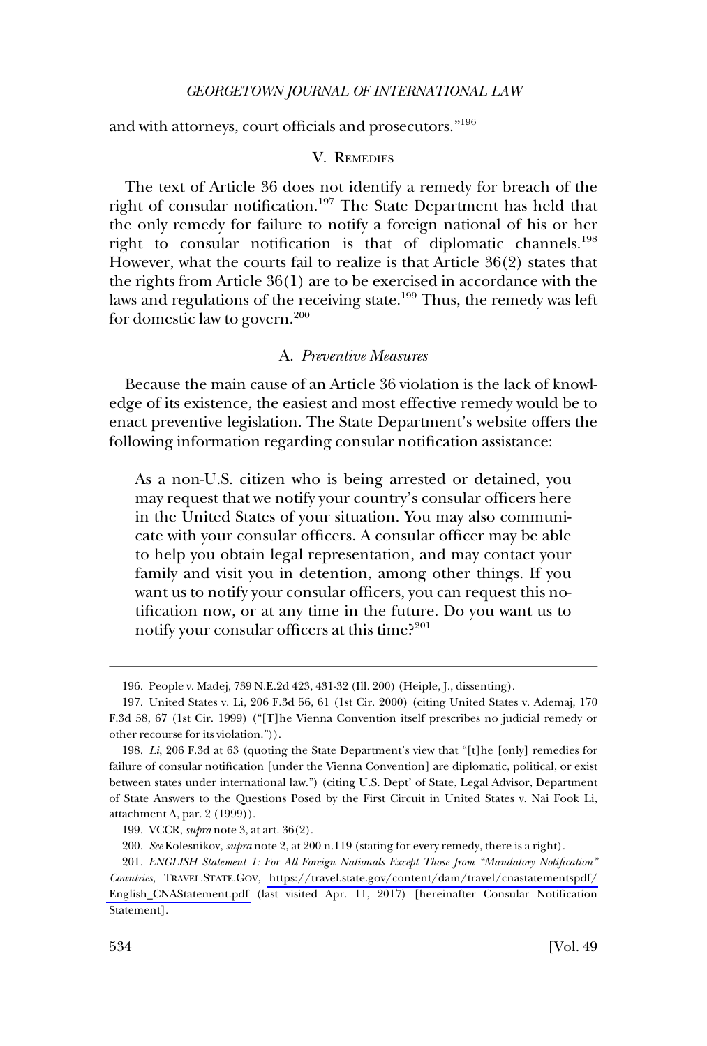and with attorneys, court officials and prosecutors."[196]

## V. Remedies

The text of Article 36 does not identify a remedy for breach of the right of consular notification.[197] The State Department has held that the only remedy for failure to notify a foreign national of his or her right to consular notification is that of diplomatic channels.[198] However, what the courts fail to realize is that Article 36(2) states that the rights from Article 36(1) are to be exercised in accordance with the laws and regulations of the receiving state.[199] Thus, the remedy was left for domestic law to govern.[200]

### A. *Preventive Measures*

Because the main cause of an Article 36 violation is the lack of knowledge of its existence, the easiest and most effective remedy would be to enact preventive legislation. The State Department's website offers the following information regarding consular notification assistance:

> As a non-U.S. citizen who is being arrested or detained, you may request that we notify your country's consular officers here in the United States of your situation. You may also communicate with your consular officers. A consular officer may be able to help you obtain legal representation, and may contact your family and visit you in detention, among other things. If you want us to notify your consular officers, you can request this notification now, or at any time in the future. Do you want us to notify your consular officers at this time?[201]

---

196. People v. Madej, 739 N.E.2d 423, 431-32 (Ill. 200) (Heiple, J., dissenting).

197. United States v. Li, 206 F.3d 56, 61 (1st Cir. 2000) (citing United States v. Ademaj, 170 F.3d 58, 67 (1st Cir. 1999) ("[T]he Vienna Convention itself prescribes no judicial remedy or other recourse for its violation.")).

198. *Li*, 206 F.3d at 63 (quoting the State Department's view that "[t]he [only] remedies for failure of consular notification [under the Vienna Convention] are diplomatic, political, or exist between states under international law.") (citing U.S. Dept' of State, Legal Advisor, Department of State Answers to the Questions Posed by the First Circuit in United States v. Nai Fook Li, attachment A, par. 2 (1999)).

199. VCCR, *supra* note 3, at art. 36(2).

200. *See* Kolesnikov, *supra* note 2, at 200 n.119 (stating for every remedy, there is a right).

201. *ENGLISH Statement 1: For All Foreign Nationals Except Those from "Mandatory Notification" Countries*, TRAVEL.STATE.GOV, https://travel.state.gov/content/dam/travel/cnastatementspdf/English_CNAStatement.pdf (last visited Apr. 11, 2017) [hereinafter Consular Notification Statement].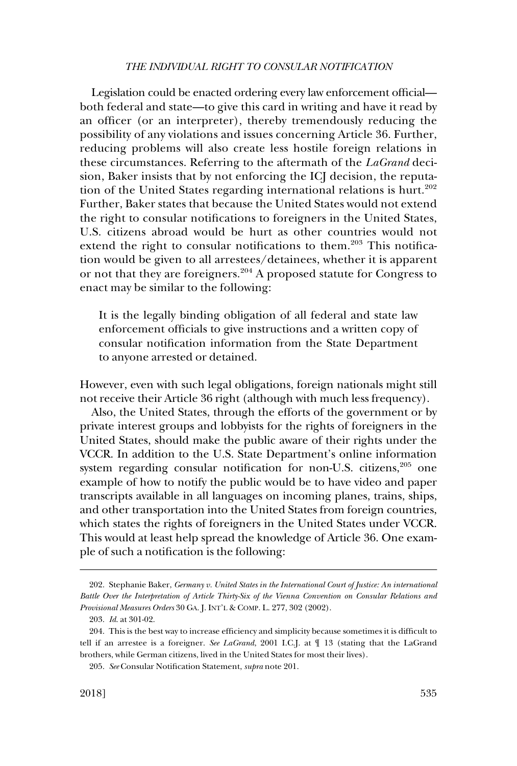Legislation could be enacted ordering every law enforcement official—both federal and state—to give this card in writing and have it read by an officer (or an interpreter), thereby tremendously reducing the possibility of any violations and issues concerning Article 36. Further, reducing problems will also create less hostile foreign relations in these circumstances. Referring to the aftermath of the *LaGrand* decision, Baker insists that by not enforcing the ICJ decision, the reputation of the United States regarding international relations is hurt.[202] Further, Baker states that because the United States would not extend the right to consular notifications to foreigners in the United States, U.S. citizens abroad would be hurt as other countries would not extend the right to consular notifications to them.[203] This notification would be given to all arrestees/detainees, whether it is apparent or not that they are foreigners.[204] A proposed statute for Congress to enact may be similar to the following:

> It is the legally binding obligation of all federal and state law enforcement officials to give instructions and a written copy of consular notification information from the State Department to anyone arrested or detained.

However, even with such legal obligations, foreign nationals might still not receive their Article 36 right (although with much less frequency).

Also, the United States, through the efforts of the government or by private interest groups and lobbyists for the rights of foreigners in the United States, should make the public aware of their rights under the VCCR. In addition to the U.S. State Department's online information system regarding consular notification for non-U.S. citizens,[205] one example of how to notify the public would be to have video and paper transcripts available in all languages on incoming planes, trains, ships, and other transportation into the United States from foreign countries, which states the rights of foreigners in the United States under VCCR. This would at least help spread the knowledge of Article 36. One example of such a notification is the following:

---

202. Stephanie Baker, *Germany v. United States in the International Court of Justice: An international Battle Over the Interpretation of Article Thirty-Six of the Vienna Convention on Consular Relations and Provisional Measures Orders* 30 GA. J. INT'L & COMP. L. 277, 302 (2002).

203. *Id.* at 301-02.

204. This is the best way to increase efficiency and simplicity because sometimes it is difficult to tell if an arrestee is a foreigner. *See LaGrand*, 2001 I.C.J. at ¶ 13 (stating that the LaGrand brothers, while German citizens, lived in the United States for most their lives).

205. *See* Consular Notification Statement, *supra* note 201.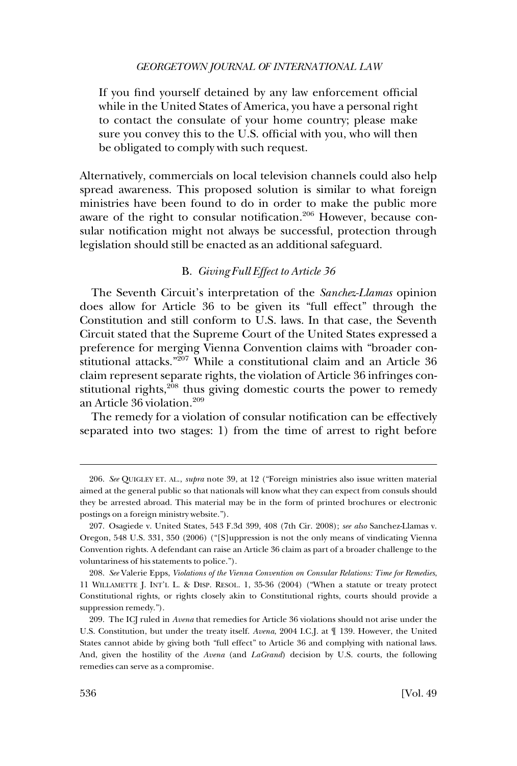> If you find yourself detained by any law enforcement official while in the United States of America, you have a personal right to contact the consulate of your home country; please make sure you convey this to the U.S. official with you, who will then be obligated to comply with such request.

Alternatively, commercials on local television channels could also help spread awareness. This proposed solution is similar to what foreign ministries have been found to do in order to make the public more aware of the right to consular notification.[206] However, because consular notification might not always be successful, protection through legislation should still be enacted as an additional safeguard.

### B. *Giving Full Effect to Article 36*

The Seventh Circuit's interpretation of the *Sanchez-Llamas* opinion does allow for Article 36 to be given its "full effect" through the Constitution and still conform to U.S. laws. In that case, the Seventh Circuit stated that the Supreme Court of the United States expressed a preference for merging Vienna Convention claims with "broader constitutional attacks."[207] While a constitutional claim and an Article 36 claim represent separate rights, the violation of Article 36 infringes constitutional rights,[208] thus giving domestic courts the power to remedy an Article 36 violation.[209]

The remedy for a violation of consular notification can be effectively separated into two stages: 1) from the time of arrest to right before

---

206. *See* QUIGLEY ET. AL., *supra* note 39, at 12 ("Foreign ministries also issue written material aimed at the general public so that nationals will know what they can expect from consuls should they be arrested abroad. This material may be in the form of printed brochures or electronic postings on a foreign ministry website.").

207. Osagiede v. United States, 543 F.3d 399, 408 (7th Cir. 2008); *see also* Sanchez-Llamas v. Oregon, 548 U.S. 331, 350 (2006) ("[S]uppression is not the only means of vindicating Vienna Convention rights. A defendant can raise an Article 36 claim as part of a broader challenge to the voluntariness of his statements to police.").

208. *See* Valerie Epps, *Violations of the Vienna Convention on Consular Relations: Time for Remedies*, 11 WILLAMETTE J. INT'L L. & DISP. RESOL. 1, 35-36 (2004) ("When a statute or treaty protect Constitutional rights, or rights closely akin to Constitutional rights, courts should provide a suppression remedy.").

209. The ICJ ruled in *Avena* that remedies for Article 36 violations should not arise under the U.S. Constitution, but under the treaty itself. *Avena*, 2004 I.C.J. at ¶ 139. However, the United States cannot abide by giving both "full effect" to Article 36 and complying with national laws. And, given the hostility of the *Avena* (and *LaGrand*) decision by U.S. courts, the following remedies can serve as a compromise.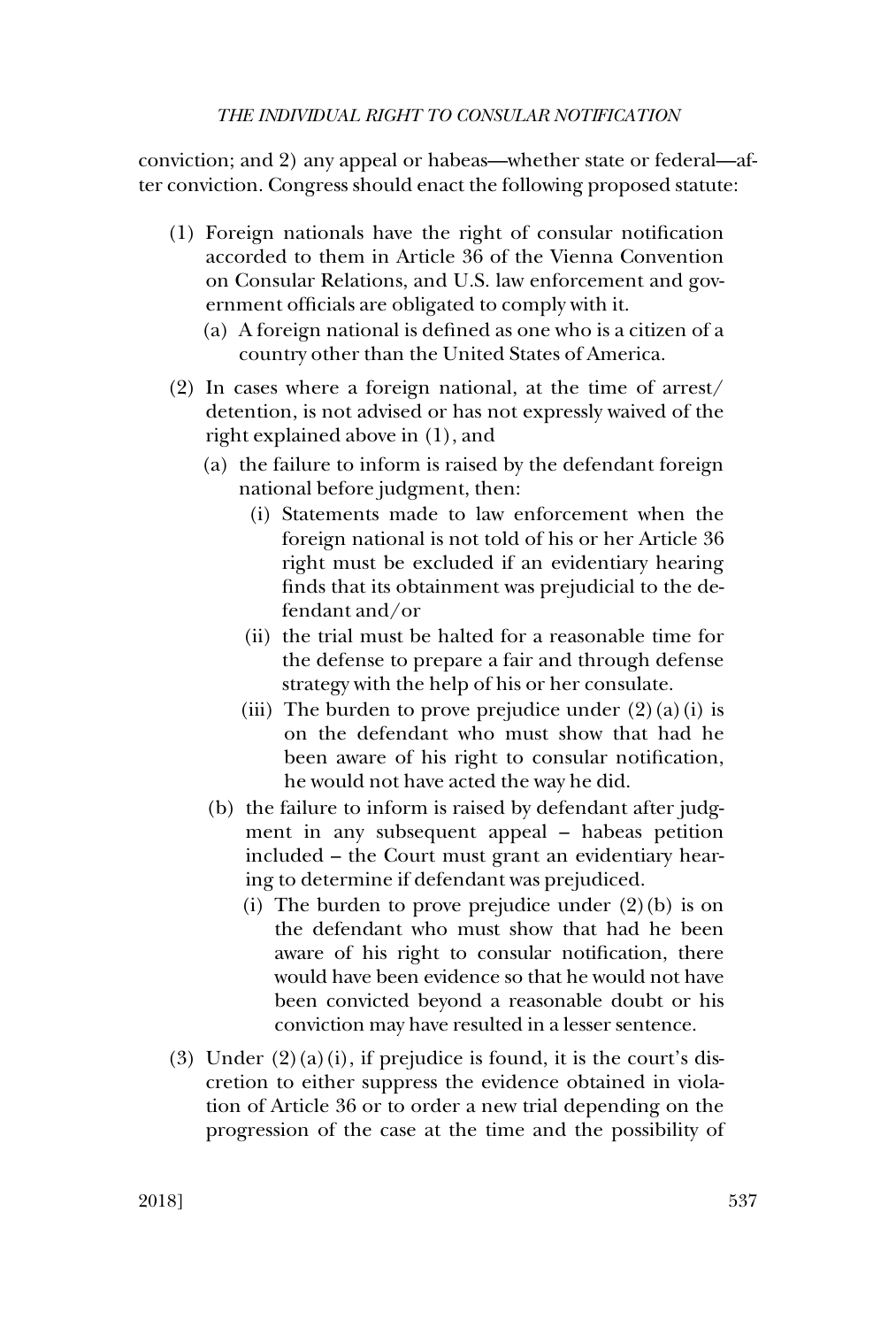conviction; and 2) any appeal or habeas—whether state or federal—after conviction. Congress should enact the following proposed statute:

(1) Foreign nationals have the right of consular notification accorded to them in Article 36 of the Vienna Convention on Consular Relations, and U.S. law enforcement and government officials are obligated to comply with it.

   (a) A foreign national is defined as one who is a citizen of a country other than the United States of America.

(2) In cases where a foreign national, at the time of arrest/detention, is not advised or has not expressly waived of the right explained above in (1), and

   (a) the failure to inform is raised by the defendant foreign national before judgment, then:

      (i) Statements made to law enforcement when the foreign national is not told of his or her Article 36 right must be excluded if an evidentiary hearing finds that its obtainment was prejudicial to the defendant and/or

      (ii) the trial must be halted for a reasonable time for the defense to prepare a fair and through defense strategy with the help of his or her consulate.

      (iii) The burden to prove prejudice under (2)(a)(i) is on the defendant who must show that had he been aware of his right to consular notification, he would not have acted the way he did.

   (b) the failure to inform is raised by defendant after judgment in any subsequent appeal – habeas petition included – the Court must grant an evidentiary hearing to determine if defendant was prejudiced.

      (i) The burden to prove prejudice under (2)(b) is on the defendant who must show that had he been aware of his right to consular notification, there would have been evidence so that he would not have been convicted beyond a reasonable doubt or his conviction may have resulted in a lesser sentence.

(3) Under (2)(a)(i), if prejudice is found, it is the court's discretion to either suppress the evidence obtained in violation of Article 36 or to order a new trial depending on the progression of the case at the time and the possibility of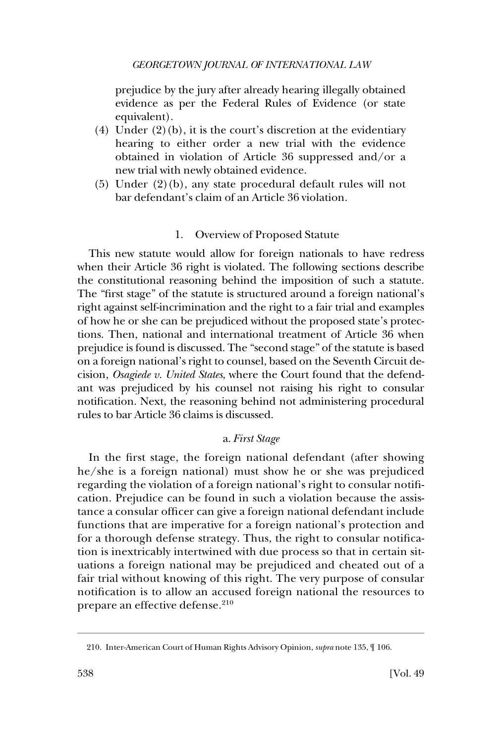prejudice by the jury after already hearing illegally obtained evidence as per the Federal Rules of Evidence (or state equivalent).

(4) Under (2)(b), it is the court's discretion at the evidentiary hearing to either order a new trial with the evidence obtained in violation of Article 36 suppressed and/or a new trial with newly obtained evidence.

(5) Under (2)(b), any state procedural default rules will not bar defendant's claim of an Article 36 violation.

### 1. Overview of Proposed Statute

This new statute would allow for foreign nationals to have redress when their Article 36 right is violated. The following sections describe the constitutional reasoning behind the imposition of such a statute. The "first stage" of the statute is structured around a foreign national's right against self-incrimination and the right to a fair trial and examples of how he or she can be prejudiced without the proposed state's protections. Then, national and international treatment of Article 36 when prejudice is found is discussed. The "second stage" of the statute is based on a foreign national's right to counsel, based on the Seventh Circuit decision, *Osagiede v. United States*, where the Court found that the defendant was prejudiced by his counsel not raising his right to consular notification. Next, the reasoning behind not administering procedural rules to bar Article 36 claims is discussed.

#### a. *First Stage*

In the first stage, the foreign national defendant (after showing he/she is a foreign national) must show he or she was prejudiced regarding the violation of a foreign national's right to consular notification. Prejudice can be found in such a violation because the assistance a consular officer can give a foreign national defendant include functions that are imperative for a foreign national's protection and for a thorough defense strategy. Thus, the right to consular notification is inextricably intertwined with due process so that in certain situations a foreign national may be prejudiced and cheated out of a fair trial without knowing of this right. The very purpose of consular notification is to allow an accused foreign national the resources to prepare an effective defense.[210]

---

210. Inter-American Court of Human Rights Advisory Opinion, *supra* note 135, ¶ 106.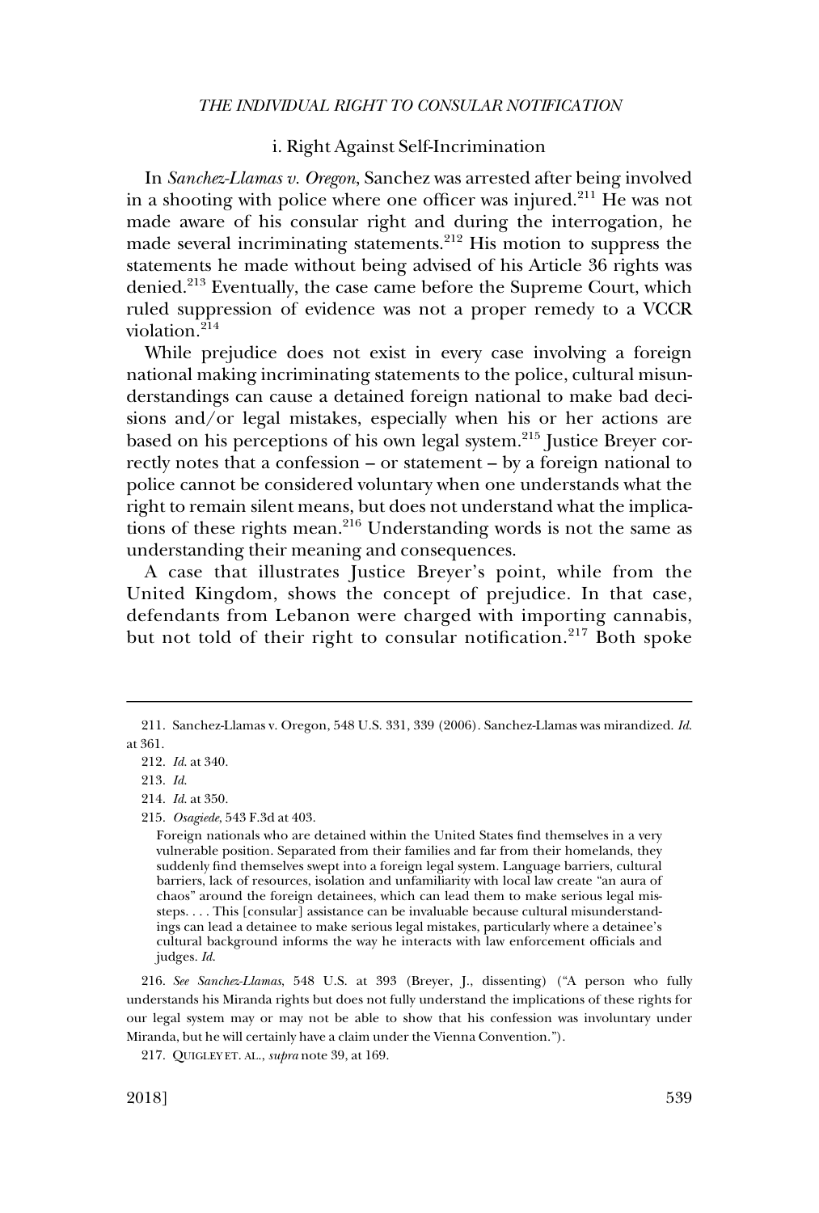### i. Right Against Self-Incrimination

In *Sanchez-Llamas v. Oregon*, Sanchez was arrested after being involved in a shooting with police where one officer was injured.[211] He was not made aware of his consular right and during the interrogation, he made several incriminating statements.[212] His motion to suppress the statements he made without being advised of his Article 36 rights was denied.[213] Eventually, the case came before the Supreme Court, which ruled suppression of evidence was not a proper remedy to a VCCR violation.[214]

While prejudice does not exist in every case involving a foreign national making incriminating statements to the police, cultural misunderstandings can cause a detained foreign national to make bad decisions and/or legal mistakes, especially when his or her actions are based on his perceptions of his own legal system.[215] Justice Breyer correctly notes that a confession – or statement – by a foreign national to police cannot be considered voluntary when one understands what the right to remain silent means, but does not understand what the implications of these rights mean.[216] Understanding words is not the same as understanding their meaning and consequences.

A case that illustrates Justice Breyer's point, while from the United Kingdom, shows the concept of prejudice. In that case, defendants from Lebanon were charged with importing cannabis, but not told of their right to consular notification.[217] Both spoke

---

211. Sanchez-Llamas v. Oregon, 548 U.S. 331, 339 (2006). Sanchez-Llamas was mirandized. *Id.* at 361.

212. *Id.* at 340.

213. *Id.*

214. *Id.* at 350.

215. *Osagiede*, 543 F.3d at 403.

> Foreign nationals who are detained within the United States find themselves in a very vulnerable position. Separated from their families and far from their homelands, they suddenly find themselves swept into a foreign legal system. Language barriers, cultural barriers, lack of resources, isolation and unfamiliarity with local law create "an aura of chaos" around the foreign detainees, which can lead them to make serious legal missteps. . . . This [consular] assistance can be invaluable because cultural misunderstandings can lead a detainee to make serious legal mistakes, particularly where a detainee's cultural background informs the way he interacts with law enforcement officials and judges. *Id.*

216. *See Sanchez-Llamas*, 548 U.S. at 393 (Breyer, J., dissenting) ("A person who fully understands his Miranda rights but does not fully understand the implications of these rights for our legal system may or may not be able to show that his confession was involuntary under Miranda, but he will certainly have a claim under the Vienna Convention.").

217. QUIGLEY ET. AL., *supra* note 39, at 169.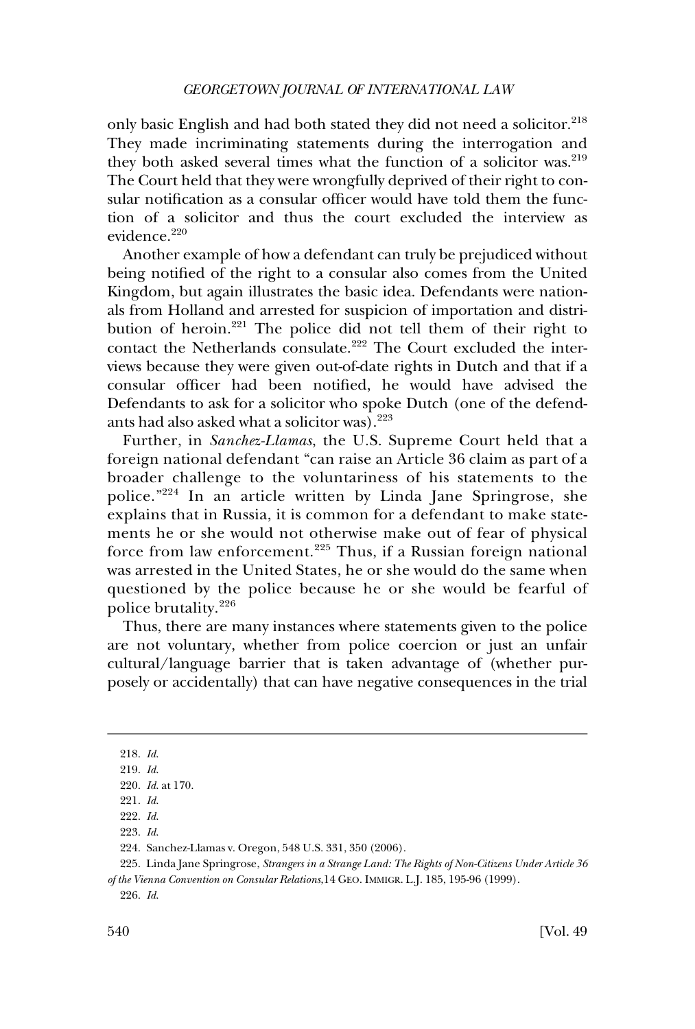only basic English and had both stated they did not need a solicitor.[218] They made incriminating statements during the interrogation and they both asked several times what the function of a solicitor was.[219] The Court held that they were wrongfully deprived of their right to consular notification as a consular officer would have told them the function of a solicitor and thus the court excluded the interview as evidence.[220]

Another example of how a defendant can truly be prejudiced without being notified of the right to a consular also comes from the United Kingdom, but again illustrates the basic idea. Defendants were nationals from Holland and arrested for suspicion of importation and distribution of heroin.[221] The police did not tell them of their right to contact the Netherlands consulate.[222] The Court excluded the interviews because they were given out-of-date rights in Dutch and that if a consular officer had been notified, he would have advised the Defendants to ask for a solicitor who spoke Dutch (one of the defendants had also asked what a solicitor was).[223]

Further, in *Sanchez-Llamas*, the U.S. Supreme Court held that a foreign national defendant "can raise an Article 36 claim as part of a broader challenge to the voluntariness of his statements to the police."[224] In an article written by Linda Jane Springrose, she explains that in Russia, it is common for a defendant to make statements he or she would not otherwise make out of fear of physical force from law enforcement.[225] Thus, if a Russian foreign national was arrested in the United States, he or she would do the same when questioned by the police because he or she would be fearful of police brutality.[226]

Thus, there are many instances where statements given to the police are not voluntary, whether from police coercion or just an unfair cultural/language barrier that is taken advantage of (whether purposely or accidentally) that can have negative consequences in the trial

---

218. *Id.*

219. *Id.*

220. *Id.* at 170.

221. *Id.*

222. *Id.*

223. *Id.*

224. Sanchez-Llamas v. Oregon, 548 U.S. 331, 350 (2006).

225. Linda Jane Springrose, *Strangers in a Strange Land: The Rights of Non-Citizens Under Article 36 of the Vienna Convention on Consular Relations*, 14 GEO. IMMIGR. L.J. 185, 195-96 (1999).

226. *Id.*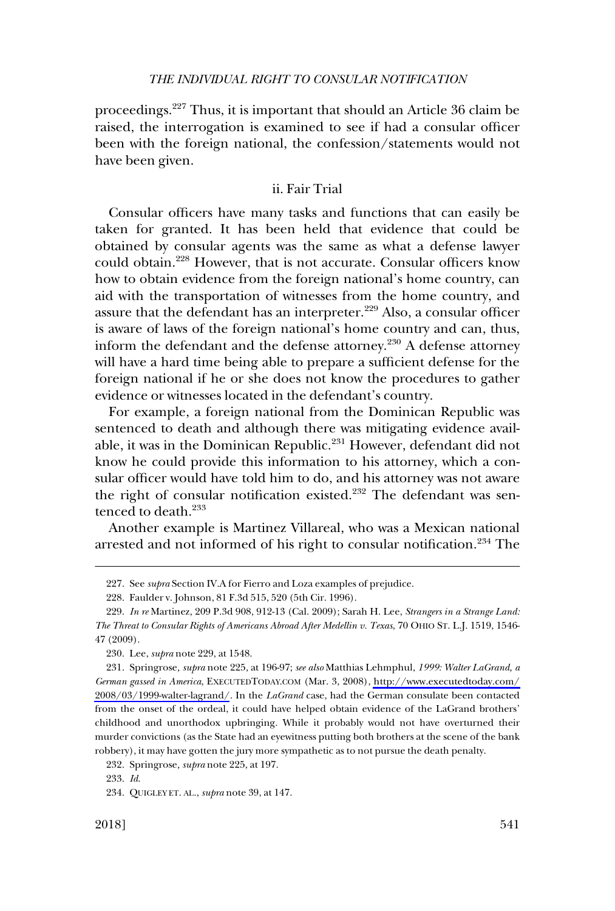proceedings.[227] Thus, it is important that should an Article 36 claim be raised, the interrogation is examined to see if had a consular officer been with the foreign national, the confession/statements would not have been given.

### ii. Fair Trial

Consular officers have many tasks and functions that can easily be taken for granted. It has been held that evidence that could be obtained by consular agents was the same as what a defense lawyer could obtain.[228] However, that is not accurate. Consular officers know how to obtain evidence from the foreign national's home country, can aid with the transportation of witnesses from the home country, and assure that the defendant has an interpreter.[229] Also, a consular officer is aware of laws of the foreign national's home country and can, thus, inform the defendant and the defense attorney.[230] A defense attorney will have a hard time being able to prepare a sufficient defense for the foreign national if he or she does not know the procedures to gather evidence or witnesses located in the defendant's country.

For example, a foreign national from the Dominican Republic was sentenced to death and although there was mitigating evidence available, it was in the Dominican Republic.[231] However, defendant did not know he could provide this information to his attorney, which a consular officer would have told him to do, and his attorney was not aware the right of consular notification existed.[232] The defendant was sentenced to death.[233]

Another example is Martinez Villareal, who was a Mexican national arrested and not informed of his right to consular notification.[234] The

---

227. See *supra* Section IV.A for Fierro and Loza examples of prejudice.

228. Faulder v. Johnson, 81 F.3d 515, 520 (5th Cir. 1996).

229. *In re* Martinez, 209 P.3d 908, 912-13 (Cal. 2009); Sarah H. Lee, *Strangers in a Strange Land: The Threat to Consular Rights of Americans Abroad After Medellin v. Texas*, 70 OHIO ST. L.J. 1519, 1546-47 (2009).

230. Lee, *supra* note 229, at 1548.

231. Springrose, *supra* note 225, at 196-97; *see also* Matthias Lehmphul, *1999: Walter LaGrand, a German gassed in America*, EXECUTEDTODAY.COM (Mar. 3, 2008), http://www.executedtoday.com/2008/03/1999-walter-lagrand/. In the *LaGrand* case, had the German consulate been contacted from the onset of the ordeal, it could have helped obtain evidence of the LaGrand brothers' childhood and unorthodox upbringing. While it probably would not have overturned their murder convictions (as the State had an eyewitness putting both brothers at the scene of the bank robbery), it may have gotten the jury more sympathetic as to not pursue the death penalty.

232. Springrose, *supra* note 225, at 197.

233. *Id.*

234. QUIGLEY ET. AL., *supra* note 39, at 147.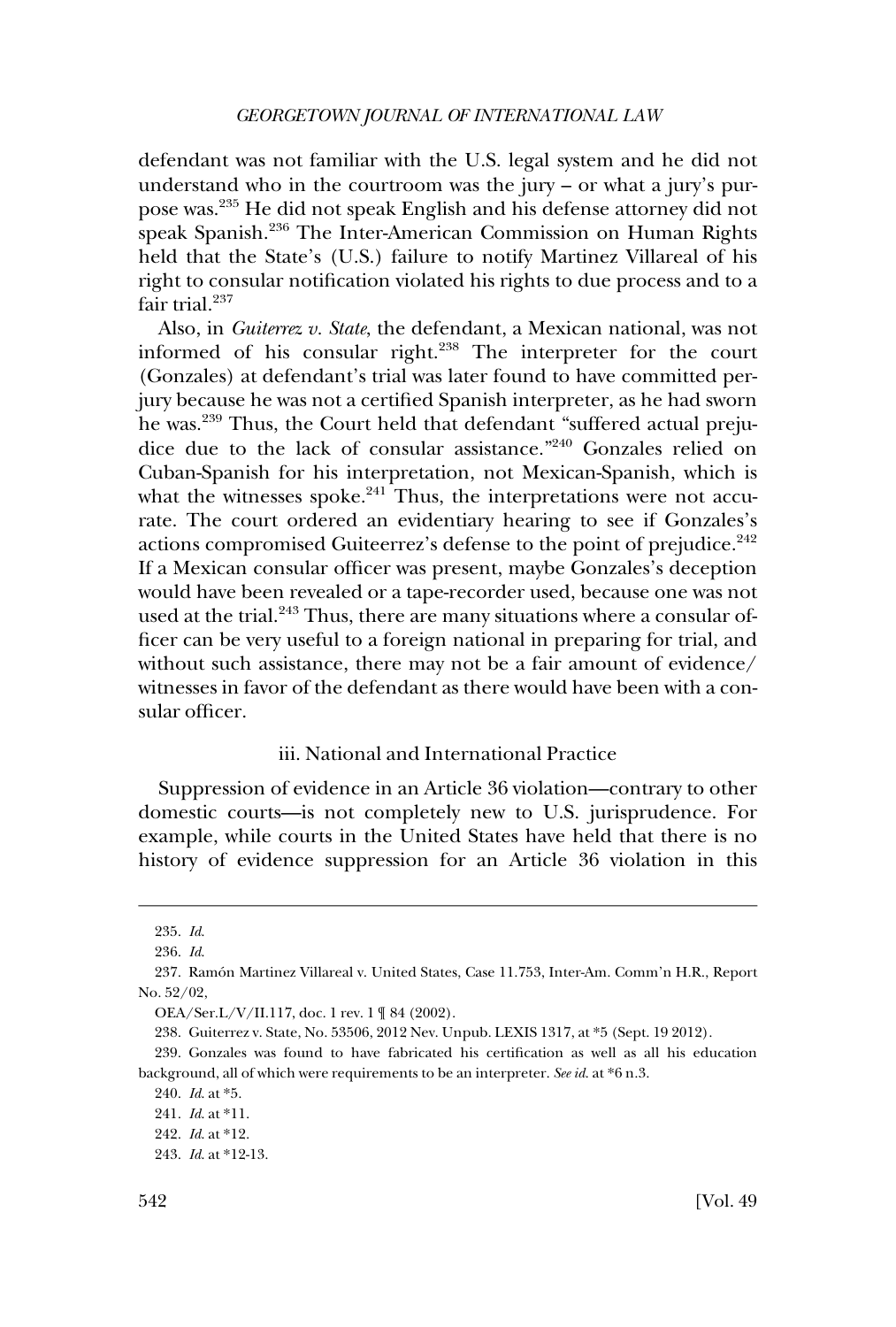defendant was not familiar with the U.S. legal system and he did not understand who in the courtroom was the jury – or what a jury's purpose was.[235] He did not speak English and his defense attorney did not speak Spanish.[236] The Inter-American Commission on Human Rights held that the State's (U.S.) failure to notify Martinez Villareal of his right to consular notification violated his rights to due process and to a fair trial.[237]

Also, in *Guiterrez v. State*, the defendant, a Mexican national, was not informed of his consular right.[238] The interpreter for the court (Gonzales) at defendant's trial was later found to have committed perjury because he was not a certified Spanish interpreter, as he had sworn he was.[239] Thus, the Court held that defendant "suffered actual prejudice due to the lack of consular assistance."[240] Gonzales relied on Cuban-Spanish for his interpretation, not Mexican-Spanish, which is what the witnesses spoke.[241] Thus, the interpretations were not accurate. The court ordered an evidentiary hearing to see if Gonzales's actions compromised Guiteerrez's defense to the point of prejudice.[242] If a Mexican consular officer was present, maybe Gonzales's deception would have been revealed or a tape-recorder used, because one was not used at the trial.[243] Thus, there are many situations where a consular officer can be very useful to a foreign national in preparing for trial, and without such assistance, there may not be a fair amount of evidence/ witnesses in favor of the defendant as there would have been with a consular officer.

### iii. National and International Practice

Suppression of evidence in an Article 36 violation—contrary to other domestic courts—is not completely new to U.S. jurisprudence. For example, while courts in the United States have held that there is no history of evidence suppression for an Article 36 violation in this

---

235. *Id.*

236. *Id.*

237. Ramón Martinez Villareal v. United States, Case 11.753, Inter-Am. Comm'n H.R., Report No. 52/02,

OEA/Ser.L/V/II.117, doc. 1 rev. 1 ¶ 84 (2002).

238. Guiterrez v. State, No. 53506, 2012 Nev. Unpub. LEXIS 1317, at *5 (Sept. 19 2012).

239. Gonzales was found to have fabricated his certification as well as all his education background, all of which were requirements to be an interpreter. *See id.* at *6 n.3.

240. *Id.* at *5.

241. *Id.* at *11.

242. *Id.* at *12.

243. *Id.* at *12-13.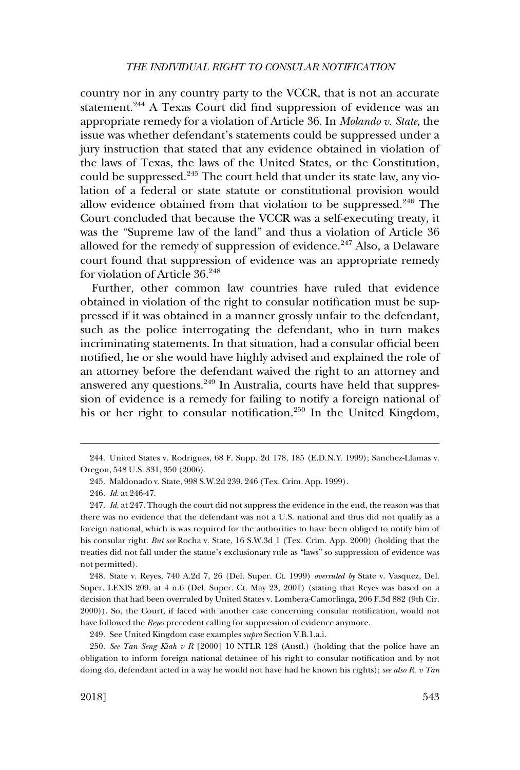country nor in any country party to the VCCR, that is not an accurate statement.[244] A Texas Court did find suppression of evidence was an appropriate remedy for a violation of Article 36. In *Molando v. State*, the issue was whether defendant's statements could be suppressed under a jury instruction that stated that any evidence obtained in violation of the laws of Texas, the laws of the United States, or the Constitution, could be suppressed.[245] The court held that under its state law, any violation of a federal or state statute or constitutional provision would allow evidence obtained from that violation to be suppressed.[246] The Court concluded that because the VCCR was a self-executing treaty, it was the "Supreme law of the land" and thus a violation of Article 36 allowed for the remedy of suppression of evidence.[247] Also, a Delaware court found that suppression of evidence was an appropriate remedy for violation of Article 36.[248]

Further, other common law countries have ruled that evidence obtained in violation of the right to consular notification must be suppressed if it was obtained in a manner grossly unfair to the defendant, such as the police interrogating the defendant, who in turn makes incriminating statements. In that situation, had a consular official been notified, he or she would have highly advised and explained the role of an attorney before the defendant waived the right to an attorney and answered any questions.[249] In Australia, courts have held that suppression of evidence is a remedy for failing to notify a foreign national of his or her right to consular notification.[250] In the United Kingdom,

---

244. United States v. Rodrigues, 68 F. Supp. 2d 178, 185 (E.D.N.Y. 1999); Sanchez-Llamas v. Oregon, 548 U.S. 331, 350 (2006).

245. Maldonado v. State, 998 S.W.2d 239, 246 (Tex. Crim. App. 1999).

246. *Id*. at 246-47.

247. *Id*. at 247. Though the court did not suppress the evidence in the end, the reason was that there was no evidence that the defendant was not a U.S. national and thus did not qualify as a foreign national, which is was required for the authorities to have been obliged to notify him of his consular right. *But see* Rocha v. State, 16 S.W.3d 1 (Tex. Crim. App. 2000) (holding that the treaties did not fall under the statue's exclusionary rule as "laws" so suppression of evidence was not permitted).

248. State v. Reyes, 740 A.2d 7, 26 (Del. Super. Ct. 1999) *overruled by* State v. Vasquez, Del. Super. LEXIS 209, at 4 n.6 (Del. Super. Ct. May 23, 2001) (stating that Reyes was based on a decision that had been overruled by United States v. Lombera-Camorlinga, 206 F.3d 882 (9th Cir. 2000)). So, the Court, if faced with another case concerning consular notification, would not have followed the *Reyes* precedent calling for suppression of evidence anymore.

249. See United Kingdom case examples *supra* Section V.B.1.a.i.

250. *See Tan Seng Kiah v R* [2000] 10 NTLR 128 (Austl.) (holding that the police have an obligation to inform foreign national detainee of his right to consular notification and by not doing do, defendant acted in a way he would not have had he known his rights); *see also R. v Tan*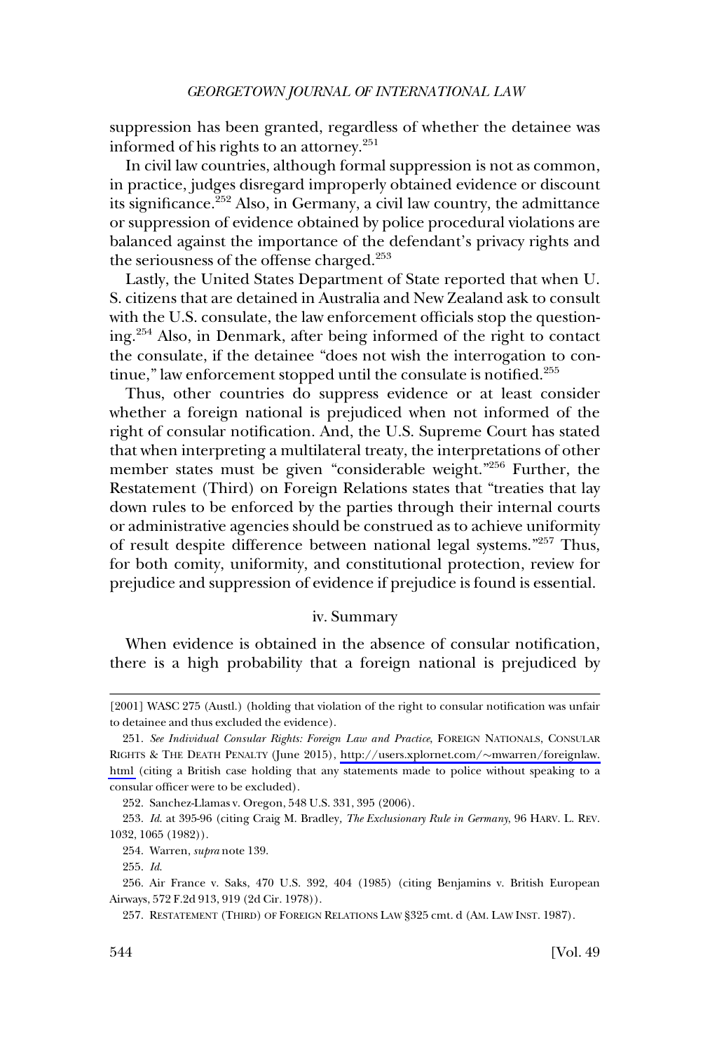suppression has been granted, regardless of whether the detainee was informed of his rights to an attorney.[251]

In civil law countries, although formal suppression is not as common, in practice, judges disregard improperly obtained evidence or discount its significance.[252] Also, in Germany, a civil law country, the admittance or suppression of evidence obtained by police procedural violations are balanced against the importance of the defendant's privacy rights and the seriousness of the offense charged.[253]

Lastly, the United States Department of State reported that when U. S. citizens that are detained in Australia and New Zealand ask to consult with the U.S. consulate, the law enforcement officials stop the questioning.[254] Also, in Denmark, after being informed of the right to contact the consulate, if the detainee "does not wish the interrogation to continue," law enforcement stopped until the consulate is notified.[255]

Thus, other countries do suppress evidence or at least consider whether a foreign national is prejudiced when not informed of the right of consular notification. And, the U.S. Supreme Court has stated that when interpreting a multilateral treaty, the interpretations of other member states must be given "considerable weight."[256] Further, the Restatement (Third) on Foreign Relations states that "treaties that lay down rules to be enforced by the parties through their internal courts or administrative agencies should be construed as to achieve uniformity of result despite difference between national legal systems."[257] Thus, for both comity, uniformity, and constitutional protection, review for prejudice and suppression of evidence if prejudice is found is essential.

#### iv. Summary

When evidence is obtained in the absence of consular notification, there is a high probability that a foreign national is prejudiced by

---

[2001] WASC 275 (Austl.) (holding that violation of the right to consular notification was unfair to detainee and thus excluded the evidence).

251. *See Individual Consular Rights: Foreign Law and Practice*, FOREIGN NATIONALS, CONSULAR RIGHTS & THE DEATH PENALTY (June 2015), http://users.xplornet.com/~mwarren/foreignlaw.html (citing a British case holding that any statements made to police without speaking to a consular officer were to be excluded).

252. Sanchez-Llamas v. Oregon, 548 U.S. 331, 395 (2006).

253. *Id.* at 395-96 (citing Craig M. Bradley, *The Exclusionary Rule in Germany*, 96 HARV. L. REV. 1032, 1065 (1982)).

254. Warren, *supra* note 139.

255. *Id.*

256. Air France v. Saks, 470 U.S. 392, 404 (1985) (citing Benjamins v. British European Airways, 572 F.2d 913, 919 (2d Cir. 1978)).

257. RESTATEMENT (THIRD) OF FOREIGN RELATIONS LAW §325 cmt. d (AM. LAW INST. 1987).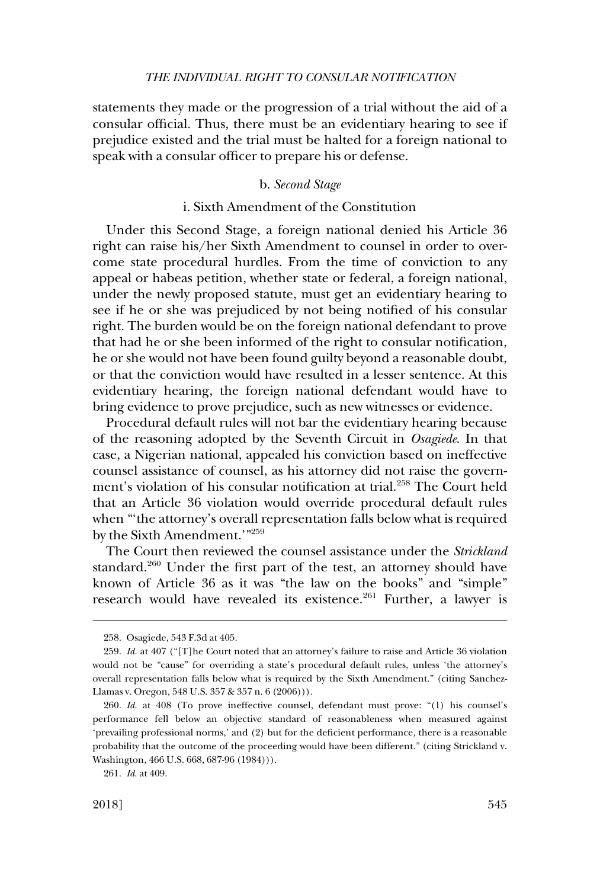statements they made or the progression of a trial without the aid of a consular official. Thus, there must be an evidentiary hearing to see if prejudice existed and the trial must be halted for a foreign national to speak with a consular officer to prepare his or defense.

#### b. *Second Stage*

##### i. Sixth Amendment of the Constitution

Under this Second Stage, a foreign national denied his Article 36 right can raise his/her Sixth Amendment to counsel in order to overcome state procedural hurdles. From the time of conviction to any appeal or habeas petition, whether state or federal, a foreign national, under the newly proposed statute, must get an evidentiary hearing to see if he or she was prejudiced by not being notified of his consular right. The burden would be on the foreign national defendant to prove that had he or she been informed of the right to consular notification, he or she would not have been found guilty beyond a reasonable doubt, or that the conviction would have resulted in a lesser sentence. At this evidentiary hearing, the foreign national defendant would have to bring evidence to prove prejudice, such as new witnesses or evidence.

Procedural default rules will not bar the evidentiary hearing because of the reasoning adopted by the Seventh Circuit in *Osagiede*. In that case, a Nigerian national, appealed his conviction based on ineffective counsel assistance of counsel, as his attorney did not raise the government's violation of his consular notification at trial.[258] The Court held that an Article 36 violation would override procedural default rules when "'the attorney's overall representation falls below what is required by the Sixth Amendment.'"[259]

The Court then reviewed the counsel assistance under the *Strickland* standard.[260] Under the first part of the test, an attorney should have known of Article 36 as it was "the law on the books" and "simple" research would have revealed its existence.[261] Further, a lawyer is

---

258. Osagiede, 543 F.3d at 405.

259. *Id*. at 407 ("[T]he Court noted that an attorney's failure to raise and Article 36 violation would not be "cause" for overriding a state's procedural default rules, unless 'the attorney's overall representation falls below what is required by the Sixth Amendment." (citing Sanchez-Llamas v. Oregon, 548 U.S. 357 & 357 n. 6 (2006))).

260. *Id*. at 408 (To prove ineffective counsel, defendant must prove: "(1) his counsel's performance fell below an objective standard of reasonableness when measured against 'prevailing professional norms,' and (2) but for the deficient performance, there is a reasonable probability that the outcome of the proceeding would have been different." (citing Strickland v. Washington, 466 U.S. 668, 687-96 (1984))).

261. *Id*. at 409.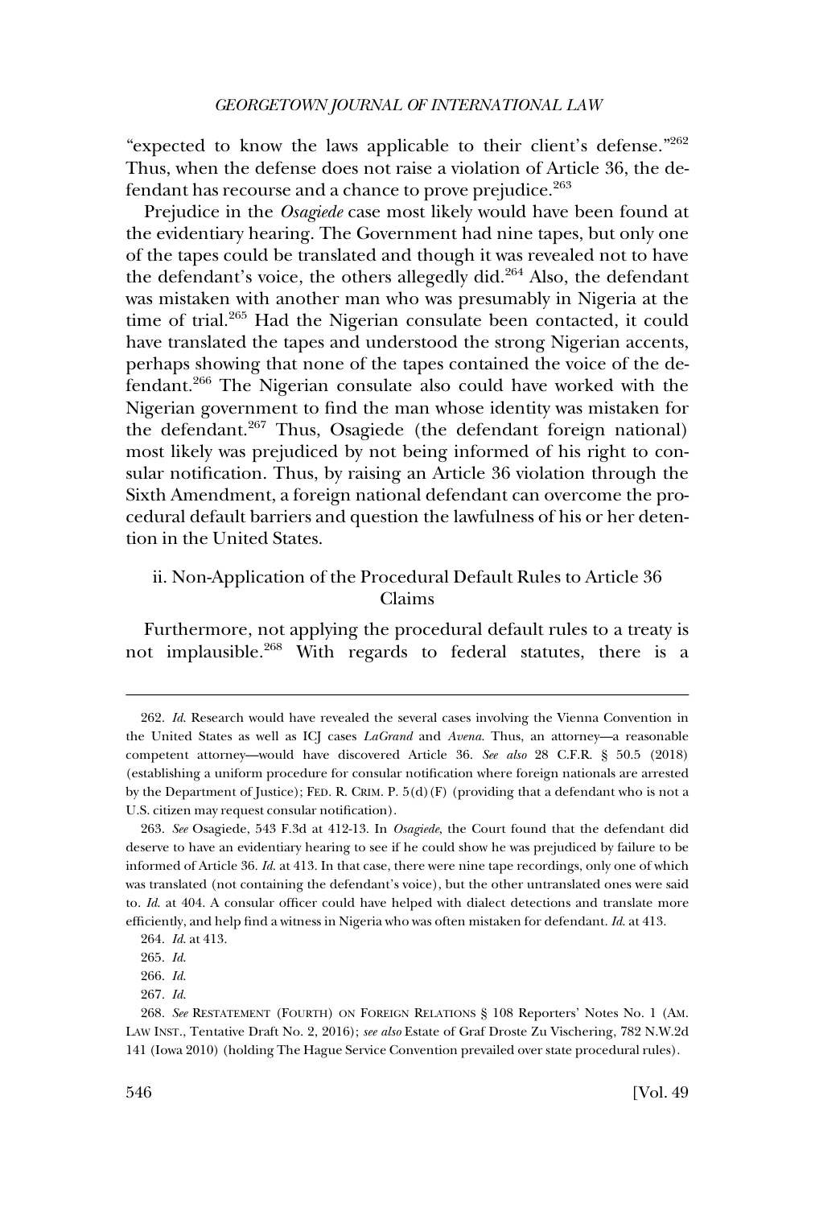"expected to know the laws applicable to their client's defense."[262] Thus, when the defense does not raise a violation of Article 36, the defendant has recourse and a chance to prove prejudice.[263]

Prejudice in the *Osagiede* case most likely would have been found at the evidentiary hearing. The Government had nine tapes, but only one of the tapes could be translated and though it was revealed not to have the defendant's voice, the others allegedly did.[264] Also, the defendant was mistaken with another man who was presumably in Nigeria at the time of trial.[265] Had the Nigerian consulate been contacted, it could have translated the tapes and understood the strong Nigerian accents, perhaps showing that none of the tapes contained the voice of the defendant.[266] The Nigerian consulate also could have worked with the Nigerian government to find the man whose identity was mistaken for the defendant.[267] Thus, Osagiede (the defendant foreign national) most likely was prejudiced by not being informed of his right to consular notification. Thus, by raising an Article 36 violation through the Sixth Amendment, a foreign national defendant can overcome the procedural default barriers and question the lawfulness of his or her detention in the United States.

### ii. Non-Application of the Procedural Default Rules to Article 36 Claims

Furthermore, not applying the procedural default rules to a treaty is not implausible.[268] With regards to federal statutes, there is a

---

262. *Id.* Research would have revealed the several cases involving the Vienna Convention in the United States as well as ICJ cases *LaGrand* and *Avena*. Thus, an attorney—a reasonable competent attorney—would have discovered Article 36. *See also* 28 C.F.R. § 50.5 (2018) (establishing a uniform procedure for consular notification where foreign nationals are arrested by the Department of Justice); FED. R. CRIM. P. 5(d)(F) (providing that a defendant who is not a U.S. citizen may request consular notification).

263. *See* Osagiede, 543 F.3d at 412-13. In *Osagiede*, the Court found that the defendant did deserve to have an evidentiary hearing to see if he could show he was prejudiced by failure to be informed of Article 36. *Id.* at 413. In that case, there were nine tape recordings, only one of which was translated (not containing the defendant's voice), but the other untranslated ones were said to. *Id.* at 404. A consular officer could have helped with dialect detections and translate more efficiently, and help find a witness in Nigeria who was often mistaken for defendant. *Id.* at 413.

264. *Id.* at 413.

265. *Id.*

266. *Id.*

267. *Id.*

268. *See* RESTATEMENT (FOURTH) ON FOREIGN RELATIONS § 108 Reporters' Notes No. 1 (AM. LAW INST., Tentative Draft No. 2, 2016); *see also* Estate of Graf Droste Zu Vischering, 782 N.W.2d 141 (Iowa 2010) (holding The Hague Service Convention prevailed over state procedural rules).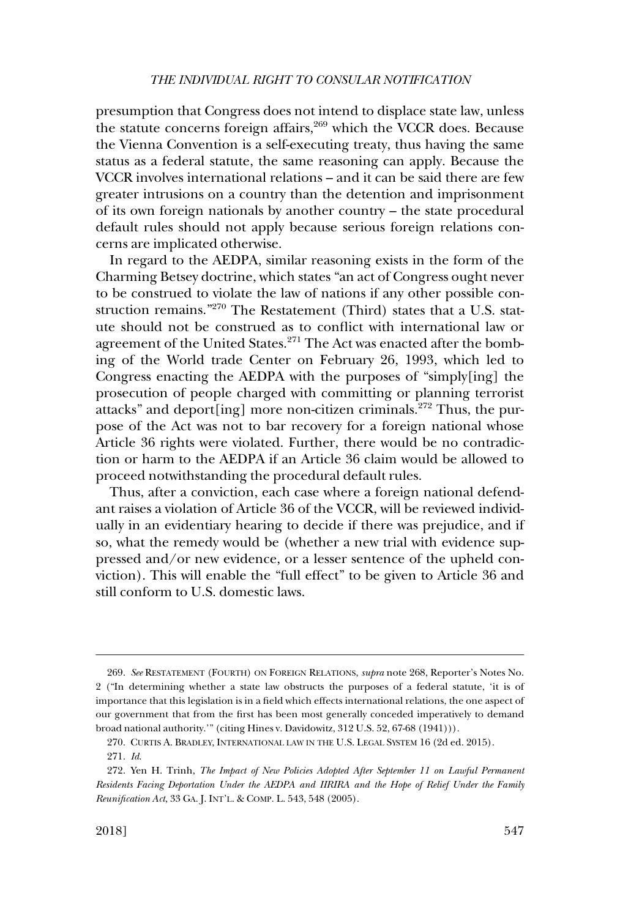presumption that Congress does not intend to displace state law, unless the statute concerns foreign affairs,[269] which the VCCR does. Because the Vienna Convention is a self-executing treaty, thus having the same status as a federal statute, the same reasoning can apply. Because the VCCR involves international relations – and it can be said there are few greater intrusions on a country than the detention and imprisonment of its own foreign nationals by another country – the state procedural default rules should not apply because serious foreign relations concerns are implicated otherwise.

In regard to the AEDPA, similar reasoning exists in the form of the Charming Betsey doctrine, which states "an act of Congress ought never to be construed to violate the law of nations if any other possible construction remains."[270] The Restatement (Third) states that a U.S. statute should not be construed as to conflict with international law or agreement of the United States.[271] The Act was enacted after the bombing of the World trade Center on February 26, 1993, which led to Congress enacting the AEDPA with the purposes of "simply[ing] the prosecution of people charged with committing or planning terrorist attacks" and deport[ing] more non-citizen criminals.[272] Thus, the purpose of the Act was not to bar recovery for a foreign national whose Article 36 rights were violated. Further, there would be no contradiction or harm to the AEDPA if an Article 36 claim would be allowed to proceed notwithstanding the procedural default rules.

Thus, after a conviction, each case where a foreign national defendant raises a violation of Article 36 of the VCCR, will be reviewed individually in an evidentiary hearing to decide if there was prejudice, and if so, what the remedy would be (whether a new trial with evidence suppressed and/or new evidence, or a lesser sentence of the upheld conviction). This will enable the "full effect" to be given to Article 36 and still conform to U.S. domestic laws.

---

269. *See* RESTATEMENT (FOURTH) ON FOREIGN RELATIONS, *supra* note 268, Reporter's Notes No. 2 ("In determining whether a state law obstructs the purposes of a federal statute, 'it is of importance that this legislation is in a field which effects international relations, the one aspect of our government that from the first has been most generally conceded imperatively to demand broad national authority.'" (citing Hines v. Davidowitz, 312 U.S. 52, 67-68 (1941))).

270. CURTIS A. BRADLEY, INTERNATIONAL LAW IN THE U.S. LEGAL SYSTEM 16 (2d ed. 2015).

271. *Id.*

272. Yen H. Trinh, *The Impact of New Policies Adopted After September 11 on Lawful Permanent Residents Facing Deportation Under the AEDPA and IIRIRA and the Hope of Relief Under the Family Reunification Act*, 33 GA. J. INT'L. & COMP. L. 543, 548 (2005).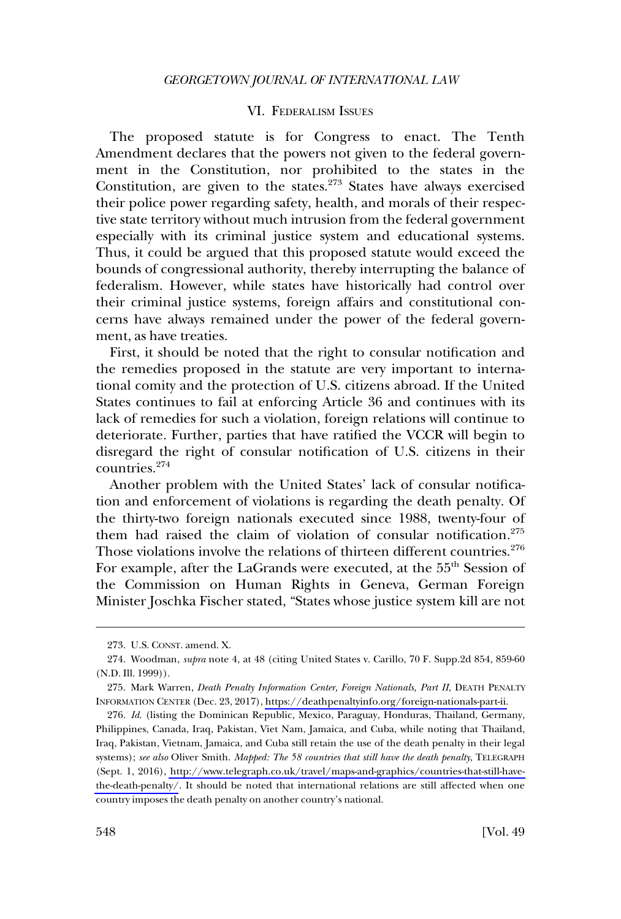## VI. Federalism Issues

The proposed statute is for Congress to enact. The Tenth Amendment declares that the powers not given to the federal government in the Constitution, nor prohibited to the states in the Constitution, are given to the states.[273] States have always exercised their police power regarding safety, health, and morals of their respective state territory without much intrusion from the federal government especially with its criminal justice system and educational systems. Thus, it could be argued that this proposed statute would exceed the bounds of congressional authority, thereby interrupting the balance of federalism. However, while states have historically had control over their criminal justice systems, foreign affairs and constitutional concerns have always remained under the power of the federal government, as have treaties.

First, it should be noted that the right to consular notification and the remedies proposed in the statute are very important to international comity and the protection of U.S. citizens abroad. If the United States continues to fail at enforcing Article 36 and continues with its lack of remedies for such a violation, foreign relations will continue to deteriorate. Further, parties that have ratified the VCCR will begin to disregard the right of consular notification of U.S. citizens in their countries.[274]

Another problem with the United States' lack of consular notification and enforcement of violations is regarding the death penalty. Of the thirty-two foreign nationals executed since 1988, twenty-four of them had raised the claim of violation of consular notification.[275] Those violations involve the relations of thirteen different countries.[276] For example, after the LaGrands were executed, at the 55th Session of the Commission on Human Rights in Geneva, German Foreign Minister Joschka Fischer stated, "States whose justice system kill are not

---

273. U.S. CONST. amend. X.

274. Woodman, *supra* note 4, at 48 (citing United States v. Carillo, 70 F. Supp.2d 854, 859-60 (N.D. Ill. 1999)).

275. Mark Warren, *Death Penalty Information Center, Foreign Nationals, Part II*, DEATH PENALTY INFORMATION CENTER (Dec. 23, 2017), https://deathpenaltyinfo.org/foreign-nationals-part-ii.

276. *Id.* (listing the Dominican Republic, Mexico, Paraguay, Honduras, Thailand, Germany, Philippines, Canada, Iraq, Pakistan, Viet Nam, Jamaica, and Cuba, while noting that Thailand, Iraq, Pakistan, Vietnam, Jamaica, and Cuba still retain the use of the death penalty in their legal systems); *see also* Oliver Smith. *Mapped: The 58 countries that still have the death penalty*, TELEGRAPH (Sept. 1, 2016), http://www.telegraph.co.uk/travel/maps-and-graphics/countries-that-still-have-the-death-penalty/. It should be noted that international relations are still affected when one country imposes the death penalty on another country's national.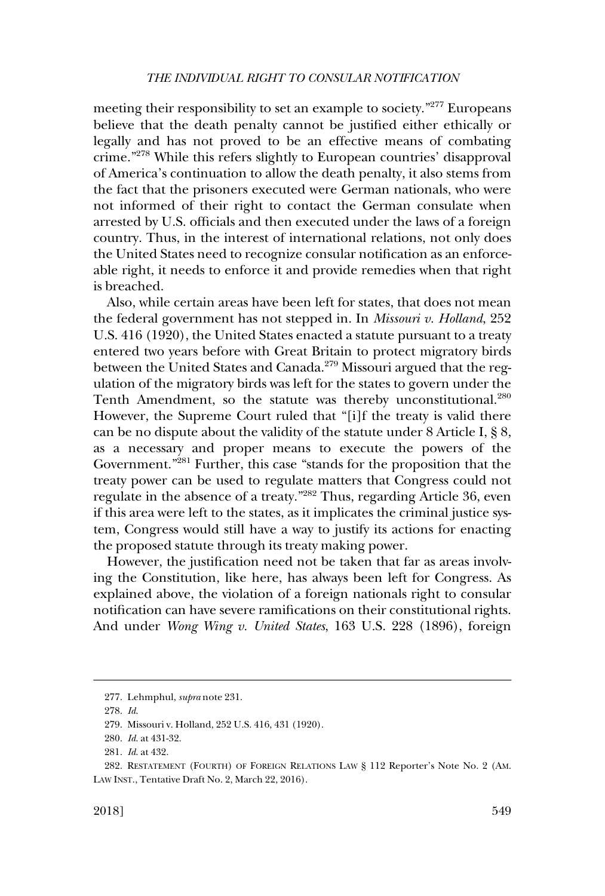meeting their responsibility to set an example to society."[277] Europeans believe that the death penalty cannot be justified either ethically or legally and has not proved to be an effective means of combating crime."[278] While this refers slightly to European countries' disapproval of America's continuation to allow the death penalty, it also stems from the fact that the prisoners executed were German nationals, who were not informed of their right to contact the German consulate when arrested by U.S. officials and then executed under the laws of a foreign country. Thus, in the interest of international relations, not only does the United States need to recognize consular notification as an enforceable right, it needs to enforce it and provide remedies when that right is breached.

Also, while certain areas have been left for states, that does not mean the federal government has not stepped in. In *Missouri v. Holland*, 252 U.S. 416 (1920), the United States enacted a statute pursuant to a treaty entered two years before with Great Britain to protect migratory birds between the United States and Canada.[279] Missouri argued that the regulation of the migratory birds was left for the states to govern under the Tenth Amendment, so the statute was thereby unconstitutional.[280] However, the Supreme Court ruled that "[i]f the treaty is valid there can be no dispute about the validity of the statute under 8 Article I, § 8, as a necessary and proper means to execute the powers of the Government."[281] Further, this case "stands for the proposition that the treaty power can be used to regulate matters that Congress could not regulate in the absence of a treaty."[282] Thus, regarding Article 36, even if this area were left to the states, as it implicates the criminal justice system, Congress would still have a way to justify its actions for enacting the proposed statute through its treaty making power.

However, the justification need not be taken that far as areas involving the Constitution, like here, has always been left for Congress. As explained above, the violation of a foreign nationals right to consular notification can have severe ramifications on their constitutional rights. And under *Wong Wing v. United States*, 163 U.S. 228 (1896), foreign

---

277. Lehmphul, *supra* note 231.

278. *Id.*

279. Missouri v. Holland, 252 U.S. 416, 431 (1920).

280. *Id.* at 431-32.

281. *Id.* at 432.

282. RESTATEMENT (FOURTH) OF FOREIGN RELATIONS LAW § 112 Reporter's Note No. 2 (AM. LAW INST., Tentative Draft No. 2, March 22, 2016).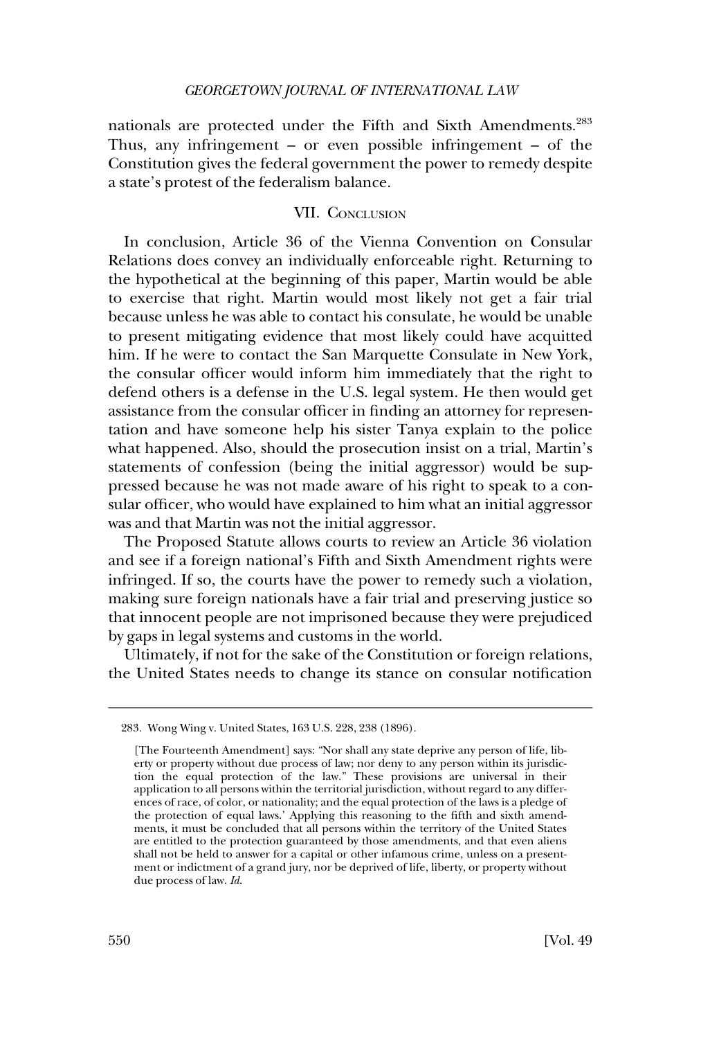nationals are protected under the Fifth and Sixth Amendments.[283] Thus, any infringement – or even possible infringement – of the Constitution gives the federal government the power to remedy despite a state's protest of the federalism balance.

## VII. Conclusion

In conclusion, Article 36 of the Vienna Convention on Consular Relations does convey an individually enforceable right. Returning to the hypothetical at the beginning of this paper, Martin would be able to exercise that right. Martin would most likely not get a fair trial because unless he was able to contact his consulate, he would be unable to present mitigating evidence that most likely could have acquitted him. If he were to contact the San Marquette Consulate in New York, the consular officer would inform him immediately that the right to defend others is a defense in the U.S. legal system. He then would get assistance from the consular officer in finding an attorney for representation and have someone help his sister Tanya explain to the police what happened. Also, should the prosecution insist on a trial, Martin's statements of confession (being the initial aggressor) would be suppressed because he was not made aware of his right to speak to a consular officer, who would have explained to him what an initial aggressor was and that Martin was not the initial aggressor.

The Proposed Statute allows courts to review an Article 36 violation and see if a foreign national's Fifth and Sixth Amendment rights were infringed. If so, the courts have the power to remedy such a violation, making sure foreign nationals have a fair trial and preserving justice so that innocent people are not imprisoned because they were prejudiced by gaps in legal systems and customs in the world.

Ultimately, if not for the sake of the Constitution or foreign relations, the United States needs to change its stance on consular notification

---

283. Wong Wing v. United States, 163 U.S. 228, 238 (1896).

> [The Fourteenth Amendment] says: "Nor shall any state deprive any person of life, liberty or property without due process of law; nor deny to any person within its jurisdiction the equal protection of the law." These provisions are universal in their application to all persons within the territorial jurisdiction, without regard to any differences of race, of color, or nationality; and the equal protection of the laws is a pledge of the protection of equal laws.' Applying this reasoning to the fifth and sixth amendments, it must be concluded that all persons within the territory of the United States are entitled to the protection guaranteed by those amendments, and that even aliens shall not be held to answer for a capital or other infamous crime, unless on a presentment or indictment of a grand jury, nor be deprived of life, liberty, or property without due process of law. *Id.*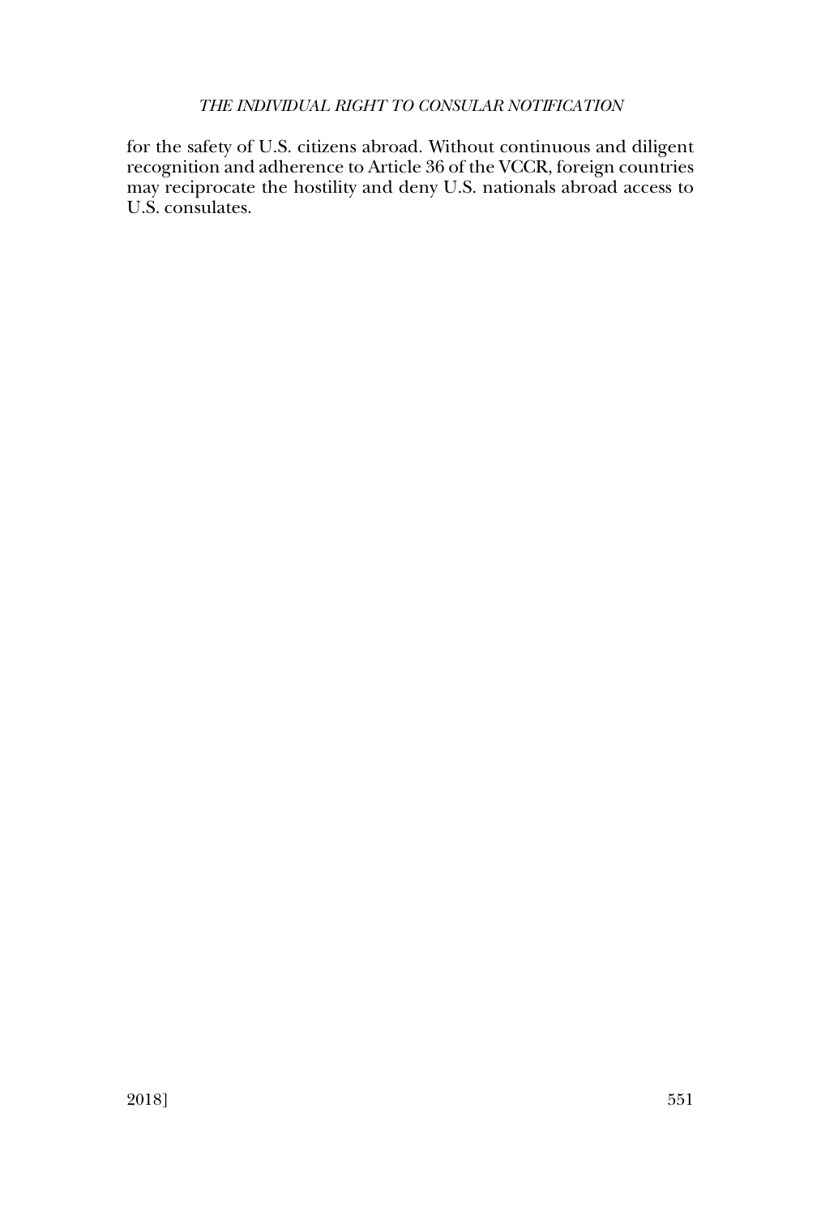for the safety of U.S. citizens abroad. Without continuous and diligent recognition and adherence to Article 36 of the VCCR, foreign countries may reciprocate the hostility and deny U.S. nationals abroad access to U.S. consulates.